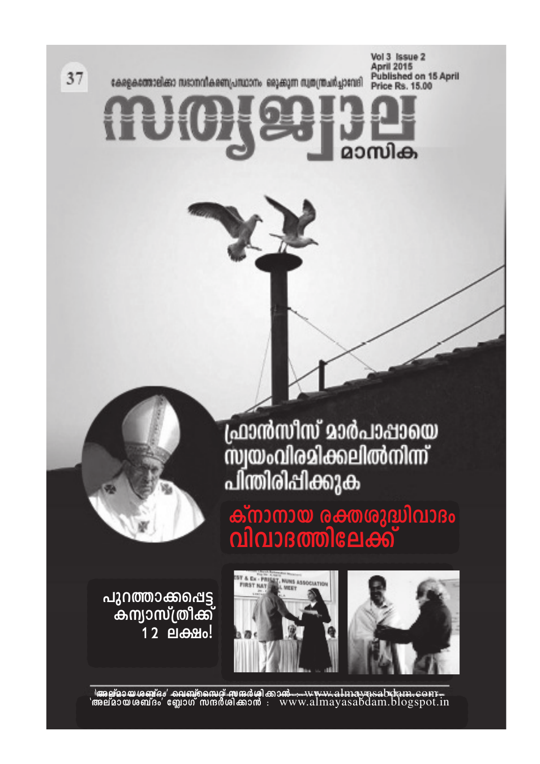Vol 3 Issue 2
April 2015
Published on 15 April
Price Rs. 15.00

കേരളകത്തോലിക്കാ നവോനവീകരണപ്രസ്ഥാനം ഒരുക്കുന്ന സ്വതന്ത്രചർച്ചാവേദി

# സത്യജ്വാല

## മാസിക

## ഫ്രാൻസീസ് മാർപാപ്പായെ സ്വയംവിരമിക്കലിൽനിന്ന് പിന്തിരിപ്പിക്കുക

## ക്നാനായ രക്തശുദ്ധിവാദം വിവാദത്തിലേക്ക്

**പുറത്താക്കപ്പെട്ട കന്യാസ്ത്രീക്ക് 12 ലക്ഷം!**

'അല്മായശബ്ദം' വെബ്സൈറ്റ് സന്ദർശിക്കാൻ : www.almayasabdam.com
'അല്മായശബ്ദം' ബ്ലോഗ് സന്ദർശിക്കാൻ : www.almayasabdam.blogspot.in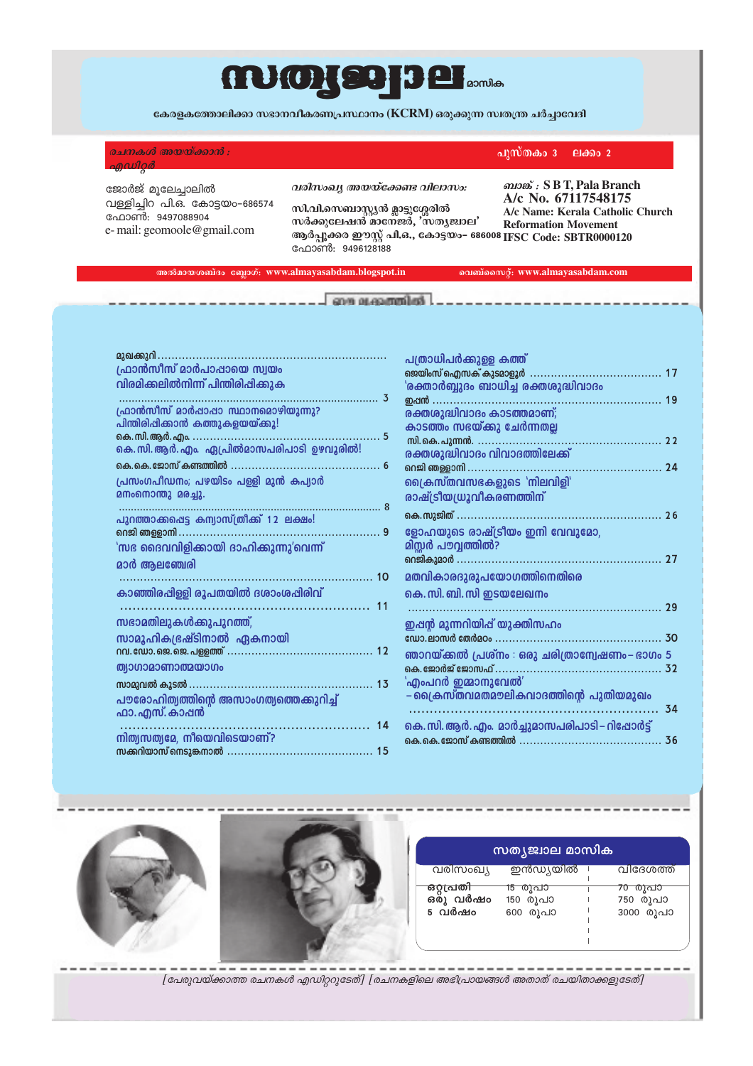# സത്യജ്വാല മാസിക

കേരളകത്തോലിക്കാ സഭാനവീകരണപ്രസ്ഥാനം (KCRM) ഒരുക്കുന്ന സ്വതന്ത്ര ചർച്ചാവേദി

*രചനകൾ അയയ്ക്കാൻ :*
*എഡിറ്റർ*

പുസ്തകം 3 ലക്കം 2

ജോർജ് മൂലേച്ചാലിൽ
വള്ളിച്ചിറ പി.ഒ. കോട്ടയം-686574
ഫോൺ: 9497088904
e- mail: geomoole@gmail.com

*വരിസംഖ്യ അയയ്ക്കേണ്ട വിലാസം:*

സി.വി.സെബാസ്റ്റ്യൻ മ്ലാട്ടുശ്ശേരിൽ
സർക്കുലേഷൻ മാനേജർ, 'സത്യജ്വാല'
ആർപ്പൂക്കര ഈസ്റ്റ് പി.ഒ., കോട്ടയം- 686008
ഫോൺ: 9496128188

*ബാങ്ക് :* S B T, Pala Branch
A/c No. 67117548175
A/c Name: Kerala Catholic Church Reformation Movement
IFSC Code: SBTR0000120

അൽമായശബ്ദം ബ്ലോഗ്: www.almayasabdam.blogspot.in
വെബ്സൈറ്റ്: www.almayasabdam.com

## ഈ ലക്കത്തിൽ

| | |
|---|---|
| മുഖക്കുറി — ഫ്രാൻസീസ് മാർപാപ്പായെ സ്വയം വിരമിക്കലിൽനിന്ന് പിന്തിരിപ്പിക്കുക | 3 |
| ഫ്രാൻസീസ് മാർപാപ്പാ സ്ഥാനമൊഴിയുന്നു? പിന്തിരിപ്പിക്കാൻ കത്തുകളയയ്ക്കൂ! — കെ.സി.ആർ.എം. | 5 |
| കെ.സി.ആർ.എം. ഏപ്രിൽമാസപരിപാടി ഉഴവൂരിൽ! — കെ.കെ.ജോസ് കണ്ടത്തിൽ | 6 |
| പ്രസംഗപീഡനം; പഴയിടം പള്ളി മുൻ കപ്യാർ മനംനൊന്തു മരച്ചു. | 8 |
| പുറത്താക്കപ്പെട്ട കന്യാസ്ത്രീക്ക് 12 ലക്ഷം! — റെജി ഞള്ളാനി | 9 |
| 'സഭ ദൈവവിളിക്കായി ദാഹിക്കുന്നു'വെന്ന് മാർ ആലഞ്ചേരി | 10 |
| കാഞ്ഞിരപ്പിള്ളി രൂപതയിൽ ദശാംശപ്പിരിവ് | 11 |
| സഭാമതിലുകൾക്കുപുറത്ത്, സാമൂഹികഭ്രഷ്ടിനാൽ ഏകനായി — റവ.ഡോ.ജെ.ജെ. പള്ളത്ത് | 12 |
| ത്യാഗാമാണാത്മയാഗം — സാമുവൽ കൂടൽ | 13 |
| പൗരോഹിത്യത്തിന്റെ അസാംഗത്യത്തെക്കുറിച്ച് ഫാ. എസ്. കാപ്പൻ | 14 |
| നിത്യസത്യമേ, നീയെവിടെയാണ്? — സക്കറിയാസ് നെടുങ്കനാൽ | 15 |
| പത്രാധിപർക്കുള്ള കത്ത് — ജെയിംസ് ഐസക് കുടമാളൂർ | 17 |
| 'രക്താർബുദ്ദം ബാധിച്ച രക്തശുദ്ധിവാദം — ഇപ്പൻ | 19 |
| രക്തശുദ്ധിവാദം കാടത്തമാണ്; കാടത്തം സഭയ്ക്കു ചേർന്നതല്ല — സി.കെ. പുന്നൻ | 22 |
| രക്തശുദ്ധിവാദം വിവാദത്തിലേക്ക് — റെജി ഞള്ളാനി | 24 |
| ക്രൈസ്തവസഭകളുടെ 'നിലവിളി' രാഷ്ട്രീയധ്രുവീകരണത്തിന് — കെ. സുജിത് | 26 |
| ളോഹയുടെ രാഷ്ട്രീയം ഇനി വേവുമോ, മിസ്റ്റർ പൗവ്വത്തിൽ? — റെജികുമാർ | 27 |
| മതവികാരദുരുപയോഗത്തിനെതിരെ കെ.സി.ബി.സി ഇടയലേഖനം | 29 |
| ഇപ്പന് മന്നറിയിപ്പ് യുക്തിസഹം — ഡോ. ലാസർ തേർമഠം | 30 |
| ഞാറയ്ക്കൽ പ്രശ്നം : ഒരു ചരിത്രാന്വേഷണം- ഭാഗം 5 — കെ. ജോർജ് ജോസഫ് | 32 |
| 'എംപറർ ഇമ്മാനുവേൽ' -ക്രൈസ്തവമതമൗലികവാദത്തിന്റെ പുതിയമുഖം | 34 |
| കെ.സി.ആർ.എം. മാർച്ചുമാസപരിപാടി- റിപ്പോർട്ട് — കെ.കെ. ജോസ് കണ്ടത്തിൽ | 36 |

## സത്യജ്വാല മാസിക

| വരിസംഖ്യ | ഇൻഡ്യയിൽ | വിദേശത്ത് |
|---|---|---|
| ഒറ്റപ്രതി | 15 രൂപാ | 70 രൂപാ |
| ഒരു വർഷം | 150 രൂപാ | 750 രൂപാ |
| 5 വർഷം | 600 രൂപാ | 3000 രൂപാ |

*[പേരുവയ്ക്കാത്ത രചനകൾ എഡിറ്ററുടേത്] [രചനകളിലെ അഭിപ്രായങ്ങൾ അതാത് രചയിതാക്കളുടേത്]*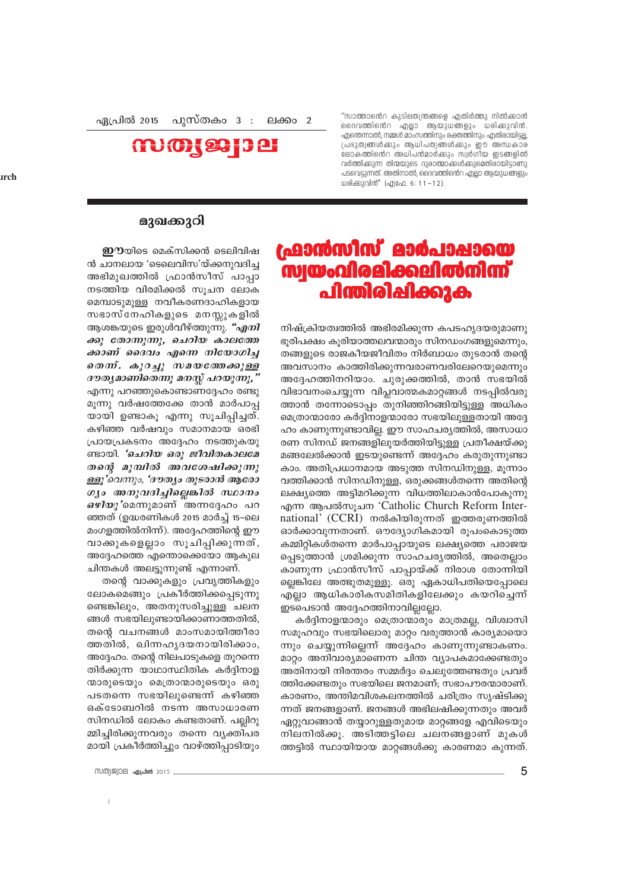ഏപ്രിൽ 2015 പുസ്തകം 3 : ലക്കം 2

# സത്യജ്വാല

"സാത്താന്റെ കുടിലതന്ത്രങ്ങളെ എതിർത്തു നിൽക്കാൻ ദൈവത്തിന്റെ എല്ലാ ആയുധങ്ങളും ധരിക്കുവിൻ. എന്തെന്നാൽ, നമ്മൾ മാംസത്തിനും രക്തത്തിനും എതിരായിട്ടല്ല, പ്രഭുത്വങ്ങൾക്കും ആധിപത്യങ്ങൾക്കും ഈ അന്ധകാര ലോകത്തിന്റെ അധിപൻമാർക്കും സ്വർഗീയ ഇടങ്ങളിൽ വർത്തിക്കുന്ന തിന്മയുടെ ദുരാത്മാക്കൾക്കുമെതിരായിട്ടാണു പടവെട്ടുന്നത്. അതിനാൽ, ദൈവത്തിന്റെ എല്ലാ ആയുധങ്ങളും ധരിക്കുവിൻ" (എഫേ. 6: 11-12).

## മുഖക്കുറി

# ഫ്രാൻസിസ് മാർപാപ്പായെ സ്വയംവിരമിക്കലിൽനിന്ന് പിന്തിരിപ്പിക്കുക

**ഈ**യിടെ മെക്സിക്കൻ ടെലിവിഷൻ ചാനലായ 'ടെലെവിസ'യ്ക്കനുവദിച്ച അഭിമുഖത്തിൽ ഫ്രാൻസിസ് പാപ്പാ നടത്തിയ വിരമിക്കൽ സൂചന ലോകമെമ്പാടുമുള്ള നവീകരണദാഹികളായ സഭാസ്നേഹികളുടെ മനസ്സുകളിൽ ആശങ്കയുടെ ഇരുൾവീഴ്ത്തുന്നു. ***"എനിക്കു തോന്നുന്നു, ചെറിയ കാലത്തേക്കാണ് ദൈവം എന്നെ നിയോഗിച്ചതെന്ന്. കുറച്ചു സമയത്തേക്കുള്ള ദൗത്യമാണിതെന്നു മനസ്സ് പറയുന്നു,"*** എന്നു പറഞ്ഞുകൊണ്ടാണദ്ദേഹം രണ്ടു മൂന്നു വർഷത്തേക്കേ താൻ മാർപാപ്പയായി ഉണ്ടാകൂ എന്നു സൂചിപ്പിച്ചത്. കഴിഞ്ഞ വർഷവും സമാനമായ ഒരഭിപ്രായപ്രകടനം അദ്ദേഹം നടത്തുകയുണ്ടായി. ***'ചെറിയ ഒരു ജീവിതകാലമേ തന്റെ മുമ്പിൽ അവശേഷിക്കുന്നുള്ളൂ'*** വെന്നും, ***'ദൗത്യം തുടരാൻ ആരോഗ്യം അനുവദിച്ചില്ലെങ്കിൽ സ്ഥാനം ഒഴിയു'***മെന്നുമാണ് അന്നദ്ദേഹം പറഞ്ഞത് (ഉദ്ധരണികൾ 2015 മാർച്ച് 15-ലെ മംഗളത്തിൽനിന്ന്). അദ്ദേഹത്തിന്റെ ഈ വാക്കുകളെല്ലാം സൂചിപ്പിക്കുന്നത്, അദ്ദേഹത്തെ എന്തൊക്കെയോ ആകുലചിന്തകൾ അലട്ടുന്നുണ്ട് എന്നാണ്.

തന്റെ വാക്കുകളും പ്രവൃത്തികളും ലോകമെങ്ങും പ്രകീർത്തിക്കപ്പെടുന്നുണ്ടെങ്കിലും, അതനുസരിച്ചുള്ള ചലനങ്ങൾ സഭയിലുണ്ടായിക്കാണാത്തതിൽ, തന്റെ വചനങ്ങൾ മാംസമായിത്തീരാത്തതിൽ, ഖിന്നഹൃദയനായിരിക്കാം, അദ്ദേഹം. തന്റെ നിലപാടുകളെ തുറന്നെതിർക്കുന്ന യാഥാസ്ഥിതിക കർദ്ദിനാളന്മാരുടെയും മെത്രാന്മാരുടെയും ഒരു പടതന്നെ സഭയിലുണ്ടെന്ന് കഴിഞ്ഞ ഒക്ടോബറിൽ നടന്ന അസാധാരണ സിനഡിൽ ലോകം കണ്ടതാണ്. പല്ലിറുമ്മിച്ചിരിക്കുന്നവരും തന്നെ വ്യക്തിപരമായി പ്രകീർത്തിച്ചും വാഴ്ത്തിപ്പാടിയും നിഷ്ക്രിയത്വത്തിൽ അഭിരമിക്കുന്ന കപടഹൃദയരുമാണു ഭൂരിപക്ഷം കൂരിയാത്തലവന്മാരും സിനഡംഗങ്ങളുമെന്നും, തങ്ങളുടെ രാജകീയജീവിതം നിർബാധം തുടരാൻ തന്റെ അവസാനം കാത്തിരിക്കുന്നവരാണവരിലേറെയുമെന്നും അദ്ദേഹത്തിനറിയാം. ചുരുക്കത്തിൽ, താൻ സഭയിൽ വിഭാവനംചെയ്യുന്ന വിപ്ലവാത്മകമാറ്റങ്ങൾ നടപ്പിൽവരുത്താൻ തന്നോടൊപ്പം തുനിഞ്ഞിറങ്ങിയിട്ടുള്ള അധികം മെത്രാന്മാരോ കർദ്ദിനാളന്മാരോ സഭയിലുള്ളതായി അദ്ദേഹം കാണുന്നുണ്ടാവില്ല. ഈ സാഹചര്യത്തിൽ, അസാധാരണ സിനഡ് ജനങ്ങളിലുയർത്തിയിട്ടുള്ള പ്രതീക്ഷയ്ക്കു മങ്ങലേൽക്കാൻ ഇടയുണ്ടെന്ന് അദ്ദേഹം കരുതുന്നുണ്ടാകാം. അതിപ്രധാനമായ അടുത്ത സിനഡിനുള്ള, മൂന്നാം വത്തിക്കാൻ സിനഡിനുള്ള, ഒരുക്കങ്ങൾതന്നെ അതിന്റെ ലക്ഷ്യത്തെ അട്ടിമറിക്കുന്ന വിധത്തിലാകാൻപോകുന്നു എന്ന ആപൽസൂചന 'Catholic Church Reform International' (CCRI) നൽകിയിരുന്നത് ഇത്തരുണത്തിൽ ഓർക്കാവുന്നതാണ്. ഔദ്യോഗികമായി രൂപംകൊടുത്ത കമ്മിറ്റികൾതന്നെ മാർപാപ്പായുടെ ലക്ഷ്യത്തെ പരാജയപ്പെടുത്താൻ ശ്രമിക്കുന്ന സാഹചര്യത്തിൽ, അതെല്ലാം കാണുന്ന ഫ്രാൻസീസ് പാപ്പായ്ക്ക് നിരാശ തോന്നിയില്ലെങ്കിലേ അത്ഭുതമുള്ളൂ. ഒരു ഏകാധിപതിയെപ്പോലെ എല്ലാ ആധികാരികസമിതികളിലേക്കും കയറിച്ചെന്ന് ഇടപെടാൻ അദ്ദേഹത്തിനാവില്ലല്ലോ.

കർദ്ദിനാളന്മാരും മെത്രാന്മാരും മാത്രമല്ല, വിശ്വാസിസമൂഹവും സഭയിലൊരു മാറ്റം വരുത്താൻ കാര്യമായൊന്നും ചെയ്യുന്നില്ലെന്ന് അദ്ദേഹം കാണുന്നുണ്ടാകണം. മാറ്റം അനിവാര്യമാണെന്ന ചിന്ത വ്യാപകമാക്കേണ്ടതും അതിനായി നിരന്തരം സമ്മർദ്ദം ചെലുത്തേണ്ടതും പ്രവർത്തിക്കേണ്ടതും സഭയിലെ ജനമാണ്; സഭാപൗരന്മാരാണ്. കാരണം, അന്തിമവിശകലനത്തിൽ ചരിത്രം സൃഷ്ടിക്കുന്നത് ജനങ്ങളാണ്. ജനങ്ങൾ അഭിലഷിക്കുന്നതും അവർ ഏറ്റുവാങ്ങാൻ തയ്യാറുള്ളതുമായ മാറ്റങ്ങളേ എവിടെയും നിലനിൽക്കൂ. അടിത്തട്ടിലെ ചലനങ്ങളാണ് മുകൾത്തട്ടിൽ സ്ഥായിയായ മാറ്റങ്ങൾക്കു കാരണമാകുന്നത്.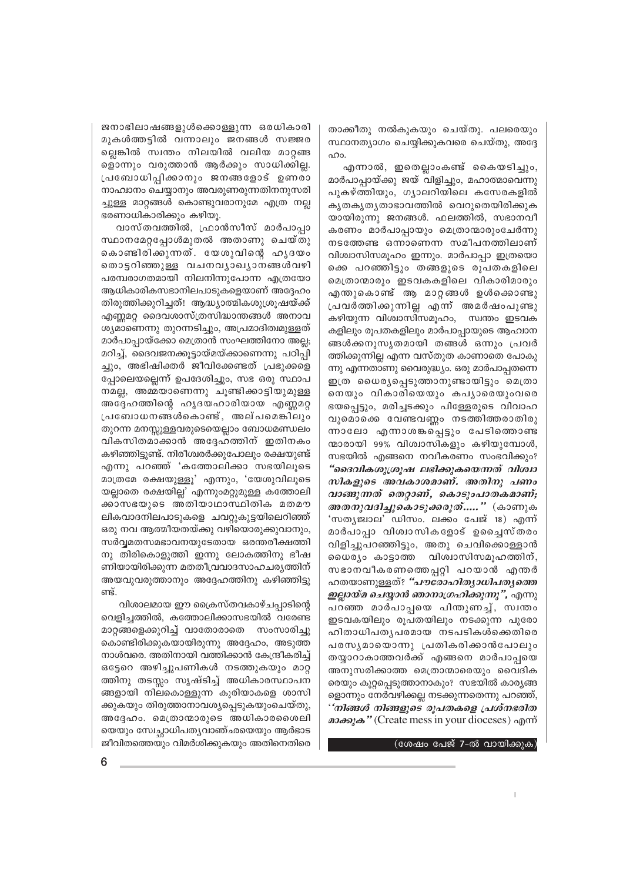ജനാഭിലാഷങ്ങളുൾക്കൊള്ളുന്ന ഒരധികാരി മുകൾത്തട്ടിൽ വന്നാലും ജനങ്ങൾ സജ്ജരല്ലെങ്കിൽ സ്വന്തം നിലയിൽ വലിയ മാറ്റങ്ങളൊന്നും വരുത്താൻ ആർക്കും സാധിക്കില്ല. പ്രബോധിപ്പിക്കാനും ജനങ്ങളോട് ഉണരാനാഹ്വാനം ചെയ്യാനും അവരുണരുന്നതിനനുസരിച്ചുള്ള മാറ്റങ്ങൾ കൊണ്ടുവരാനുമേ എത്ര നല്ല ഭരണാധികാരിക്കും കഴിയൂ.

വാസ്തവത്തിൽ, ഫ്രാൻസീസ് മാർപാപ്പാ സ്ഥാനമേറ്റപ്പോൾമുതൽ അതാണു ചെയ്തുകൊണ്ടിരിക്കുന്നത്. യേശുവിന്റെ ഹൃദയം തൊട്ടറിഞ്ഞുള്ള വചനവ്യാഖ്യാനങ്ങൾവഴി പരമ്പരാഗതമായി നിലനിന്നുപോന്ന എത്രയോ ആധികാരികസഭാനിലപാടുകളെയാണ് അദ്ദേഹം തിരുത്തിക്കുറിച്ചത്! ആദ്ധ്യാത്മികശുശ്രൂഷയ്ക്ക് എണ്ണമറ്റ ദൈവശാസ്ത്രസിദ്ധാന്തങ്ങൾ അനാവശ്യമാണെന്നു തുറന്നടിച്ചും, അപ്രമാദിത്വമുള്ളത് മാർപാപ്പായ്ക്കോ മെത്രാൻ സംഘത്തിനോ അല്ല; മറിച്ച്, ദൈവജനക്കൂട്ടായ്മയ്ക്കാണെന്നു പഠിപ്പിച്ചും, അഭിഷിക്തർ ജീവിക്കേണ്ടത് പ്രഭുക്കളെപ്പോലെയല്ലെന്ന് ഉപദേശിച്ചും, സഭ ഒരു സ്ഥാപനമല്ല, അമ്മയാണെന്നു ചൂണ്ടിക്കാട്ടിയുമുള്ള അദ്ദേഹത്തിന്റെ ഹൃദയഹാരിയായ എണ്ണമറ്റ പ്രബോധനങ്ങൾകൊണ്ട്, അല്പമെങ്കിലും തുറന്ന മനസ്സുള്ളവരുടെയെല്ലാം ബോധമണ്ഡലം വികസിതമാക്കാൻ അദ്ദേഹത്തിന് ഇതിനകം കഴിഞ്ഞിട്ടുണ്ട്. നിരീശ്വരർക്കുപോലും രക്ഷയുണ്ട് എന്നു പറഞ്ഞ് 'കത്തോലിക്കാ സഭയിലൂടെ മാത്രമേ രക്ഷയുള്ളൂ' എന്നും, 'യേശുവിലൂടെയല്ലാതെ രക്ഷയില്ല' എന്നുംമറ്റുമുള്ള കത്തോലിക്കാസഭയുടെ അതിയാഥാസ്ഥിതിക മതമൗലികവാദനിലപാടുകളെ ചവറ്റുകുട്ടയിലെറിഞ്ഞ് ഒരു നവ ആത്മീയതയ്ക്കു വഴിയൊരുക്കുവാനും, സർവ്വമതസമഭാവനയുടേതായ ഒരന്തരീക്ഷത്തിനു തിരികൊളുത്തി ഇന്നു ലോകത്തിനു ഭീഷണിയായിരിക്കുന്ന മതതീവ്രവാദസാഹചര്യത്തിന് അയവുവരുത്താനും അദ്ദേഹത്തിനു കഴിഞ്ഞിട്ടുണ്ട്.

വിശാലമായ ഈ ക്രൈസ്തവകാഴ്ചപ്പാടിന്റെ വെളിച്ചത്തിൽ, കത്തോലിക്കാസഭയിൽ വരേണ്ട മാറ്റങ്ങളെക്കുറിച്ച് വാതോരാതെ സംസാരിച്ചുകൊണ്ടിരിക്കുകയായിരുന്നു അദ്ദേഹം, അടുത്ത നാൾവരെ. അതിനായി വത്തിക്കാൻ കേന്ദ്രീകരിച്ച് ഒട്ടേറെ അഴിച്ചുപണികൾ നടത്തുകയും മാറ്റത്തിനു തടസ്സം സൃഷ്ടിച്ച് അധികാരസ്ഥാപനങ്ങളായി നിലകൊള്ളുന്ന കൂരിയാകളെ ശാസിക്കുകയും തിരുത്താനാവശ്യപ്പെടുകയുംചെയ്തു, അദ്ദേഹം. മെത്രാന്മാരുടെ അധികാരശൈലിയെയും സ്വേച്ഛാധിപത്യവാഞ്ഛയെയും ആർഭാടജീവിതത്തെയും വിമർശിക്കുകയും അതിനെതിരെ താക്കീതു നൽകുകയും ചെയ്തു. പലരെയും സ്ഥാനത്യാഗം ചെയ്യിക്കുകവരെ ചെയ്തു, അദ്ദേഹം.

എന്നാൽ, ഇതെല്ലാംകണ്ട് കൈയടിച്ചും, മാർപാപ്പായ്ക്കു ജയ് വിളിച്ചും, മഹാത്മാവെന്നു പുകഴ്ത്തിയും, ഗ്യാലറിയിലെ കസേരകളിൽ കൃതകൃത്യതാഭാവത്തിൽ വെറുതെയിരിക്കുകയായിരുന്നു ജനങ്ങൾ. ഫലത്തിൽ, സഭാനവീകരണം മാർപാപ്പായും മെത്രാന്മാരുംചേർന്നു നടത്തേണ്ട ഒന്നാണെന്ന സമീപനത്തിലാണ് വിശ്വാസിസമൂഹം ഇന്നും. മാർപാപ്പാ ഇത്രയൊക്കെ പറഞ്ഞിട്ടും തങ്ങളുടെ രൂപതകളിലെ മെത്രാന്മാരും ഇടവകകളിലെ വികാരിമാരും എന്തുകൊണ്ട് ആ മാറ്റങ്ങൾ ഉൾക്കൊണ്ടു പ്രവർത്തിക്കുന്നില്ല എന്ന് അമർഷംപൂണ്ടു കഴിയുന്ന വിശ്വാസിസമൂഹം, സ്വന്തം ഇടവകകളിലും രൂപതകളിലും മാർപാപ്പായുടെ ആഹ്വാനങ്ങൾക്കനുസൃതമായി തങ്ങൾ ഒന്നും പ്രവർത്തിക്കുന്നില്ല എന്ന വസ്തുത കാണാതെ പോകുന്നു എന്നതാണു വൈരുദ്ധ്യം. ഒരു മാർപാപ്പതന്നെ ഇത്ര ധൈര്യപ്പെടുത്താനുണ്ടായിട്ടും മെത്രാനെയും വികാരിയെയും കപ്യാരെയുംവരെ ഭയപ്പെട്ടും, മരിച്ചടക്കും പിള്ളേരുടെ വിവാഹവുമൊക്കെ വേണ്ടവണ്ണം നടത്തിത്തരാതിരുന്നാലോ എന്നാശങ്കപ്പെട്ടും പേടിത്തൊണ്ടന്മാരായി 99% വിശ്വാസികളും കഴിയുമ്പോൾ, സഭയിൽ എങ്ങനെ നവീകരണം സംഭവിക്കും? ***"ദൈവികശുശ്രൂഷ ലഭിക്കുകയെന്നത് വിശ്വാസികളുടെ അവകാശമാണ്. അതിനു പണം വാങ്ങുന്നത് തെറ്റാണ്, കൊടുംപാതകമാണ്; അതനുവദിച്ചുകൊടുക്കരുത്....."*** (കാണുക 'സത്യജ്വാല' ഡിസം. ലക്കം പേജ് 18) എന്ന് മാർപാപ്പാ വിശ്വാസികളോട് ഉച്ചൈസ്തരം വിളിച്ചുപറഞ്ഞിട്ടും, അതു ചെവിക്കൊള്ളാൻ ധൈര്യം കാട്ടാത്ത വിശ്വാസിസമൂഹത്തിന്, സഭാനവീകരണത്തെപ്പറ്റി പറയാൻ എന്തർഹതയാണുള്ളത്? ***"പൗരോഹിത്യാധിപത്യത്തെ ഇല്ലായ്മ ചെയ്യാൻ ഞാനാഗ്രഹിക്കുന്നു"***, എന്നു പറഞ്ഞ മാർപാപ്പയെ പിന്തുണച്ച്, സ്വന്തം ഇടവകയിലും രൂപതയിലും നടക്കുന്ന പുരോഹിതാധിപത്യപരമായ നടപടികൾക്കെതിരെ പരസ്യമായൊന്നു പ്രതികരിക്കാൻപോലും തയ്യാറാകാത്തവർക്ക് എങ്ങനെ മാർപാപ്പയെ അനുസരിക്കാത്ത മെത്രാന്മാരെയും വൈദികരെയും കുറ്റപ്പെടുത്താനാകും? സഭയിൽ കാര്യങ്ങളൊന്നും നേർവഴിക്കല്ല നടക്കുന്നതെന്നു പറഞ്ഞ്, ***''നിങ്ങൾ നിങ്ങളുടെ രൂപതകളെ പ്രശ്നഭരിതമാക്കുക''*** (Create mess in your dioceses) എന്ന്

(ശേഷം പേജ് 7-ൽ വായിക്കുക)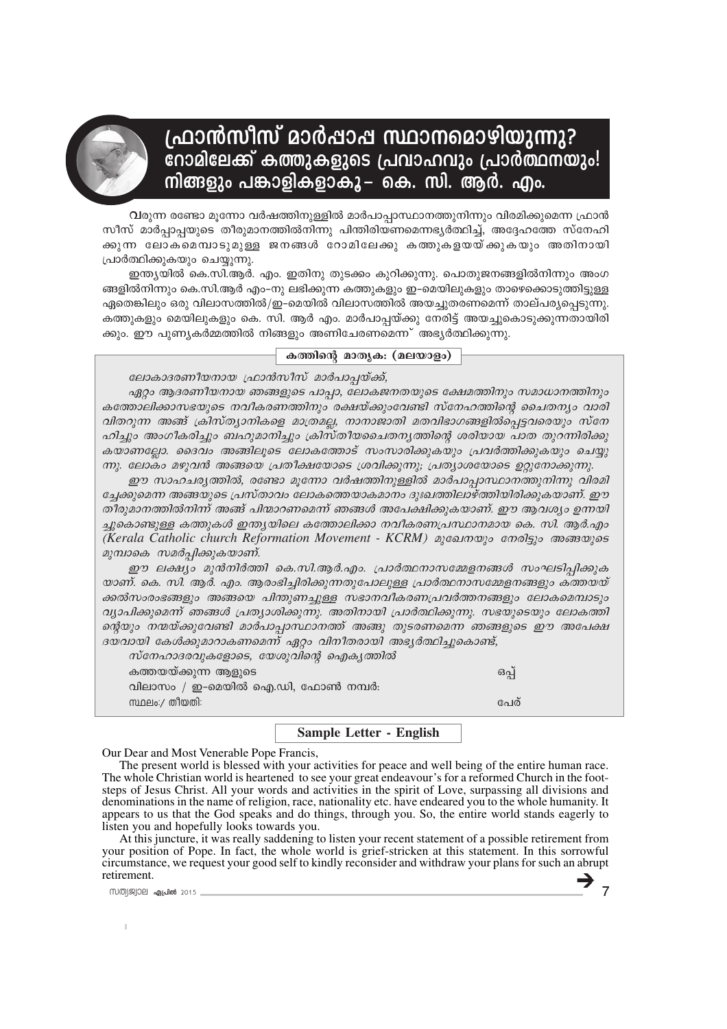# ഫ്രാൻസീസ് മാർപ്പാപ്പ സ്ഥാനമൊഴിയുന്നു? റോമിലേക്ക് കത്തുകളുടെ പ്രവാഹവും പ്രാർത്ഥനയും! നിങ്ങളും പങ്കാളികളാകൂ – കെ. സി. ആർ. എം.

വരുന്ന രണ്ടോ മൂന്നോ വർഷത്തിനുള്ളിൽ മാർപാപ്പാസ്ഥാനത്തുനിന്നും വിരമിക്കുമെന്ന ഫ്രാൻസീസ് മാർപ്പാപ്പയുടെ തീരുമാനത്തിൽനിന്നു പിന്തിരിയണമെന്നഭ്യർത്ഥിച്ച്, അദ്ദേഹത്തേ സ്നേഹിക്കുന്ന ലോകമെമ്പാടുമുള്ള ജനങ്ങൾ റോമിലേക്കു കത്തുകളയയ്ക്കുകയും അതിനായി പ്രാർത്ഥിക്കുകയും ചെയ്യുന്നു.

ഇന്ത്യയിൽ കെ.സി.ആർ. എം. ഇതിനു തുടക്കം കുറിക്കുന്നു. പൊതുജനങ്ങളിൽനിന്നും അംഗങ്ങളിൽനിന്നും കെ.സി.ആർ എം-നു ലഭിക്കുന്ന കത്തുകളും ഇ-മെയിലുകളും താഴെക്കൊടുത്തിട്ടുള്ള ഏതെങ്കിലും ഒരു വിലാസത്തിൽ/ഇ-മെയിൽ വിലാസത്തിൽ അയച്ചുതരണമെന്ന് താല്പര്യപ്പെടുന്നു. കത്തുകളും മെയിലുകളും കെ. സി. ആർ എം. മാർപാപ്പയ്ക്കു നേരിട്ട് അയച്ചുകൊടുക്കുന്നതായിരിക്കും. ഈ പുണ്യകർമ്മത്തിൽ നിങ്ങളും അണിചേരണമെന്ന് അഭ്യർത്ഥിക്കുന്നു.

## കത്തിന്റെ മാതൃക: (മലയാളം)

*ലോകാദരണീയനായ ഫ്രാൻസീസ് മാർപാപ്പയ്ക്ക്,*

*ഏറ്റം ആദരണീയനായ ഞങ്ങളുടെ പാപ്പാ, ലോകജനതയുടെ ക്ഷേമത്തിനും സമാധാനത്തിനും കത്തോലിക്കാസഭയുടെ നവീകരണത്തിനും രക്ഷയ്ക്കുംവേണ്ടി സ്നേഹത്തിന്റെ ചൈതന്യം വാരിവിതറുന്ന അങ്ങ് ക്രിസ്ത്യാനികളെ മാത്രമല്ല, നാനാജാതി മതവിഭാഗങ്ങളിൽപ്പെട്ടവരെയും സ്നേഹിച്ചും അംഗീകരിച്ചും ബഹുമാനിച്ചും ക്രിസ്തീയചൈതന്യത്തിന്റെ ശരിയായ പാത തുറന്നിരിക്കുകയാണല്ലോ. ദൈവം അങ്ങിലൂടെ ലോകത്തോട് സംസാരിക്കുകയും പ്രവർത്തിക്കുകയും ചെയ്യുന്നു. ലോകം മഴുവൻ അങ്ങയെ പ്രതീക്ഷയോടെ ശ്രവിക്കുന്നു; പ്രത്യാശയോടെ ഉറ്റുനോക്കുന്നു.*

*ഈ സാഹചര്യത്തിൽ, രണ്ടോ മൂന്നോ വർഷത്തിനുള്ളിൽ മാർപാപ്പാസ്ഥാനത്തുനിന്നു വിരമിച്ചേക്കുമെന്ന അങ്ങയുടെ പ്രസ്താവം ലോകത്തെയാകമാനം ദുഃഖത്തിലാഴ്ത്തിയിരിക്കുകയാണ്. ഈ തീരുമാനത്തിൽനിന്ന് അങ്ങ് പിന്മാറണമെന്ന് ഞങ്ങൾ അപേക്ഷിക്കുകയാണ്. ഈ ആവശ്യം ഉന്നയിച്ചുകൊണ്ടുള്ള കത്തുകൾ ഇന്ത്യയിലെ കത്തോലിക്കാ നവീകരണപ്രസ്ഥാനമായ കെ. സി. ആർ.എം (Kerala Catholic church Reformation Movement - KCRM) മുഖേനയും നേരിട്ടും അങ്ങയുടെ മുമ്പാകെ സമർപ്പിക്കുകയാണ്.*

*ഈ ലക്ഷ്യം മുൻനിർത്തി കെ.സി.ആർ.എം. പ്രാർത്ഥനാസമ്മേളനങ്ങൾ സംഘടിപ്പിക്കുകയാണ്. കെ. സി. ആർ. എം. ആരംഭിച്ചിരിക്കുന്നതുപോലുള്ള പ്രാർത്ഥനാസമ്മേളനങ്ങളും കത്തയയ്ക്കൽസംരംഭങ്ങളും അങ്ങയെ പിന്തുണച്ചുള്ള സഭാനവീകരണപ്രവർത്തനങ്ങളും ലോകമെമ്പാടും വ്യാപിക്കുമെന്ന് ഞങ്ങൾ പ്രത്യാശിക്കുന്നു. അതിനായി പ്രാർത്ഥിക്കുന്നു. സഭയുടെയും ലോകത്തിന്റെയും നന്മയ്ക്കുവേണ്ടി മാർപാപ്പാസ്ഥാനത്ത് അങ്ങു തുടരണമെന്ന ഞങ്ങളുടെ ഈ അപേക്ഷ ദയവായി കേൾക്കുമാറാകണമെന്ന് ഏറ്റം വിനീതരായി അഭ്യർത്ഥിച്ചുകൊണ്ട്,*

*സ്നേഹാദരവുകളോടെ, യേശുവിന്റെ ഐക്യത്തിൽ*

കത്തയയ്ക്കുന്ന ആളുടെ — ഒപ്പ്

വിലാസം / ഇ-മെയിൽ ഐ.ഡി, ഫോൺ നമ്പർ:

സ്ഥലം:/ തീയതി: — പേര്

## Sample Letter - English

Our Dear and Most Venerable Pope Francis,

The present world is blessed with your activities for peace and well being of the entire human race. The whole Christian world is heartened to see your great endeavour's for a reformed Church in the foot-steps of Jesus Christ. All your words and activities in the spirit of Love, surpassing all divisions and denominations in the name of religion, race, nationality etc. have endeared you to the whole humanity. It appears to us that the God speaks and do things, through you. So, the entire world stands eagerly to listen you and hopefully looks towards you.

At this juncture, it was really saddening to listen your recent statement of a possible retirement from your position of Pope. In fact, the whole world is grief-stricken at this statement. In this sorrowful circumstance, we request your good self to kindly reconsider and withdraw your plans for such an abrupt retirement.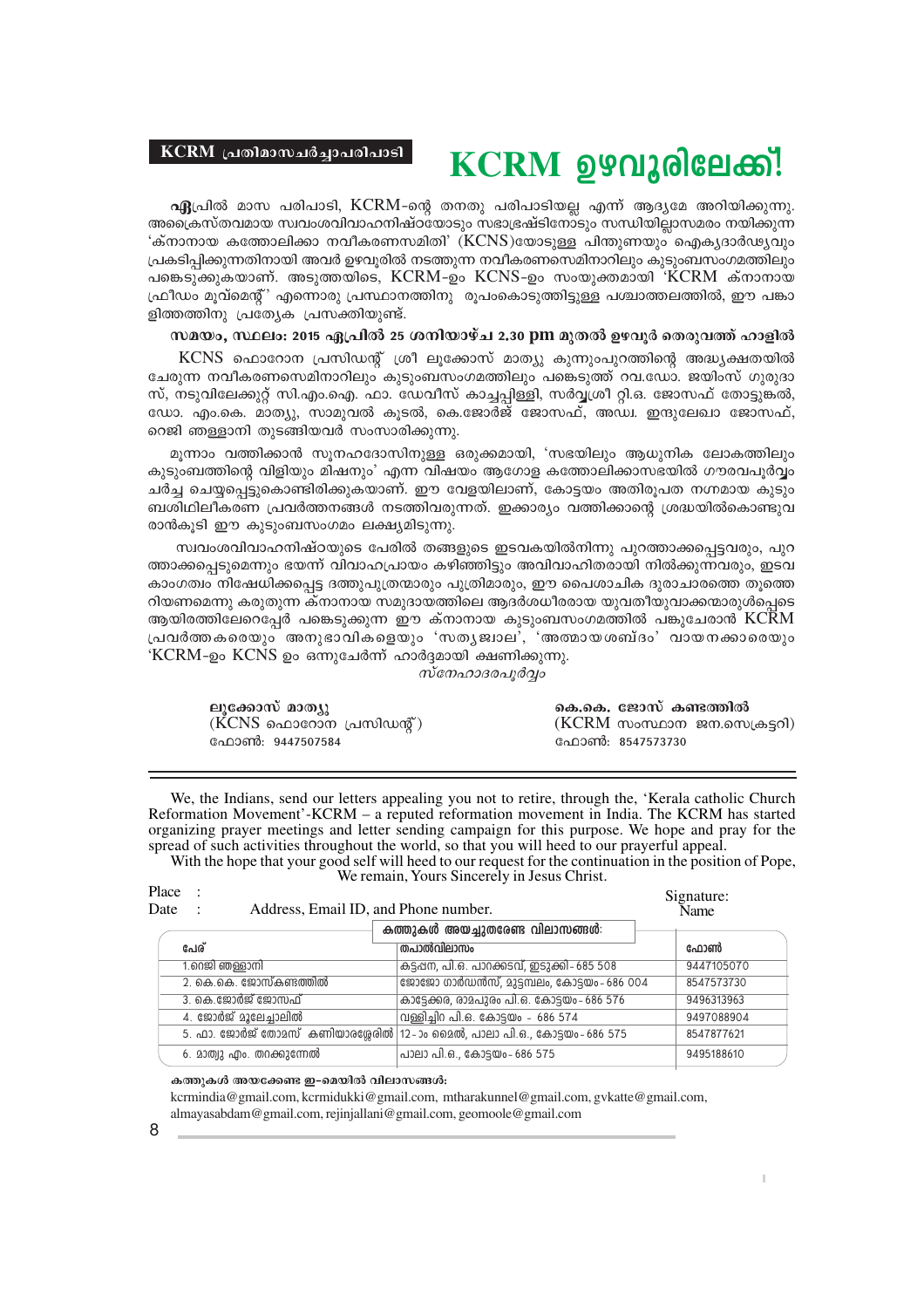**KCRM പ്രതിമാസചർച്ചാപരിപാടി**

# KCRM ഉഴവൂരിലേക്ക്!

**ഏ**പ്രിൽ മാസ പരിപാടി, KCRM-ന്റെ തനതു പരിപാടിയല്ല എന്ന് ആദ്യമേ അറിയിക്കുന്നു. അക്രൈസ്തവമായ സ്വവംശവിവാഹനിഷ്ഠയോടും സഭാഭ്രഷ്ടിനോടും സന്ധിയില്ലാസമരം നയിക്കുന്ന 'ക്നാനായ കത്തോലിക്കാ നവീകരണസമിതി' (KCNS)യോടുള്ള പിന്തുണയും ഐക്യദാർഢ്യവും പ്രകടിപ്പിക്കുന്നതിനായി അവർ ഉഴവൂരിൽ നടത്തുന്ന നവീകരണസെമിനാറിലും കുടുംബസംഗമത്തിലും പങ്കെടുക്കുകയാണ്. അടുത്തയിടെ, KCRM-ഉം KCNS-ഉം സംയുക്തമായി 'KCRM ക്നാനായ ഫ്രീഡം മൂവ്മെന്റ്' എന്നൊരു പ്രസ്ഥാനത്തിനു രൂപംകൊടുത്തിട്ടുള്ള പശ്ചാത്തലത്തിൽ, ഈ പങ്കാളിത്തത്തിനു പ്രത്യേക പ്രസക്തിയുണ്ട്.

**സമയം, സ്ഥലം: 2015 ഏപ്രിൽ 25 ശനിയാഴ്ച 2.30 pm മുതൽ ഉഴവൂർ തെരുവത്ത് ഹാളിൽ**

KCNS ഫൊറോന പ്രസിഡന്റ് ശ്രീ ലൂക്കോസ് മാത്യു കുന്നുംപുറത്തിന്റെ അദ്ധ്യക്ഷതയിൽ ചേരുന്ന നവീകരണസെമിനാറിലും കുടുംബസംഗമത്തിലും പങ്കെടുത്ത് റവ.ഡോ. ജയിംസ് ഗുരുദാസ്, നടുവിലേക്കുറ്റ് സി.എം.ഐ. ഫാ. ഡേവീസ് കാച്ചപ്പിള്ളി, സർവ്വശ്രീ റ്റി.ഒ. ജോസഫ് തോട്ടുങ്കൽ, ഡോ. എം.കെ. മാത്യു, സാമുവൽ കൂടൽ, കെ.ജോർജ് ജോസഫ്, അഡ്വ. ഇന്ദുലേഖാ ജോസഫ്, റെജി ഞള്ളാനി തുടങ്ങിയവർ സംസാരിക്കുന്നു.

മൂന്നാം വത്തിക്കാൻ സൂനഹദോസിനുള്ള ഒരുക്കമായി, 'സഭയിലും ആധുനിക ലോകത്തിലും കുടുംബത്തിന്റെ വിളിയും മിഷനും' എന്ന വിഷയം ആഗോള കത്തോലിക്കാസഭയിൽ ഗൗരവപൂർവ്വം ചർച്ച ചെയ്യപ്പെട്ടുകൊണ്ടിരിക്കുകയാണ്. ഈ വേളയിലാണ്, കോട്ടയം അതിരൂപത നഗ്നമായ കുടുംബശിഥിലീകരണ പ്രവർത്തനങ്ങൾ നടത്തിവരുന്നത്. ഇക്കാര്യം വത്തിക്കാന്റെ ശ്രദ്ധയിൽകൊണ്ടുവരാൻകൂടി ഈ കുടുംബസംഗമം ലക്ഷ്യമിടുന്നു.

സ്വവംശവിവാഹനിഷ്ഠയുടെ പേരിൽ തങ്ങളുടെ ഇടവകയിൽനിന്നു പുറത്താക്കപ്പെട്ടവരും, പുറത്താക്കപ്പെടുമെന്നും ഭയന്ന് വിവാഹപ്രായം കഴിഞ്ഞിട്ടും അവിവാഹിതരായി നിൽക്കുന്നവരും, ഇടവകാംഗത്വം നിഷേധിക്കപ്പെട്ട ദത്തുപുത്രന്മാരും പുത്രിമാരും, ഈ പൈശാചിക ദുരാചാരത്തെ തുടച്ചുനീക്കണമെന്നു കരുതുന്ന ക്നാനായ സമുദായത്തിലെ ആദർശധീരരായ യുവതീയുവാക്കന്മാരുൾപ്പെടെ ആയിരത്തിലേറെപ്പേർ പങ്കെടുക്കുന്ന ഈ ക്നാനായ കുടുംബസംഗമത്തിൽ പങ്കുചേരാൻ KCRM പ്രവർത്തകരെയും അനുഭാവികളെയും 'സത്യജ്വാല', 'അൽമായശബ്ദം' വായനക്കാരെയും 'KCRM-ഉം KCNS ഉം ഒന്നുചേർന്ന് ഹാർദ്ദമായി ക്ഷണിക്കുന്നു.

*സ്നേഹാദരപൂർവ്വം*

**ലൂക്കോസ് മാത്യു**
(KCNS ഫൊറോന പ്രസിഡന്റ്)
ഫോൺ: 9447507584

**കെ.കെ. ജോസ് കണ്ടത്തിൽ**
(KCRM സംസ്ഥാന ജന.സെക്രട്ടറി)
ഫോൺ: 8547573730

---

We, the Indians, send our letters appealing you not to retire, through the, 'Kerala catholic Church Reformation Movement'-KCRM – a reputed reformation movement in India. The KCRM has started organizing prayer meetings and letter sending campaign for this purpose. We hope and pray for the spread of such activities throughout the world, so that you will heed to our prayerful appeal.

With the hope that your good self will heed to our request for the continuation in the position of Pope, We remain, Yours Sincerely in Jesus Christ.

Place :
Date : Address, Email ID, and Phone number.

Signature:
Name

**കത്തുകൾ അയച്ചുതരേണ്ട വിലാസങ്ങൾ:**

| പേര് | തപാൽവിലാസം | ഫോൺ |
|---|---|---|
| 1.റെജി ഞള്ളാനി | കട്ടപ്പന, പി.ഒ. പാറക്കടവ്, ഇടുക്കി- 685 508 | 9447105070 |
| 2. കെ.കെ. ജോസ്കണ്ടത്തിൽ | ജോജോ ഗാർഡൻസ്, മുട്ടമ്പലം, കോട്ടയം- 686 004 | 8547573730 |
| 3. കെ.ജോർജ് ജോസഫ് | കാട്ടേക്കര, രാമപുരം പി.ഒ. കോട്ടയം- 686 576 | 9496313963 |
| 4. ജോർജ് മൂലേച്ചാലിൽ | വള്ളിച്ചിറ പി.ഒ. കോട്ടയം - 686 574 | 9497088904 |
| 5. ഫാ. ജോർജ് തോമസ് കണിയാരശ്ശേരിൽ | 12-ാം മൈൽ, പാലാ പി.ഒ., കോട്ടയം- 686 575 | 8547877621 |
| 6. മാത്യു എം. തറക്കുന്നേൽ | പാലാ പി.ഒ., കോട്ടയം- 686 575 | 9495188610 |

**കത്തുകൾ അയക്കേണ്ട ഇ-മെയിൽ വിലാസങ്ങൾ:**

kcrmindia@gmail.com, kcrmidukki@gmail.com, mtharakunnel@gmail.com, gvkatte@gmail.com, almayasabdam@gmail.com, rejinjallani@gmail.com, geomoole@gmail.com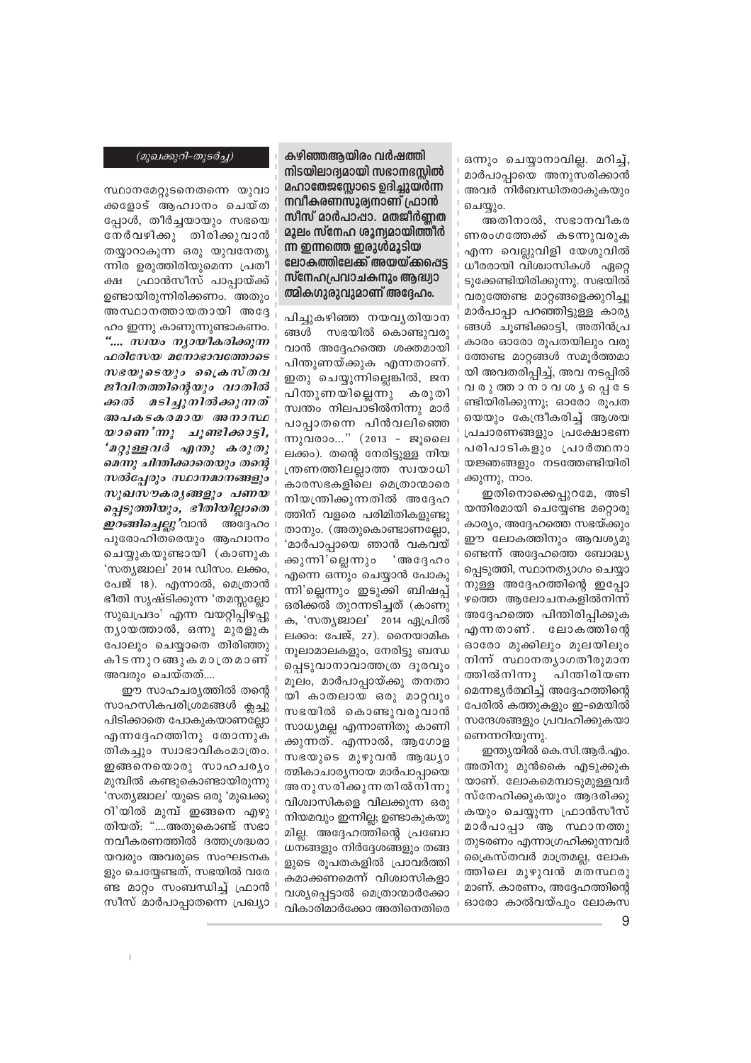*(മുഖക്കുറി-തുടർച്ച)*

സ്ഥാനമേറ്റ്റുടനെതന്നെ യുവാക്കളോട് ആഹ്വാനം ചെയ്ത പ്പോൾ, തീർച്ചയായും സഭയെ നേർവഴിക്കു തിരിക്കുവാൻ തയ്യാറാകുന്ന ഒരു യുവനേതൃനിര ഉരുത്തിരിയുമെന്ന പ്രതീക്ഷ ഫ്രാൻസീസ് പാപ്പായ്ക്ക് ഉണ്ടായിരുന്നിരിക്കണം. അതും അസ്ഥാനത്തായതായി അദ്ദേഹം ഇന്നു കാണുന്നുണ്ടാകണം. *"..... സ്വയം ന്യായീകരിക്കുന്ന ഫരിസേയ മനോഭാവത്തോടെ സഭയുടെയും ക്രൈസ്തവ ജീവിതത്തിന്റെയും വാതിൽക്കൽ മടിച്ചുനിൽക്കുന്നത് അപകടകരമായ അനാസ്ഥയാണെ'ന്നു ചൂണ്ടിക്കാട്ടി, 'മറ്റുള്ളവർ എന്തു കരുതുമെന്നു ചിന്തിക്കാതെയും തന്റെ സൽപ്പേരും സ്ഥാനമാനങ്ങളും സുഖസൗകര്യങ്ങളും പണയപ്പെടുത്തിയും, ഭീതിയില്ലാതെ ഇറങ്ങിച്ചെല്ലു'*വാൻ അദ്ദേഹം പുരോഹിതരെയും ആഹ്വാനം ചെയ്യുകയുണ്ടായി (കാണുക 'സത്യജ്വാല' 2014 ഡിസം. ലക്കം, പേജ് 18). എന്നാൽ, മെത്രാൻ ഭീതി സൃഷ്ടിക്കുന്ന 'തമസ്സല്ലോ സുഖപ്രദം' എന്ന വയറ്റിപ്പിഴപ്പു ന്യായത്താൽ, ഒന്നു മുരളുക പോലും ചെയ്യാതെ തിരിഞ്ഞു കിടന്നുറങ്ങുകമാത്രമാണ് അവരും ചെയ്തത്....

ഈ സാഹചര്യത്തിൽ തന്റെ സാഹസികപരിശ്രമങ്ങൾ ക്ലച്ചു പിടിക്കാതെ പോകുകയാണല്ലോ എന്നദ്ദേഹത്തിനു തോന്നുക തികച്ചും സ്വാഭാവികംമാത്രം. ഇങ്ങനെയൊരു സാഹചര്യം മുമ്പിൽ കണ്ടുകൊണ്ടായിരുന്നു 'സത്യജ്വാല' യുടെ ഒരു 'മുഖക്കുറി'യിൽ മുമ്പ് ഇങ്ങനെ എഴുതിയത്: "....അതുകൊണ്ട് സഭാനവീകരണത്തിൽ ദത്തശ്രദ്ധരായവരും അവരുടെ സംഘടനകളും ചെയ്യേണ്ടത്, സഭയിൽ വരേണ്ട മാറ്റം സംബന്ധിച്ച് ഫ്രാൻസീസ് മാർപാപ്പാതന്നെ പ്രഖ്യാപിച്ചുകഴിഞ്ഞ നയവ്യതിയാനങ്ങൾ സഭയിൽ കൊണ്ടുവരുവാൻ അദ്ദേഹത്തെ ശക്തമായി പിന്തുണയ്ക്കുക എന്നതാണ്. ഇതു ചെയ്യുന്നില്ലെങ്കിൽ, ജനപിന്തുണയില്ലെന്നു കരുതി സ്വന്തം നിലപാടിൽനിന്നു മാർപാപ്പാതന്നെ പിൻവലിഞ്ഞെന്നുവരാം..." (2013 – ജൂലൈ ലക്കം). തന്റെ നേരിട്ടുള്ള നിയന്ത്രണത്തിലല്ലാത്ത സ്വയാധികാരസഭകളിലെ മെത്രാന്മാരെ നിയന്ത്രിക്കുന്നതിൽ അദ്ദേഹത്തിന് വളരെ പരിമിതികളുണ്ടുതാനും. (അതുകൊണ്ടാണല്ലോ, 'മാർപാപ്പായെ ഞാൻ വകവയ്ക്കുന്നി'ല്ലെന്നും 'അദ്ദേഹം എന്നെ ഒന്നും ചെയ്യാൻ പോകുന്നി'ല്ലെന്നും ഇടുക്കി ബിഷപ്പ് ഒരിക്കൽ തുറന്നടിച്ചത് (കാണുക, 'സത്യജ്വാല' 2014 ഏപ്രിൽ ലക്കം: പേജ്, 27). നൈയാമിക നൂലാമാലകളും, നേരിട്ടു ബന്ധപ്പെടുവാനാവാത്തത്ര ദൂരവും മൂലം, മാർപാപ്പായ്ക്കു തനതായി കാതലായ ഒരു മാറ്റവും സഭയിൽ കൊണ്ടുവരുവാൻ സാധ്യമല്ല എന്നാണിതു കാണിക്കുന്നത്. എന്നാൽ, ആഗോള സഭയുടെ മുഴുവൻ ആദ്ധ്യാത്മികാചാര്യനായ മാർപാപ്പായെ അനുസരിക്കുന്നതിൽനിന്നു വിശ്വാസികളെ വിലക്കുന്ന ഒരു നിയമവും ഇന്നില്ല; ഉണ്ടാകുകയുമില്ല. അദ്ദേഹത്തിന്റെ പ്രബോധനങ്ങളും നിർദ്ദേശങ്ങളും തങ്ങളുടെ രൂപതകളിൽ പ്രാവർത്തികമാക്കണമെന്ന് വിശ്വാസികളാവശ്യപ്പെട്ടാൽ മെത്രാന്മാർക്കോ വികാരിമാർക്കോ അതിനെതിരെ ഒന്നും ചെയ്യാനാവില്ല. മറിച്ച്, മാർപാപ്പായെ അനുസരിക്കാൻ അവർ നിർബന്ധിതരാകുകയും ചെയ്യും.

**കഴിഞ്ഞആയിരം വർഷത്തിനിടയിലാദ്യമായി സഭാനഭസ്സിൽ മഹാതേജസ്സോടെ ഉദിച്ചുയർന്ന നവീകരണസൂര്യനാണ് ഫ്രാൻസീസ് മാർപാപ്പാ. മതജീർണ്ണത മൂലം സ്നേഹ ശൂന്യമായിത്തീർന്ന ഇന്നത്തെ ഇരുൾമൂടിയ ലോകത്തിലേക്ക് അയയ്ക്കപ്പെട്ട സ്നേഹപ്രവാചകനും ആദ്ധ്യാത്മികഗുരുവുമാണ് അദ്ദേഹം.**

അതിനാൽ, സഭാനവീകരണരംഗത്തേക്ക് കടന്നുവരുക എന്ന വെല്ലുവിളി യേശുവിൽ ധീരരായി വിശ്വാസികൾ ഏറ്റെടുക്കേണ്ടിയിരിക്കുന്നു. സഭയിൽ വരുത്തേണ്ട മാറ്റങ്ങളെക്കുറിച്ച് മാർപാപ്പാ പറഞ്ഞിട്ടുള്ള കാര്യങ്ങൾ ചൂണ്ടിക്കാട്ടി, അതിൻപ്രകാരം ഓരോ രൂപതയിലും വരുത്തേണ്ട മാറ്റങ്ങൾ സമൂർത്തമായി അവതരിപ്പിച്ച്, അവ നടപ്പിൽ വരുത്താനാവശ്യപ്പെടേണ്ടിയിരിക്കുന്നു; ഓരോ രൂപതയെയും കേന്ദ്രീകരിച്ച് ആശയപ്രചാരണങ്ങളും പ്രക്ഷോഭണ പരിപാടികളും പ്രാർത്ഥനായജ്ഞങ്ങളും നടത്തേണ്ടിയിരിക്കുന്നു, നാം.

ഇതിനൊക്കെപ്പുറമേ, അടിയന്തിരമായി ചെയ്യേണ്ട മറ്റൊരു കാര്യം, അദ്ദേഹത്തെ സഭയ്ക്കും ഈ ലോകത്തിനും ആവശ്യമുണ്ടെന്ന് അദ്ദേഹത്തെ ബോദ്ധ്യപ്പെടുത്തി, സ്ഥാനത്യാഗം ചെയ്യാനുള്ള അദ്ദേഹത്തിന്റെ ഇപ്പോഴത്തെ ആലോചനകളിൽനിന്ന് അദ്ദേഹത്തെ പിന്തിരിപ്പിക്കുക എന്നതാണ്. ലോകത്തിന്റെ ഓരോ മുക്കിലും മൂലയിലും നിന്ന് സ്ഥാനത്യാഗതീരുമാനത്തിൽനിന്നു പിന്തിരിയണമെന്നഭ്യർത്ഥിച്ച് അദ്ദേഹത്തിന്റെ പേരിൽ കത്തുകളും ഇ-മെയിൽ സന്ദേശങ്ങളും പ്രവഹിക്കുകയാണെന്നറിയുന്നു.

ഇന്ത്യയിൽ കെ.സി.ആർ.എം. അതിനു മുൻകൈ എടുക്കുകയാണ്. ലോകമെമ്പാടുമുള്ളവർ സ്നേഹിക്കുകയും ആദരിക്കുകയും ചെയ്യുന്ന ഫ്രാൻസീസ് മാർപാപ്പാ ആ സ്ഥാനത്തു തുടരണം എന്നാഗ്രഹിക്കുന്നവർ ക്രൈസ്തവർ മാത്രമല്ല, ലോകത്തിലെ മുഴുവൻ മതസ്ഥരുമാണ്. കാരണം, അദ്ദേഹത്തിന്റെ ഓരോ കാൽവയ്പും ലോകസ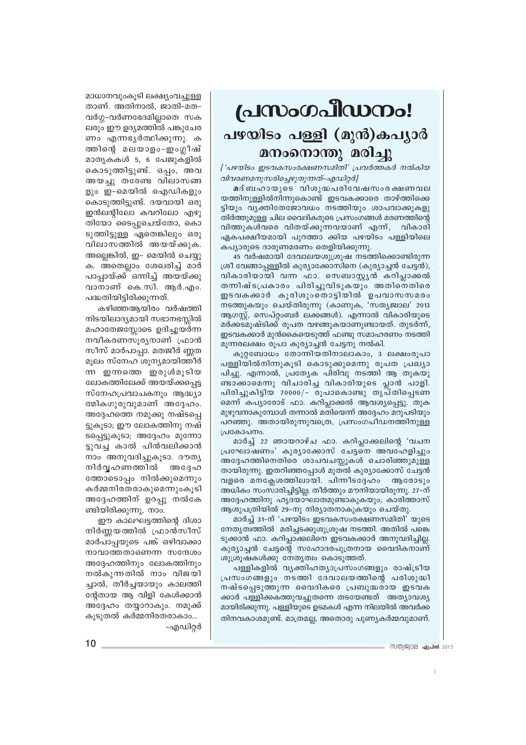മാധാനവുംകൂടി ലക്ഷ്യംവച്ചുള്ളതാണ്. അതിനാൽ, ജാതി-മത-വർഗ്ഗ-വർണഭേദമില്ലാതെ സകലരും ഈ ഉദ്യമത്തിൽ പങ്കുചേരണം എന്നഭ്യർത്ഥിക്കുന്നു. കത്തിന്റെ മലയാളം-ഇംഗ്ലീഷ് മാതൃകകൾ 5, 6 പേജുകളിൽ കൊടുത്തിട്ടുണ്ട്. ഒപ്പം, അവ അയച്ചു തരേണ്ട വിലാസങ്ങളും ഇ-മെയിൽ ഐഡികളും കൊടുത്തിട്ടുണ്ട്. ദയവായി ഒരു ഇൻലന്റിലോ കവറിലോ എഴുതിയോ ടൈപ്പുചെയ്തോ, കൊടുത്തിട്ടുള്ള ഏതെങ്കിലും ഒരു വിലാസത്തിൽ അയയ്ക്കുക. അല്ലെങ്കിൽ, ഇ- മെയിൽ ചെയ്യുക. അതെല്ലാം ശേഖരിച്ച് മാർ പാപ്പായ്ക്ക് ഒന്നിച്ച് അയയ്ക്കുവാനാണ് കെ.സി. ആർ.എം. പദ്ധതിയിട്ടിരിക്കുന്നത്.

കഴിഞ്ഞആയിരം വർഷത്തിനിടയിലാദ്യമായി സഭാനഭസ്സിൽ മഹാതേജസ്സോടെ ഉദിച്ചുയർന്ന നവീകരണസൂര്യനാണ് ഫ്രാൻസീസ് മാർപാപ്പാ. മതജീർ ണ്ണത മൂലം സ്നേഹ ശൂന്യമായിത്തീർന്ന ഇന്നത്തെ ഇരുൾമൂടിയ ലോകത്തിലേക്ക് അയയ്ക്കപ്പെട്ട സ്നേഹപ്രവാചകനും ആദ്ധ്യാത്മികഗുരുവുമാണ് അദ്ദേഹം. അദ്ദേഹത്തെ നമുക്കു നഷ്ടപ്പെട്ടുകൂടാ; ഈ ലോകത്തിനു നഷ്ടപ്പെട്ടുകൂടാ; അദ്ദേഹം മുന്നോട്ടുവച്ച കാൽ പിൻവലിക്കാൻ നാം അനുവദിച്ചുകൂടാ. ദൗത്യനിർവ്വഹണത്തിൽ അദ്ദേഹത്തോടൊപ്പം നിൽക്കുമെന്നും കർമ്മനിരതരാകുമെന്നുംകൂടി അദ്ദേഹത്തിന് ഉറപ്പു നൽകേണ്ടിയിരിക്കുന്നു, നാം.

ഈ കാലഘട്ടത്തിന്റെ ദിശാനിർണ്ണയത്തിൽ ഫ്രാൻസീസ് മാർപാപ്പയുടെ പങ്ക് ഒഴിവാക്കാനാവാത്തതാണെന്ന സന്ദേശം അദ്ദേഹത്തിനും ലോകത്തിനും നൽകുന്നതിൽ നാം വിജയിച്ചാൽ, തീർച്ചയായും കാലത്തിന്റേതായ ആ വിളി കേൾക്കാൻ അദ്ദേഹം തയ്യാറാകും. നമുക്ക് കൂടുതൽ കർമ്മനിരതരാകാം...

-എഡിറ്റർ

# പ്രസംഗപീഡനം!

## പഴയിടം പള്ളി (മുൻ)കപ്യാർ മനംനൊന്തു മരിച്ചു

*['പഴയിടം ഇടവകസംരക്ഷണസമിതി' പ്രവർത്തകർ നൽകിയ വിവരണമനുസരിച്ചെഴുതുന്നത്-എഡിറ്റർ]*

**മ**ദ്ബഹായുടെ വിശുദ്ധപരിവേഷസംരക്ഷണവലയത്തിനുള്ളിൽനിന്നുകൊണ്ട് ഇടവകക്കാരെ താഴ്ത്തിക്കെട്ടിയും വ്യക്തിതേജോവധം നടത്തിയും ശാപവാക്കുകളുതിർത്തുമുള്ള ചില വൈദികരുടെ പ്രസംഗങ്ങൾ മരണത്തിന്റെ വിത്തുകൾവരെ വിതയ്ക്കുന്നവയാണ് എന്ന്, വികാരി ഏകപക്ഷീയമായി പുറത്താ ക്കിയ പഴയിടം പള്ളിയിലെ കപ്യാരുടെ ദാരുണമരണം തെളിയിക്കുന്നു.

45 വർഷമായി ദേവാലയശുശ്രൂഷ നടത്തിക്കൊണ്ടിരുന്ന ശ്രീ വേങ്ങാപ്പള്ളിൽ കുര്യാക്കോസിനെ (കുര്യാച്ചൻ ചേട്ടൻ), വികാരിയായി വന്ന ഫാ. സെബാസ്റ്റ്യൻ കറിപ്ലാക്കൽ തന്നിഷ്ടപ്രകാരം പിരിച്ചുവിടുകയും അതിനെതിരെ ഇടവകക്കാർ കുരിശുംതൊട്ടിയിൽ ഉപവാസസമരം നടത്തുകയും ചെയ്തിരുന്നു (കാണുക, 'സത്യജ്വാല' 2013 ആഗസ്റ്റ്, സെപ്റ്റംബർ ലക്കങ്ങൾ). എന്നാൽ വികാരിയുടെ മർക്കടമുഷ്ടിക്ക് രൂപത വഴങ്ങുകയാണുണ്ടായത്. തുടർന്ന്, ഇടവകക്കാർ മുൻകൈയെടുത്ത് ഫണ്ടു സമാഹരണം നടത്തി മൂന്നരലക്ഷം രൂപാ കുര്യാച്ചൻ ചേട്ടനു നൽകി.

കുറ്റബോധം തോന്നിയതിനാലാകാം, 3 ലക്ഷംരൂപാ പള്ളിയിൽനിന്നുകൂടി കൊടുക്കുമെന്നു രൂപത പ്രഖ്യാപിച്ചു. എന്നാൽ, പ്രത്യേക പിരിവു നടത്തി ആ തുകയുണ്ടാക്കാമെന്നു വിചാരിച്ച വികാരിയുടെ പ്ലാൻ പാളി. പിരിച്ചുകിട്ടിയ 70000/- രൂപാകൊണ്ടു തൃപ്തിപ്പെടണമെന്ന് കപ്യാരോട് ഫാ. കറിപ്ലാക്കൽ ആവശ്യപ്പെട്ടു. തുക മുഴുവനാകുമ്പോൾ തന്നാൽ മതിയെന്ന് അദ്ദേഹം മറുപടിയും പറഞ്ഞു. അതായിരുന്നുവത്രെ, പ്രസംഗപീഡനത്തിനുള്ള പ്രകോപനം.

മാർച്ച് 22 ഞായറാഴ്ച ഫാ. കറിപ്ലാക്കലിന്റെ 'വചന പ്രഘോഷണം' കുര്യാക്കോസ് ചേട്ടനെ അവഹേളിച്ചും അദ്ദേഹത്തിനെതിരെ ശാപവചസ്സുകൾ ചൊരിഞ്ഞുമുള്ളതായിരുന്നു. ഇതറിഞ്ഞപ്പോൾ മുതൽ കുര്യാക്കോസ് ചേട്ടൻ വളരെ മനക്ലേശത്തിലായി. പിന്നീടദ്ദേഹം ആരോടും അധികം സംസാരിച്ചിട്ടില്ല; തീർത്തും മൗനിയായിരുന്നു. 27-ന് അദ്ദേഹത്തിനു ഹൃദയാഘാതമുണ്ടാകുകയും, കാരിത്താസ് ആശുപത്രിയിൽ 29-നു നിര്യാതനാകുകയും ചെയ്തു.

മാർച്ച് 31-ന് 'പഴയിടം ഇടവകസംരക്ഷണസമിതി' യുടെ നേതൃത്വത്തിൽ മരിച്ചടക്കുശുശ്രൂഷ നടത്തി. അതിൽ പങ്കെടുക്കാൻ ഫാ. കറിപ്ലാക്കലിനെ ഇടവകക്കാർ അനുവദിച്ചില്ല. കുര്യാച്ചൻ ചേട്ടന്റെ സഹോദരപുത്രനായ വൈദികനാണ് ശുശ്രൂഷകൾക്കു നേതൃത്വം കൊടുത്തത്.

പള്ളികളിൽ വ്യക്തിഹത്യാപ്രസംഗങ്ങളും രാഷ്ട്രീയ പ്രസംഗങ്ങളും നടത്തി ദേവാലയത്തിന്റെ പരിശുദ്ധി നഷ്ടപ്പെടുത്തുന്ന വൈദികരെ പ്രബുദ്ധരായ ഇടവകക്കാർ പള്ളിക്കകത്തുവച്ചുതന്നെ തടയേണ്ടത് അത്യാവശ്യമായിരിക്കുന്നു. പള്ളിയുടെ ഉടമകൾ എന്ന നിലയിൽ അവർക്കതിനവകാശമുണ്ട്. മാത്രമല്ല, അതൊരു പുണ്യകർമ്മവുമാണ്.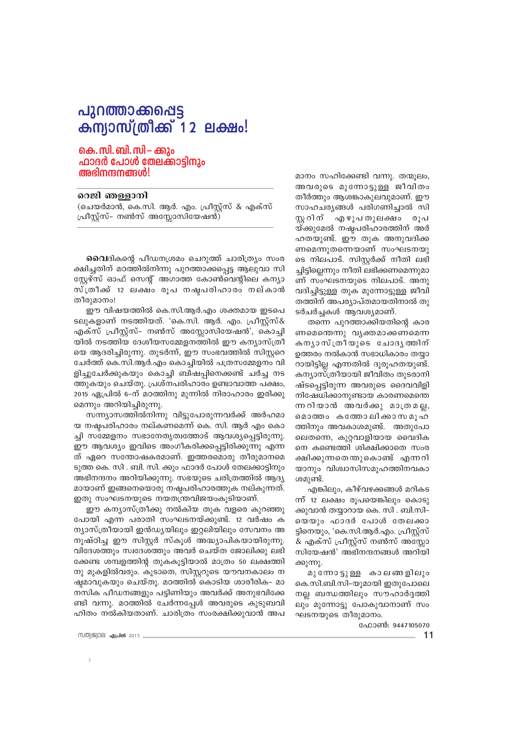# പുറത്താക്കപ്പെട്ട കന്യാസ്ത്രീക്ക് 12 ലക്ഷം!

## കെ.സി.ബി.സി– ക്കും ഫാദർ പോൾ തേലക്കാട്ടിനും അഭിനന്ദനങ്ങൾ!

**റെജി ഞള്ളാനി**

(ചെയർമാൻ, കെ.സി. ആർ. എം. പ്രീസ്റ്റ്സ് & എക്സ് പ്രീസ്റ്റ്സ്– നൺസ് അസ്സോസിയേഷൻ)

**വൈ**ദികന്റെ പീഡനശ്രമം ചെറുത്ത് ചാരിത്ര്യം സംരക്ഷിച്ചതിന് മഠത്തിൽനിന്നു പുറത്താക്കപ്പെട്ട ആലുവാ സിസ്റ്റേഴ്സ് ഓഫ് സെന്റ് അഗാത്ത കോൺവെന്റിലെ കന്യാസ്ത്രീക്ക് 12 ലക്ഷം രൂപ നഷ്ടപരിഹാരം നല്കാൻ തീരുമാനം!

ഈ വിഷയത്തിൽ കെ.സി.ആർ.എം ശക്തമായ ഇടപെടലുകളാണ് നടത്തിയത്. 'കെ.സി. ആർ. എം. പ്രീസ്റ്റ്സ്& എക്സ് പ്രീസ്റ്റ്സ്– നൺസ് അസ്സോസിയേഷൻ', കൊച്ചിയിൽ നടത്തിയ ദേശീയസമ്മേളനത്തിൽ ഈ കന്യാസ്ത്രീയെ ആദരിച്ചിരുന്നു. തുടർന്ന്, ഈ സംഭവത്തിൽ സിസ്റ്ററെ ചേർത്ത് കെ.സി.ആർ.എം കൊച്ചിയിൽ പത്രസമ്മേളനം വിളിച്ചുചേർക്കുകയും കൊച്ചി ബിഷപ്പിനെക്കണ്ട് ചർച്ച നടത്തുകയും ചെയ്തു. പ്രശ്നപരിഹാരം ഉണ്ടാവാത്ത പക്ഷം, 2015 ഏപ്രിൽ 6–ന് മഠത്തിനു മുന്നിൽ നിരാഹാരം ഇരിക്കുമെന്നും അറിയിച്ചിരുന്നു.

സന്ന്യാസത്തിൽനിന്നു വിട്ടുപോരുന്നവർക്ക് അർഹമായ നഷ്ടപരിഹാരം നല്കണമെന്ന് കെ. സി. ആർ എം കൊച്ചി സമ്മേളനം സഭാനേതൃത്വത്തോട് ആവശ്യപ്പെട്ടിരുന്നു. ഈ ആവശ്യം ഇവിടെ അംഗീകരിക്കപ്പെട്ടിരിക്കുന്നു എന്നത് ഏറെ സന്തോഷകരമാണ്. ഇത്തരമൊരു തീരുമാനമെടുത്ത കെ. സി . ബി. സി. ക്കും ഫാദർ പോൾ തേലക്കാട്ടിനും അഭിനന്ദനം അറിയിക്കുന്നു. സഭയുടെ ചരിത്രത്തിൽ ആദ്യമായാണ് ഇങ്ങനെയൊരു നഷ്ടപരിഹാരത്തുക നല്കുന്നത്. ഇതു സംഘടനയുടെ നയതന്ത്രവിജയംകൂടിയാണ്.

ഈ കന്യാസ്ത്രീക്കു നൽകിയ തുക വളരെ കുറഞ്ഞുപോയി എന്ന പരാതി സംഘടനയ്ക്കുണ്ട്. 12 വർഷം കന്യാസ്ത്രീയായി ഇൻഡ്യയിലും ഇറ്റലിയിലും സേവനം അനുഷ്ഠിച്ച ഈ സിസ്റ്റർ സ്കൂൾ അദ്ധ്യാപികയായിരുന്നു. വിദേശത്തും സ്വദേശത്തും അവർ ചെയ്ത ജോലിക്കു ലഭിക്കേണ്ട ശമ്പളത്തിന്റ തുകകൂട്ടിയാൽ മാത്രം 50 ലക്ഷത്തിനു മുകളിൽവരും. കൂടാതെ, സിസ്റ്ററുടെ യൗവനകാലം നഷ്ടമാവുകയും ചെയ്തു. മഠത്തിൽ കൊടിയ ശാരീരിക– മാനസിക പീഡനങ്ങളും പട്ടിണിയും അവർക്ക് അനുഭവിക്കേണ്ടി വന്നു. മഠത്തിൽ ചേർന്നപ്പോൾ അവരുടെ കുടുബവിഹിതം നൽകിയതാണ്. ചാരിത്രം സംരക്ഷിക്കുവാൻ അപമാനം സഹിക്കേണ്ടി വന്നു. തന്മൂലം, അവരുടെ മുന്നോട്ടുള്ള ജീവിതം തീർത്തും ആശങ്കാകുലവുമാണ്. ഈ സാഹചര്യങ്ങൾ പരിഗണിച്ചാൽ സിസ്റ്ററിന് എഴുപതുലക്ഷം രൂപയ്ക്കുമേൽ നഷ്ടപരിഹാരത്തിന് അർഹതയുണ്ട്. ഈ തുക അനുവദിക്കണമെന്നുതന്നെയാണ് സംഘടനയുടെ നിലപാട്. സിസ്റ്റർക്ക് നീതി ലഭിച്ചിട്ടില്ലെന്നും നീതി ലഭിക്കണമെന്നുമാണ് സംഘടനയുടെ നിലപാട്. അനുവദിച്ചിട്ടുള്ള തുക മുന്നോട്ടുള്ള ജീവിതത്തിന് അപര്യാപ്തമായതിനാൽ തുടർചർച്ചകൾ ആവശ്യമാണ്.

തന്നെ പുറത്താക്കിയതിന്റെ കാരണമെന്തെന്നു വ്യക്തമാക്കണമെന്ന കന്യാസ്ത്രീയുടെ ചോദ്യത്തിന് ഉത്തരം നൽകാൻ സഭാധികാരം തയ്യാറായിട്ടില്ല എന്നതിൽ ദുരൂഹതയുണ്ട്. കന്യാസ്ത്രീയായി ജീവിതം തുടരാനിഷ്ടപ്പെട്ടിരുന്ന അവരുടെ ദൈവവിളി നിഷേധിക്കാനുണ്ടായ കാരണമെന്തെന്നറിയാൻ അവർക്കു മാത്രമല്ല, മൊത്തം കത്തോലിക്കാസമൂഹത്തിനും അവകാശമുണ്ട്. അതുപോലെതന്നെ, കുറ്റവാളിയായ വൈദികനെ കണ്ടെത്തി ശിക്ഷിക്കാതെ സംരക്ഷിക്കുന്നതെന്തുകൊണ്ട് എന്നറിയാനും വിശ്വാസിസമൂഹത്തിനവകാശമുണ്ട്.

എങ്കിലും, കീഴ്വഴക്കങ്ങൾ മറികടന്ന് 12 ലക്ഷം രൂപയെങ്കിലും കൊടുക്കുവാൻ തയ്യാറായ കെ. സി . ബി.സി– യെയും ഫാദർ പോൾ തേലക്കാട്ടിനെയും, 'കെ.സി.ആർ.എം. പ്രീസ്റ്റ്സ് & എക്സ് പ്രീസ്റ്റ്സ് നൺസ് അസ്സോസിയേഷൻ' അഭിനന്ദനങ്ങൾ അറിയിക്കുന്നു.

മുന്നോട്ടുള്ള കാലങ്ങളിലും കെ.സി.ബി.സി–യുമായി ഇതുപോലെ നല്ല ബന്ധത്തിലും സൗഹാർദ്ദത്തിലും മുന്നോട്ടു പോകുവാനാണ് സംഘടനയുടെ തീരുമാനം.

ഫോൺ: 9447105070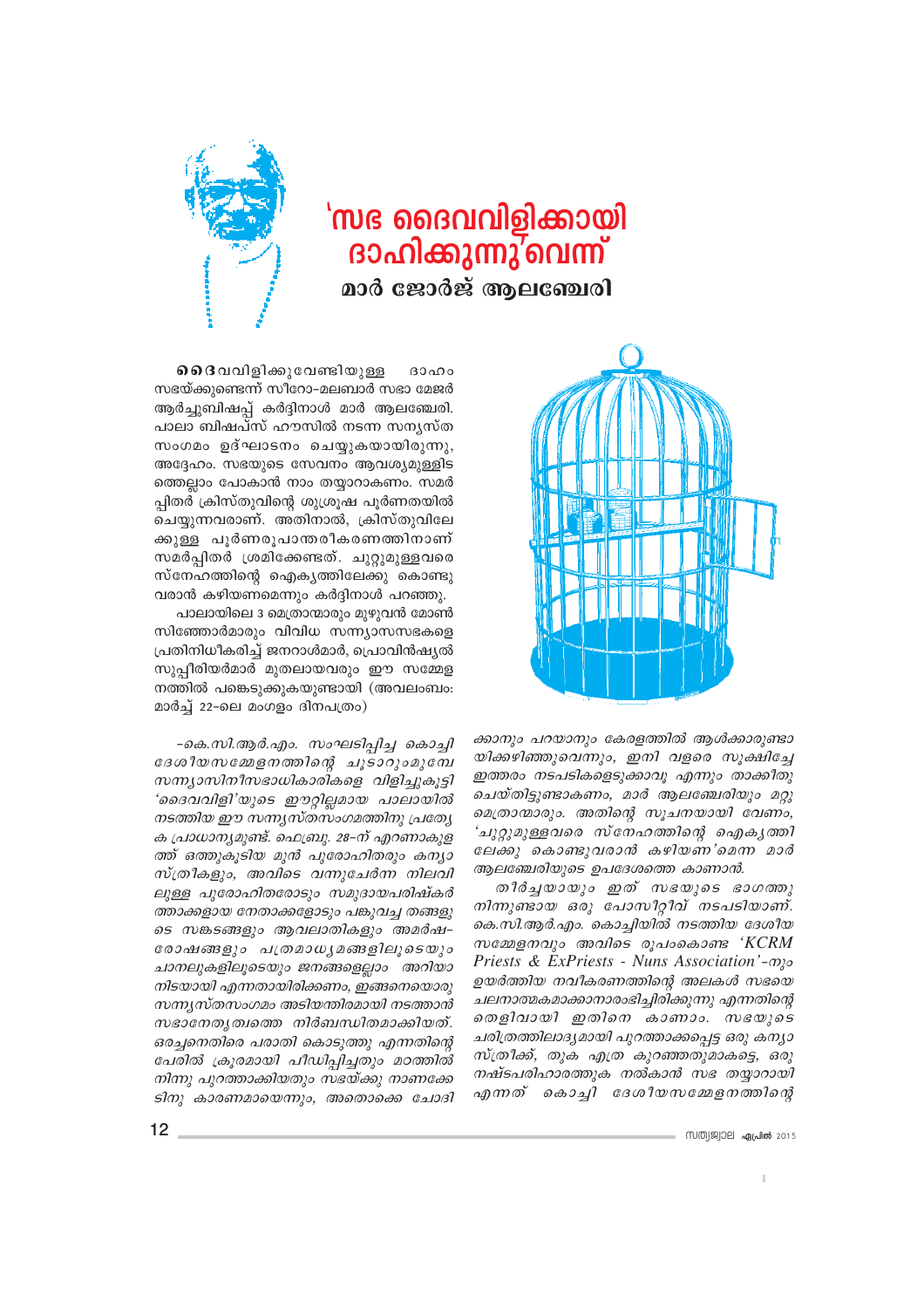# 'സഭ ദൈവവിളിക്കായി ദാഹിക്കുന്നുവെന്ന്'

## മാർ ജോർജ് ആലഞ്ചേരി

**ദൈ**വവിളിക്കുവേണ്ടിയുള്ള ദാഹം സഭയ്ക്കുണ്ടെന്ന് സീറോ-മലബാർ സഭാ മേജർ ആർച്ച്ബിഷപ്പ് കർദ്ദിനാൾ മാർ ആലഞ്ചേരി. പാലാ ബിഷപ്സ് ഹൗസിൽ നടന്ന സന്യസ്ത സംഗമം ഉദ്ഘാടനം ചെയ്യുകയായിരുന്നു, അദ്ദേഹം. സഭയുടെ സേവനം ആവശ്യമുള്ളിടത്തെല്ലാം പോകാൻ നാം തയ്യാറാകണം. സമർപ്പിതർ ക്രിസ്തുവിന്റെ ശുശ്രൂഷ പൂർണതയിൽ ചെയ്യുന്നവരാണ്. അതിനാൽ, ക്രിസ്തുവിലേക്കുള്ള പൂർണരൂപാന്തരീകരണത്തിനാണ് സമർപ്പിതർ ശ്രമിക്കേണ്ടത്. ചുറ്റുമുള്ളവരെ സ്നേഹത്തിന്റെ ഐക്യത്തിലേക്കു കൊണ്ടുവരാൻ കഴിയണമെന്നും കർദ്ദിനാൾ പറഞ്ഞു.

പാലായിലെ 3 മെത്രാന്മാരും മുഴുവൻ മോൺസിഞ്ഞോർമാരും വിവിധ സന്ന്യാസസഭകളെ പ്രതിനിധീകരിച്ച് ജനറാൾമാർ, പ്രൊവിൻഷ്യൽ സുപ്പീരിയർമാർ മുതലായവരും ഈ സമ്മേളനത്തിൽ പങ്കെടുക്കുകയുണ്ടായി (അവലംബം: മാർച്ച് 22-ലെ മംഗളം ദിനപത്രം)

*–കെ.സി.ആർ.എം. സംഘടിപ്പിച്ച കൊച്ചി ദേശീയസമ്മേളനത്തിന്റെ ചൂടാറുംമുമ്പേ സന്ന്യാസിനീസഭാധികാരികളെ വിളിച്ചുകൂട്ടി 'ദൈവവിളി'യുടെ ഈറ്റില്ലമായ പാലായിൽ നടത്തിയ ഈ സന്ന്യസ്തസംഗമത്തിനു പ്രത്യേക പ്രാധാന്യമുണ്ട്. ഫെബ്രു. 28-ന് എറണാകുളത്ത് ഒത്തുകൂടിയ മുൻ പുരോഹിതരും കന്യാസ്ത്രീകളും, അവിടെ വന്നുചേർന്ന നിലവിലുള്ള പുരോഹിതരോടും സമുദായപരിഷ്കർത്താക്കളായ നേതാക്കളോടും പങ്കുവച്ച തങ്ങളുടെ സങ്കടങ്ങളും ആവലാതികളും അമർഷ–രോഷങ്ങളും പത്രമാധ്യമങ്ങളിലൂടെയും ചാനലുകളിലൂടെയും ജനങ്ങളെല്ലാം അറിയാനിടയായി എന്നതായിരിക്കണം, ഇങ്ങനെയൊരു സന്ന്യസ്തസംഗമം അടിയന്തിരമായി നടത്താൻ സഭാനേതൃത്വത്തെ നിർബന്ധിതമാക്കിയത്. ഒരച്ചനെതിരെ പരാതി കൊടുത്തു എന്നതിന്റെ പേരിൽ ക്രൂരമായി പീഡിപ്പിച്ചതും മഠത്തിൽ നിന്നു പുറത്താക്കിയതും സഭയ്ക്കു നാണക്കേടിനു കാരണമായെന്നും, അതൊക്കെ ചോദിക്കാനും പറയാനും കേരളത്തിൽ ആൾക്കാരുണ്ടായിക്കഴിഞ്ഞുവെന്നും, ഇനി വളരെ സൂക്ഷിച്ചേ ഇത്തരം നടപടികളെടുക്കാവൂ എന്നും താക്കീതു ചെയ്തിട്ടുണ്ടാകണം, മാർ ആലഞ്ചേരിയും മറ്റു മെത്രാന്മാരും. അതിന്റെ സൂചനയായി വേണം, 'ചുറ്റുമുള്ളവരെ സ്നേഹത്തിന്റെ ഐക്യത്തിലേക്കു കൊണ്ടുവരാൻ കഴിയണ'മെന്ന മാർ ആലഞ്ചേരിയുടെ ഉപദേശത്തെ കാണാൻ.*

*തീർച്ചയായും ഇത് സഭയുടെ ഭാഗത്തുനിന്നുണ്ടായ ഒരു പോസിറ്റീവ് നടപടിയാണ്. കെ.സി.ആർ.എം. കൊച്ചിയിൽ നടത്തിയ ദേശീയ സമ്മേളനവും അവിടെ രൂപംകൊണ്ട 'KCRM Priests & ExPriests - Nuns Association'-നും ഉയർത്തിയ നവീകരണത്തിന്റെ അലകൾ സഭയെ ചലനാത്മകമാക്കാനാരംഭിച്ചിരിക്കുന്നു എന്നതിന്റെ തെളിവായി ഇതിനെ കാണാം. സഭയുടെ ചരിത്രത്തിലാദ്യമായി പുറത്താക്കപ്പെട്ട ഒരു കന്യാസ്ത്രീക്ക്, തുക എത്ര കുറഞ്ഞതുമാകട്ടെ, ഒരു നഷ്ടപരിഹാരത്തുക നൽകാൻ സഭ തയ്യാറായി എന്നത് കൊച്ചി ദേശീയസമ്മേളനത്തിന്റെ*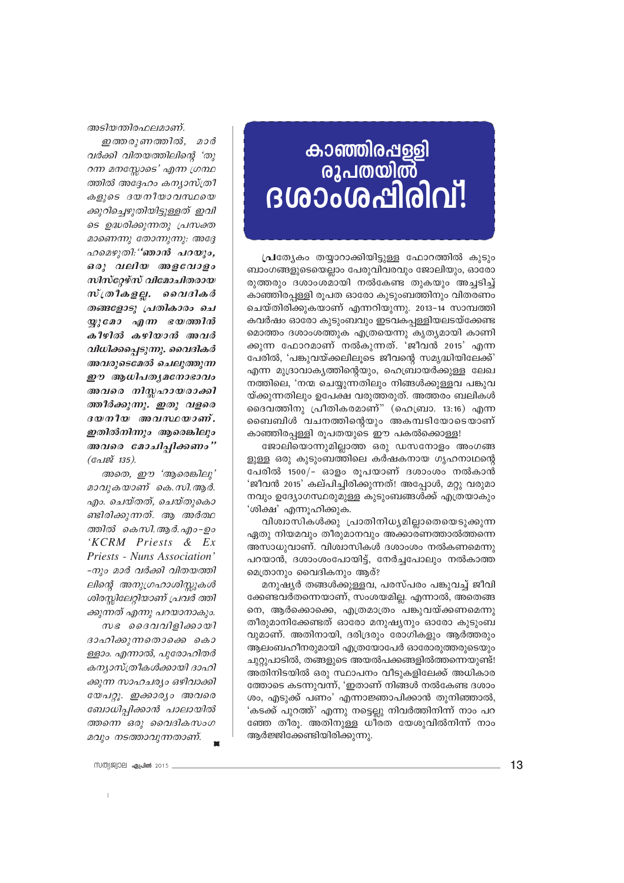*അടിയന്തിരഫലമാണ്.*

*ഇത്തരുണത്തിൽ, മാർ വർക്കി വിതയത്തിലിന്റെ 'തുറന്ന മനസ്സോടെ' എന്ന ഗ്രന്ഥത്തിൽ അദ്ദേഹം കന്യാസ്ത്രീകളുടെ ദയനീയാവസ്ഥയെക്കുറിച്ചെഴുതിയിട്ടുള്ളത് ഇവിടെ ഉദ്ധരിക്കുന്നതു പ്രസക്തമാണെന്നു തോന്നുന്നു: അദ്ദേഹമെഴുതി: **"ഞാൻ പറയും, ഒരു വലിയ അളവോളം സിസ്റ്റേഴ്സ് വിമോചിതരായ സ്ത്രീകളല്ല. വൈദികർ തങ്ങളോടു പ്രതികാരം ചെയ്യുമോ എന്ന ഭയത്തിൻ കീഴിൽ കഴിയാൻ അവർ വിധിക്കപ്പെടുന്നു. വൈദികർ അവരുടെമേൽ ചെലുത്തുന്ന ഈ ആധിപത്യമനോഭാവം അവരെ നിസ്സഹായരാക്കിത്തീർക്കുന്നു. ഇതു വളരെ ദയനീയ അവസ്ഥയാണ്. ഇതിൽനിന്നും ആരെങ്കിലും അവരെ മോചിപ്പിക്കണം"** (പേജ് 135).*

*അതെ, ഈ 'ആരെങ്കിലു' മാവുകയാണ് കെ.സി.ആർ. എം. ചെയ്തത്, ചെയ്തുകൊണ്ടിരിക്കുന്നത്. ആ അർത്ഥത്തിൽ കെസി.ആർ.എം-ഉം 'KCRM Priests & Ex Priests - Nuns Association' -നും മാർ വർക്കി വിതയത്തിലിന്റെ അനുഗ്രഹാശിസ്സുകൾ ശിരസ്സിലേറ്റിയാണ് പ്രവർത്തിക്കുന്നത് എന്നു പറയാനാകും.*

*സഭ ദൈവവിളിക്കായി ദാഹിക്കുന്നതൊക്കെ കൊള്ളാം. എന്നാൽ, പുരോഹിതർ കന്യാസ്ത്രീകൾക്കായി ദാഹിക്കുന്ന സാഹചര്യം ഒഴിവാക്കിയേപറ്റൂ. ഇക്കാര്യം അവരെ ബോധിപ്പിക്കാൻ പാലായിൽത്തന്നെ ഒരു വൈദികസംഗമവും നടത്താവുന്നതാണ്.*

# കാഞ്ഞിരപ്പള്ളി രൂപതയിൽ ദശാംശപ്പിരിവ്!

പ്രത്യേകം തയ്യാറാക്കിയിട്ടുള്ള ഫോറത്തിൽ കുടുംബാംഗങ്ങളുടെയെല്ലാം പേരുവിവരവും ജോലിയും, ഓരോരുത്തരും ദശാംശമായി നൽകേണ്ട തുകയും അച്ചടിച്ച് കാഞ്ഞിരപ്പള്ളി രൂപത ഓരോ കുടുംബത്തിനും വിതരണം ചെയ്തിരിക്കുകയാണ് എന്നറിയുന്നു. 2013-14 സാമ്പത്തികവർഷം ഓരോ കുടുംബവും ഇടവകപ്പള്ളിയലടയ്ക്കേണ്ട മൊത്തം ദശാംശത്തുക എത്രയെന്നു കൃത്യമായി കാണിക്കുന്ന ഫോറമാണ് നൽകുന്നത്. 'ജീവൻ 2015' എന്ന പേരിൽ, 'പങ്കുവയ്ക്കലിലൂടെ ജീവന്റെ സമൃദ്ധിയിലേക്ക്' എന്ന മുദ്രാവാക്യത്തിന്റെയും, ഹെബ്രായർക്കുള്ള ലേഖനത്തിലെ, 'നന്മ ചെയ്യുന്നതിലും നിങ്ങൾക്കുള്ളവ പങ്കുവയ്ക്കുന്നതിലും ഉപേക്ഷ വരുത്തരുത്. അത്തരം ബലികൾ ദൈവത്തിനു പ്രീതികരമാണ്" (ഹെബ്രാ. 13:16) എന്ന ബൈബിൾ വചനത്തിന്റെയും അകമ്പടിയോടെയാണ് കാഞ്ഞിരപ്പള്ളി രൂപതയുടെ ഈ പകൽക്കൊള്ള!

ജോലിയൊന്നുമില്ലാത്ത ഒരു ഡസനോളം അംഗങ്ങളുള്ള ഒരു കുടുംബത്തിലെ കർഷകനായ ഗൃഹനാഥന്റെ പേരിൽ 1500/- ഓളം രൂപയാണ് ദശാംശം നൽകാൻ 'ജീവൻ 2015' കല്പിച്ചിരിക്കുന്നത്! അപ്പോൾ, മറ്റു വരുമാനവും ഉദ്യോഗസ്ഥരുമുള്ള കുടുംബങ്ങൾക്ക് എത്രയാകും 'ശിക്ഷ' എന്നൂഹിക്കുക.

വിശ്വാസികൾക്കു പ്രാതിനിധ്യമില്ലാതെയെടുക്കുന്ന ഏതു നിയമവും തീരുമാനവും അക്കാരണത്താൽത്തന്നെ അസാധുവാണ്. വിശ്വാസികൾ ദശാംശം നൽകണമെന്നു പറയാൻ, ദശാംശംപോയിട്ട്, നേർച്ചപോലും നൽകാത്ത മെത്രാനും വൈദികനും ആര്?

മനുഷ്യർ തങ്ങൾക്കുള്ളവ, പരസ്പരം പങ്കുവച്ച് ജീവിക്കേണ്ടവർതന്നെയാണ്, സംശയമില്ല. എന്നാൽ, അതെങ്ങനെ, ആർക്കൊക്കെ, എത്രമാത്രം പങ്കുവയ്ക്കണമെന്നു തീരുമാനിക്കേണ്ടത് ഓരോ മനുഷ്യനും ഓരോ കുടുംബവുമാണ്. അതിനായി, ദരിദ്രരും രോഗികളും ആർത്തരും ആലംബഹീനരുമായി എത്രയോപേർ ഓരോരുത്തരുടെയും ചുറ്റുപാടിൽ, തങ്ങളുടെ അയൽപക്കങ്ങളിൽത്തന്നെയുണ്ട്! അതിനിടയിൽ ഒരു സ്ഥാപനം വീടുകളിലേക്ക് അധികാരത്തോടെ കടന്നുവന്ന്, 'ഇതാണ് നിങ്ങൾ നൽകേണ്ട ദശാംശം, എടുക്ക് പണം' എന്നാജ്ഞാപിക്കാൻ തുനിഞ്ഞാൽ, 'കടക്ക് പുറത്ത്' എന്നു നട്ടെല്ലു നിവർത്തിനിന്ന് നാം പറഞ്ഞേ തീരൂ. അതിനുള്ള ധീരത യേശുവിൽനിന്ന് നാം ആർജ്ജിക്കേണ്ടിയിരിക്കുന്നു.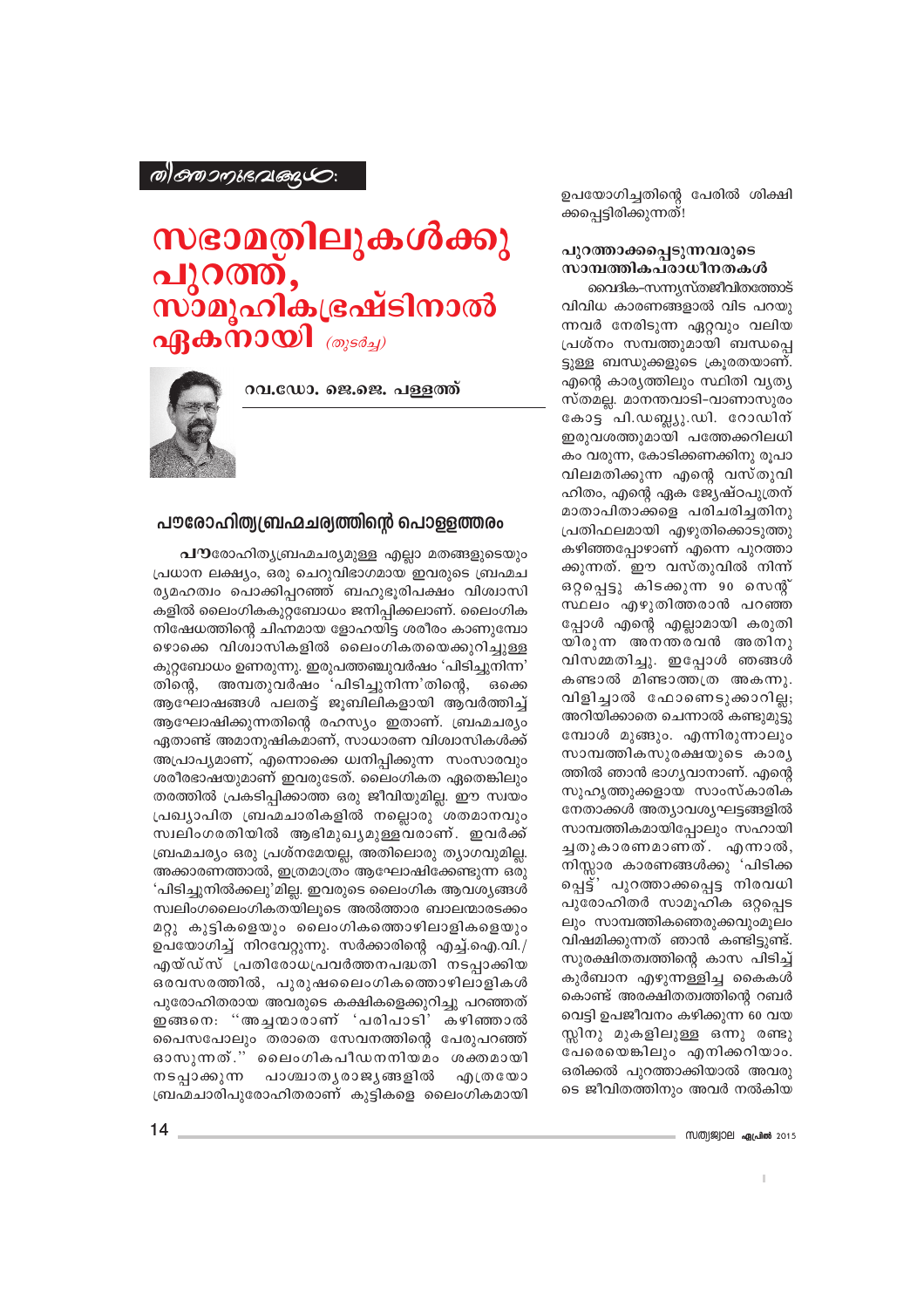തിരനോട്ടം:

# സഭാമതിലുകൾക്കു പുറത്ത്, സാമൂഹികഭ്രഷ്ടിനാൽ ഏകനായി *(തുടർച്ച)*

റവ.ഡോ. ജെ.ജെ. പള്ളത്ത്

## പൗരോഹിത്യബ്രഹ്മചര്യത്തിന്റെ പൊള്ളത്തരം

**പൗ**രോഹിത്യബ്രഹ്മചര്യമുള്ള എല്ലാ മതങ്ങളുടെയും പ്രധാന ലക്ഷ്യം, ഒരു ചെറുവിഭാഗമായ ഇവരുടെ ബ്രഹ്മചര്യമഹത്വം പൊക്കിപ്പറഞ്ഞ് ബഹുഭൂരിപക്ഷം വിശ്വാസികളിൽ ലൈംഗികകുറ്റബോധം ജനിപ്പിക്കലാണ്. ലൈംഗിക നിഷേധത്തിന്റെ ചിഹ്നമായ ളോഹയിട്ട ശരീരം കാണുമ്പോഴൊക്കെ വിശ്വാസികളിൽ ലൈംഗികതയെക്കുറിച്ചുള്ള കുറ്റബോധം ഉണരുന്നു. ഇരുപത്തഞ്ചുവർഷം 'പിടിച്ചുനിന്ന'തിന്റെ, അമ്പതുവർഷം 'പിടിച്ചുനിന്ന'തിന്റെ, ഒക്കെ ആഘോഷങ്ങൾ പലതട്ട് ജൂബിലികളായി ആവർത്തിച്ച് ആഘോഷിക്കുന്നതിന്റെ രഹസ്യം ഇതാണ്. ബ്രഹ്മചര്യം ഏതാണ്ട് അമാനുഷികമാണ്, സാധാരണ വിശ്വാസികൾക്ക് അപ്രാപ്യമാണ്, എന്നൊക്കെ ധ്വനിപ്പിക്കുന്ന സംസാരവും ശരീരഭാഷയുമാണ് ഇവരുടേത്. ലൈംഗികത ഏതെങ്കിലും തരത്തിൽ പ്രകടിപ്പിക്കാത്ത ഒരു ജീവിയുമില്ല. ഈ സ്വയം പ്രഖ്യാപിത ബ്രഹ്മചാരികളിൽ നല്ലൊരു ശതമാനവും സ്വലിംഗരതിയിൽ ആഭിമുഖ്യമുള്ളവരാണ്. ഇവർക്ക് ബ്രഹ്മചര്യം ഒരു പ്രശ്നമേയല്ല, അതിലൊരു ത്യാഗവുമില്ല. അക്കാരണത്താൽ, ഇത്രമാത്രം ആഘോഷിക്കേണ്ടുന്ന ഒരു 'പിടിച്ചുനിൽക്കലു'മില്ല. ഇവരുടെ ലൈംഗിക ആവശ്യങ്ങൾ സ്വലിംഗലൈംഗികതയിലൂടെ അൽത്താര ബാലന്മാരടക്കം മറ്റു കുട്ടികളെയും ലൈംഗികത്തൊഴിലാളികളെയും ഉപയോഗിച്ച് നിറവേറ്റുന്നു. സർക്കാരിന്റെ എച്ച്.ഐ.വി./എയ്ഡ്സ് പ്രതിരോധപ്രവർത്തനപദ്ധതി നടപ്പാക്കിയ ഒരവസരത്തിൽ, പുരുഷലൈംഗികത്തൊഴിലാളികൾ പുരോഹിതരായ അവരുടെ കക്ഷികളെക്കുറിച്ചു പറഞ്ഞത് ഇങ്ങനെ: ''അച്ചന്മാരാണ് 'പരിപാടി' കഴിഞ്ഞാൽ പൈസപോലും തരാതെ സേവനത്തിന്റെ പേരുപറഞ്ഞ് ഓസുന്നത്.'' ലൈംഗികപീഡനനിയമം ശക്തമായി നടപ്പാക്കുന്ന പാശ്ചാത്യരാജ്യങ്ങളിൽ എത്രയോ ബ്രഹ്മചാരിപുരോഹിതരാണ് കുട്ടികളെ ലൈംഗികമായി ഉപയോഗിച്ചതിന്റെ പേരിൽ ശിക്ഷിക്കപ്പെട്ടിരിക്കുന്നത്!

## പുറത്താക്കപ്പെടുന്നവരുടെ സാമ്പത്തികപരാധീനതകൾ

വൈദിക-സന്ന്യസ്തജീവിതത്തോട് വിവിധ കാരണങ്ങളാൽ വിട പറയുന്നവർ നേരിടുന്ന ഏറ്റവും വലിയ പ്രശ്നം സമ്പത്തുമായി ബന്ധപ്പെട്ടുള്ള ബന്ധുക്കളുടെ ക്രൂരതയാണ്. എന്റെ കാര്യത്തിലും സ്ഥിതി വ്യത്യസ്തമല്ല. മാനന്തവാടി-വാണാസുരം കോട്ട പി.ഡബ്ല്യു.ഡി. റോഡിന് ഇരുവശത്തുമായി പത്തേക്കറിലധികം വരുന്ന, കോടിക്കണക്കിനു രൂപാ വിലമതിക്കുന്ന എന്റെ വസ്തുവിഹിതം, എന്റെ ഏക ജ്യേഷ്ഠപുത്രന് മാതാപിതാക്കളെ പരിചരിച്ചതിനു പ്രതിഫലമായി എഴുതിക്കൊടുത്തു കഴിഞ്ഞപ്പോഴാണ് എന്നെ പുറത്താക്കുന്നത്. ഈ വസ്തുവിൽ നിന്ന് ഒറ്റപ്പെട്ടു കിടക്കുന്ന 90 സെന്റ് സ്ഥലം എഴുതിത്തരാൻ പറഞ്ഞപ്പോൾ എന്റെ എല്ലാമായി കരുതിയിരുന്ന അനന്തരവൻ അതിനു വിസമ്മതിച്ചു. ഇപ്പോൾ ഞങ്ങൾ കണ്ടാൽ മിണ്ടാത്തത്ര അകന്നു. വിളിച്ചാൽ ഫോണെടുക്കാറില്ല; അറിയിക്കാതെ ചെന്നാൽ കണ്ടുമുട്ടുമ്പോൾ മുങ്ങും. എന്നിരുന്നാലും സാമ്പത്തികസുരക്ഷയുടെ കാര്യത്തിൽ ഞാൻ ഭാഗ്യവാനാണ്. എന്റെ സുഹൃത്തുക്കളായ സാംസ്കാരിക നേതാക്കൾ അത്യാവശ്യഘട്ടങ്ങളിൽ സാമ്പത്തികമായിപ്പോലും സഹായിച്ചതുകാരണമാണത്. എന്നാൽ, നിസ്സാര കാരണങ്ങൾക്കു 'പിടിക്കപ്പെട്ട്' പുറത്താക്കപ്പെട്ട നിരവധി പുരോഹിതർ സാമൂഹിക ഒറ്റപ്പെടലും സാമ്പത്തികഞെരുക്കവുംമൂലം വിഷമിക്കുന്നത് ഞാൻ കണ്ടിട്ടുണ്ട്. സുരക്ഷിതത്വത്തിന്റെ കാസ പിടിച്ച് കുർബാന എഴുന്നള്ളിച്ച കൈകൾ കൊണ്ട് അരക്ഷിതത്വത്തിന്റെ റബർ വെട്ടി ഉപജീവനം കഴിക്കുന്ന 60 വയസ്സിനു മുകളിലുള്ള ഒന്നു രണ്ടു പേരെയെങ്കിലും എനിക്കറിയാം. ഒരിക്കൽ പുറത്താക്കിയാൽ അവരുടെ ജീവിതത്തിനും അവർ നൽകിയ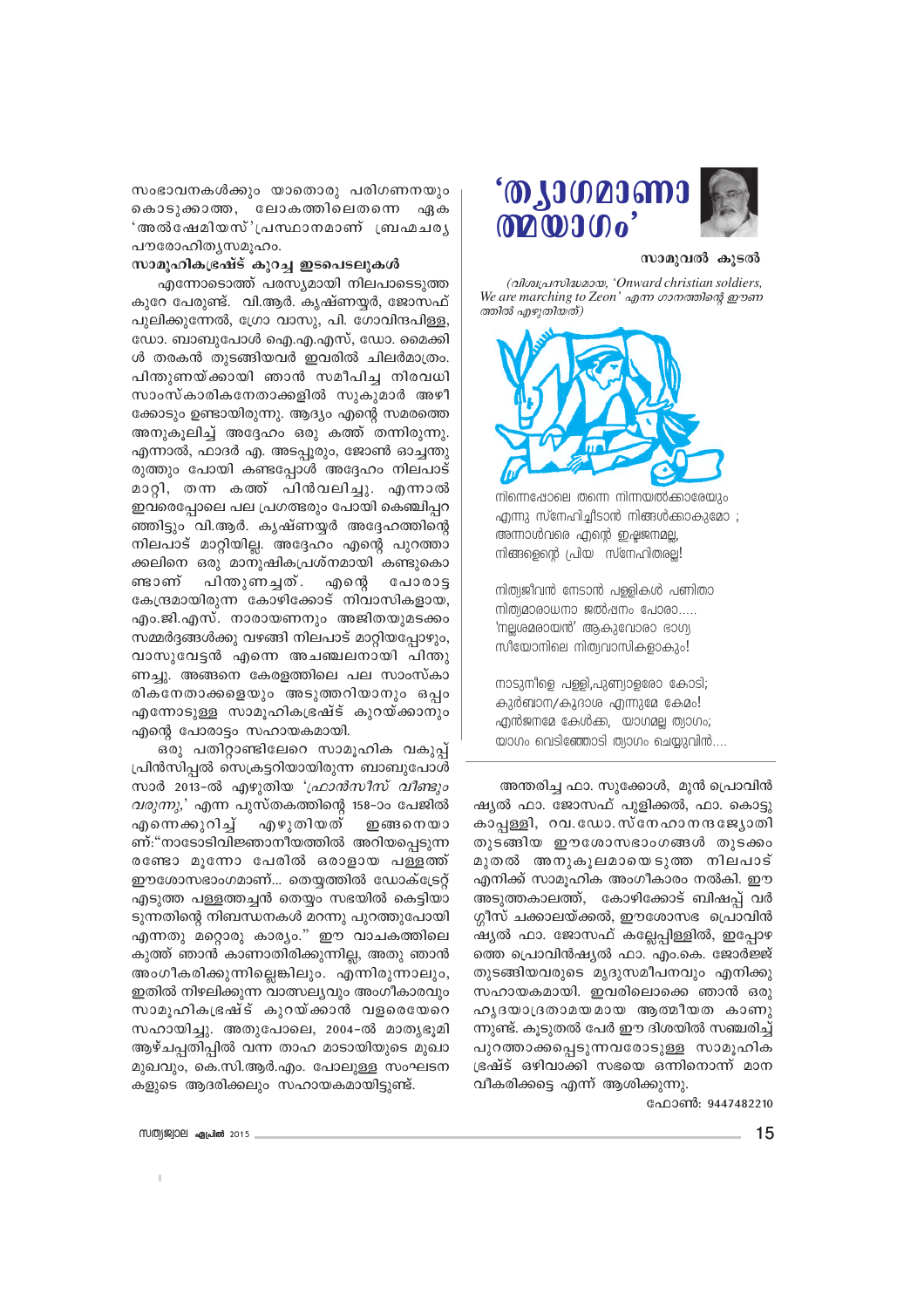സംഭാവനകൾക്കും യാതൊരു പരിഗണനയും കൊടുക്കാത്ത, ലോകത്തിലെതന്നെ ഏക 'അൽഷേമിയസ്'പ്രസ്ഥാനമാണ് ബ്രഹ്മചര്യ പൗരോഹിത്യസമൂഹം.

**സാമൂഹികഭ്രഷ്ട് കുറച്ച ഇടപെടലുകൾ**

എന്നോടൊത്ത് പരസ്യമായി നിലപാടെടുത്ത കുറേ പേരുണ്ട്. വി.ആർ. കൃഷ്ണയ്യർ, ജോസഫ് പുലിക്കുന്നേൽ, ഗ്രോ വാസു, പി. ഗോവിന്ദപിള്ള, ഡോ. ബാബുപോൾ ഐ.എ.എസ്, ഡോ. മൈക്കിൾ തരകൻ തുടങ്ങിയവർ ഇവരിൽ ചിലർമാത്രം. പിന്തുണയ്ക്കായി ഞാൻ സമീപിച്ച നിരവധി സാംസ്കാരികനേതാക്കളിൽ സുകുമാർ അഴീക്കോടും ഉണ്ടായിരുന്നു. ആദ്യം എന്റെ സമരത്തെ അനുകൂലിച്ച് അദ്ദേഹം ഒരു കത്ത് തന്നിരുന്നു. എന്നാൽ, ഫാദർ എ. അടപ്പൂരും, ജോൺ ഓച്ചന്തുരുത്തും പോയി കണ്ടപ്പോൾ അദ്ദേഹം നിലപാട് മാറ്റി, തന്ന കത്ത് പിൻവലിച്ചു. എന്നാൽ ഇവരെപ്പോലെ പല പ്രഗത്ഭരും പോയി കെഞ്ചിപ്പറഞ്ഞിട്ടും വി.ആർ. കൃഷ്ണയ്യർ അദ്ദേഹത്തിന്റെ നിലപാട് മാറ്റിയില്ല. അദ്ദേഹം എന്റെ പുറത്താക്കലിനെ ഒരു മാനുഷികപ്രശ്നമായി കണ്ടുകൊണ്ടാണ് പിന്തുണച്ചത്. എന്റെ പോരാട്ട കേന്ദ്രമായിരുന്ന കോഴിക്കോട് നിവാസികളായ, എം.ജി.എസ്. നാരായണനും അജിതയുമടക്കം സമ്മർദ്ദങ്ങൾക്കു വഴങ്ങി നിലപാട് മാറ്റിയപ്പോഴും, വാസുവേട്ടൻ എന്നെ അചഞ്ചലനായി പിന്തുണച്ചു. അങ്ങനെ കേരളത്തിലെ പല സാംസ്കാരികനേതാക്കളെയും അടുത്തറിയാനും ഒപ്പം എന്നോടുള്ള സാമൂഹികഭ്രഷ്ട് കുറയ്ക്കാനും എന്റെ പോരാട്ടം സഹായകമായി.

ഒരു പതിറ്റാണ്ടിലേറെ സാമൂഹിക വകുപ്പ് പ്രിൻസിപ്പൽ സെക്രട്ടറിയായിരുന്ന ബാബുപോൾ സാർ 2013-ൽ എഴുതിയ '*ഫ്രാൻസിസ് വീണ്ടും വരുന്നു,*' എന്ന പുസ്തകത്തിന്റെ 158-ാം പേജിൽ എന്നെക്കുറിച്ച് എഴുതിയത് ഇങ്ങനെയാണ്:"നാടോടിവിജ്ഞാനീയത്തിൽ അറിയപ്പെടുന്ന രണ്ടോ മൂന്നോ പേരിൽ ഒരാളായ പള്ളത്ത് ഈശോസഭാംഗമാണ്... തെയ്യത്തിൽ ഡോക്ട്രേറ്റ് എടുത്ത പള്ളത്തച്ചൻ തെയ്യം സഭയിൽ കെട്ടിയാടുന്നതിന്റെ നിബന്ധനകൾ മറന്നു പുറത്തുപോയി എന്നതു മറ്റൊരു കാര്യം." ഈ വാചകത്തിലെ കുത്ത് ഞാൻ കാണാതിരിക്കുന്നില്ല, അതു ഞാൻ അംഗീകരിക്കുന്നില്ലെങ്കിലും. എന്നിരുന്നാലും, ഇതിൽ നിഴലിക്കുന്ന വാത്സല്യവും അംഗീകാരവും സാമൂഹികഭ്രഷ്ട് കുറയ്ക്കാൻ വളരെയേറെ സഹായിച്ചു. അതുപോലെ, 2004-ൽ മാതൃഭൂമി ആഴ്ചപ്പതിപ്പിൽ വന്ന താഹ മാടായിയുടെ മുഖാമുഖവും, കെ.സി.ആർ.എം. പോലുള്ള സംഘടനകളുടെ ആദരിക്കലും സഹായകമായിട്ടുണ്ട്.

# 'ത്യാഗമാണാത്മയാഗം'

**സാമുവൽ കൂടൽ**

*(വിശ്വപ്രസിദ്ധമായ, 'Onward christian soldiers, We are marching to Zeon' എന്ന ഗാനത്തിന്റെ ഈണത്തിൽ എഴുതിയത്)*

നിന്നെപ്പോലെ തന്നെ നിന്നയൽക്കാരേയും
എന്നു സ്നേഹിച്ചിടാൻ നിങ്ങൾക്കാകുമോ ;
അന്നാൾവരെ എന്റെ ഇഷ്ടജനമല്ല,
നിങ്ങളെന്റെ പ്രിയ സ്നേഹിതരല്ല!

നിത്യജീവൻ നേടാൻ പള്ളികൾ പണിതാ
നിത്യമാരാധനാ ജൽപനം പോരാ.....
'നല്ലശമരായൻ' ആകുവോരാ ഭാഗ്യ
സീയോനിലെ നിത്യവാസികളാകും!

നാടുനീളെ പള്ളി,പുണ്യാളരോ കോടി;
കുർബാന/കൂദാശ എന്നുമേ കേമം!
എൻജനമേ കേൾക്ക, യാഗമല്ല ത്യാഗം;
യാഗം വെടിഞ്ഞോടി ത്യാഗം ചെയ്യുവിൻ....

അന്തരിച്ച ഫാ. സുക്കോൾ, മുൻ പ്രൊവിൻഷ്യൽ ഫാ. ജോസഫ് പുളിക്കൽ, ഫാ. കൊട്ടുകാപ്പള്ളി, റവ.ഡോ.സ്നേഹാനന്ദജ്യോതി തുടങ്ങിയ ഈശോസഭാംഗങ്ങൾ തുടക്കംമുതൽ അനുകൂലമായെടുത്ത നിലപാട് എനിക്ക് സാമൂഹിക അംഗീകാരം നൽകി. ഈ അടുത്തകാലത്ത്, കോഴിക്കോട് ബിഷപ്പ് വർഗ്ഗീസ് ചക്കാലയ്ക്കൽ, ഈശോസഭ പ്രൊവിൻഷ്യൽ ഫാ. ജോസഫ് കല്ലേപ്പിള്ളിൽ, ഇപ്പോഴത്തെ പ്രൊവിൻഷ്യൽ ഫാ. എം.കെ. ജോർജ്ജ് തുടങ്ങിയവരുടെ മൃദുസമീപനവും എനിക്കു സഹായകമായി. ഇവരിലൊക്കെ ഞാൻ ഒരു ഹൃദയാദ്രതാമയമായ ആത്മീയത കാണുന്നുണ്ട്. കൂടുതൽ പേർ ഈ ദിശയിൽ സഞ്ചരിച്ച് പുറത്താക്കപ്പെടുന്നവരോടുള്ള സാമൂഹിക ഭ്രഷ്ട് ഒഴിവാക്കി സഭയെ ഒന്നിനൊന്ന് മാനവീകരിക്കട്ടെ എന്ന് ആശിക്കുന്നു.

ഫോൺ: 9447482210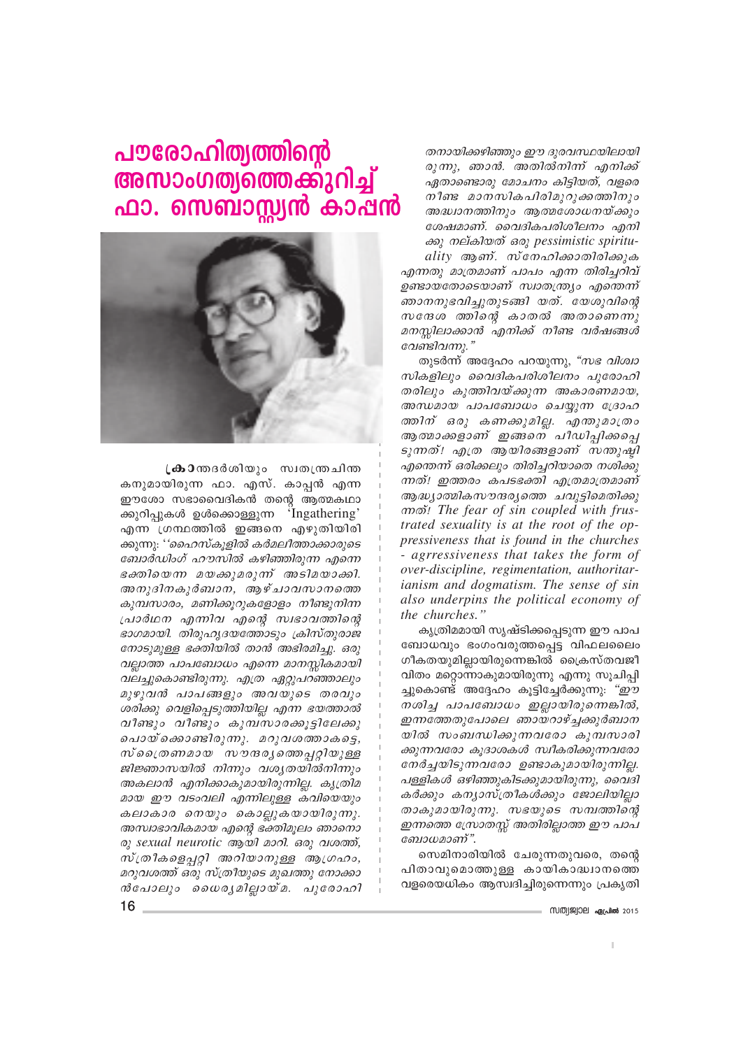# പൗരോഹിത്യത്തിന്റെ അസാംഗത്യത്തെക്കുറിച്ച് ഫാ. സെബാസ്റ്റ്യൻ കാപ്പൻ

ക്രാന്തദർശിയും സ്വതന്ത്രചിന്തകനുമായിരുന്ന ഫാ. എസ്. കാപ്പൻ എന്ന ഈശോ സഭാവൈദികൻ തന്റെ ആത്മകഥാക്കുറിപ്പുകൾ ഉൾക്കൊള്ളുന്ന 'Ingathering' എന്ന ഗ്രന്ഥത്തിൽ ഇങ്ങനെ എഴുതിയിരിക്കുന്നു: *''ഹൈസ്കൂളിൽ കർമലീത്താക്കാരുടെ ബോർഡിംഗ് ഹൗസിൽ കഴിഞ്ഞിരുന്ന എന്നെ ഭക്തിയെന്ന മയക്കുമരുന്ന് അടിമയാക്കി. അനുദിനകുർബാന, ആഴ്ചാവസാനത്തെ കുമ്പസാരം, മണിക്കൂറുകളോളം നീണ്ടുനിന്ന പ്രാർഥന എന്നിവ എന്റെ സ്വഭാവത്തിന്റെ ഭാഗമായി. തിരുഹൃദയത്തോടും ക്രിസ്തുരാജനോടുമുള്ള ഭക്തിയിൽ താൻ അഭിരമിച്ചു. ഒരു വല്ലാത്ത പാപബോധം എന്നെ മാനസികമായി വലച്ചുകൊണ്ടിരുന്നു. എത്ര ഏറ്റുപറഞ്ഞാലും മുഴുവൻ പാപങ്ങളും അവയുടെ തരവും ശരിക്കു വെളിപ്പെടുത്തിയില്ല എന്ന ഭയത്താൽ വീണ്ടും വീണ്ടും കുമ്പസാരക്കൂട്ടിലേക്കു പൊയ്ക്കൊണ്ടിരുന്നു. മറുവശത്താകട്ടെ, സ്ത്രൈണമായ സൗന്ദര്യത്തെപ്പറ്റിയുള്ള ജിജ്ഞാസയിൽ നിന്നും വശ്യതയിൽനിന്നും അകലാൻ എനിക്കാകുമായിരുന്നില്ല. കൃത്രിമമായ ഈ വടംവലി എന്നിലുള്ള കവിയെയും കലാകാരനെയും കൊല്ലുകയായിരുന്നു. അസ്വാഭാവികമായ എന്റെ ഭക്തിമൂലം ഞാനൊരു sexual neurotic ആയി മാറി. ഒരു വശത്ത്, സ്ത്രീകളെപ്പറ്റി അറിയാനുള്ള ആഗ്രഹം, മറുവശത്ത് ഒരു സ്ത്രീയുടെ മുഖത്തു നോക്കാൻപോലും ധൈര്യമില്ലായ്മ. പുരോഹിതനായിക്കഴിഞ്ഞും ഈ ദുരവസ്ഥയിലായിരുന്നു, ഞാൻ. അതിൽനിന്ന് എനിക്ക് ഏതാണ്ടൊരു മോചനം കിട്ടിയത്, വളരെ നീണ്ട മാനസികപിരിമുറുക്കത്തിനും അദ്ധ്വാനത്തിനും ആത്മശോധനയ്ക്കും ശേഷമാണ്. വൈദികപരിശീലനം എനിക്കു നല്കിയത് ഒരു pessimistic spirituality ആണ്. സ്നേഹിക്കാതിരിക്കുക എന്നതു മാത്രമാണ് പാപം എന്ന തിരിച്ചറിവ് ഉണ്ടായതോടെയാണ് സ്വാതന്ത്ര്യം എന്തെന്ന് ഞാനനുഭവിച്ചുതുടങ്ങി യത്. യേശുവിന്റെ സന്ദേശ ത്തിന്റെ കാതൽ അതാണെന്നു മനസ്സിലാക്കാൻ എനിക്ക് നീണ്ട വർഷങ്ങൾ വേണ്ടിവന്നു."*

തുടർന്ന് അദ്ദേഹം പറയുന്നു, *"സഭ വിശ്വാസികളിലും വൈദികപരിശീലനം പുരോഹിതരിലും കുത്തിവയ്ക്കുന്ന അകാരണമായ, അന്ധമായ പാപബോധം ചെയ്യുന്ന ദ്രോഹത്തിന് ഒരു കണക്കുമില്ല. എന്തുമാത്രം ആത്മാക്കളാണ് ഇങ്ങനെ പീഡിപ്പിക്കപ്പെടുന്നത്! എത്ര ആയിരങ്ങളാണ് സന്തുഷ്ടി എന്തെന്ന് ഒരിക്കലും തിരിച്ചറിയാതെ നശിക്കുന്നത്! ഇത്തരം കപടഭക്തി എത്രമാത്രമാണ് ആദ്ധ്യാത്മികസൗന്ദര്യത്തെ ചവുട്ടിമെതിക്കുന്നത്! The fear of sin coupled with frustrated sexuality is at the root of the oppressiveness that is found in the churches - agrressiveness that takes the form of over-discipline, regimentation, authoritarianism and dogmatism. The sense of sin also underpins the political economy of the churches."*

കൃത്രിമമായി സൃഷ്ടിക്കപ്പെടുന്ന ഈ പാപബോധവും ഭംഗംവരുത്തപ്പെട്ട വിഫലലൈംഗീകതയുമില്ലായിരുന്നെങ്കിൽ ക്രൈസ്തവജീവിതം മറ്റൊന്നാകുമായിരുന്നു എന്നു സൂചിപ്പിച്ചുകൊണ്ട് അദ്ദേഹം കൂട്ടിച്ചേർക്കുന്നു: *"ഈ നശിച്ച പാപബോധം ഇല്ലായിരുന്നെങ്കിൽ, ഇന്നത്തേതുപോലെ ഞായറാഴ്ച്ചക്കുർബാനയിൽ സംബന്ധിക്കുന്നവരോ കുമ്പസാരിക്കുന്നവരോ കൂദാശകൾ സ്വീകരിക്കുന്നവരോ നേർച്ചയിടുന്നവരോ ഉണ്ടാകുമായിരുന്നില്ല. പള്ളികൾ ഒഴിഞ്ഞുകിടക്കുമായിരുന്നു, വൈദികർക്കും കന്യാസ്ത്രീകൾക്കും ജോലിയില്ലാതാകുമായിരുന്നു. സഭയുടെ സമ്പത്തിന്റെ ഇന്നത്തെ സ്രോതസ്സ് അതിരില്ലാത്ത ഈ പാപബോധമാണ്".*

സെമിനാരിയിൽ ചേരുന്നതുവരെ, തന്റെ പിതാവുമൊത്തുള്ള കായികാദ്ധ്വാനത്തെ വളരെയധികം ആസ്വദിച്ചിരുന്നെന്നും പ്രകൃതി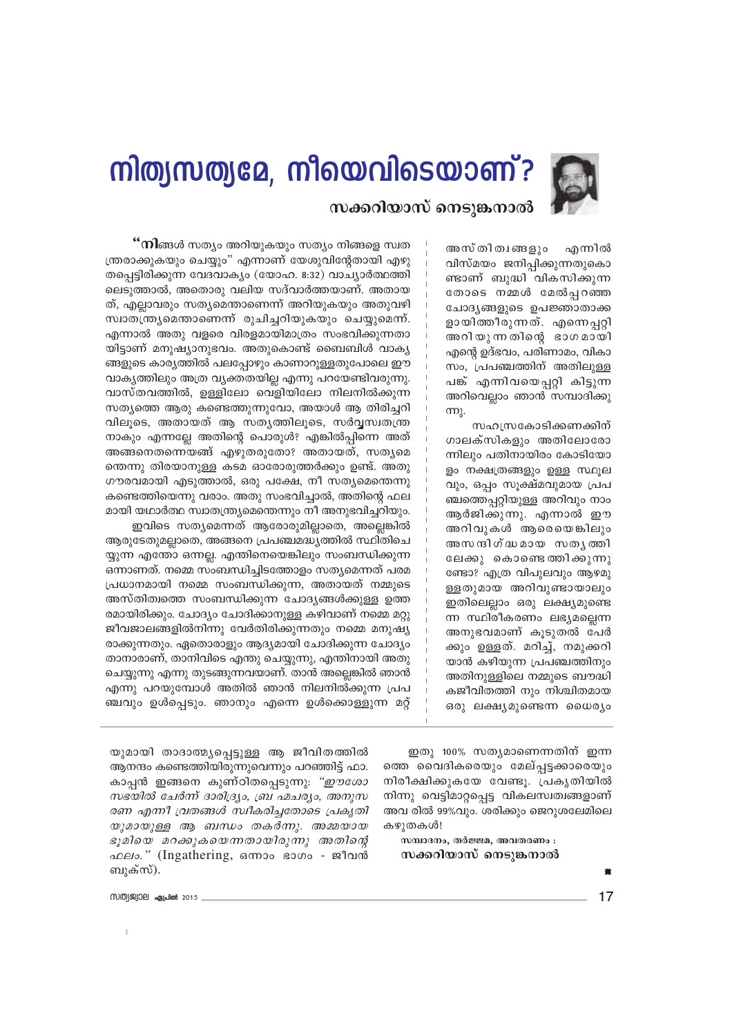# നിത്യസത്യമേ, നീയെവിടെയാണ്?

## സക്കറിയാസ് നെടുങ്കനാൽ

"നിങ്ങൾ സത്യം അറിയുകയും സത്യം നിങ്ങളെ സ്വതന്ത്രരാക്കുകയും ചെയ്യും" എന്നാണ് യേശുവിന്റേതായി എഴുതപ്പെട്ടിരിക്കുന്ന വേദവാക്യം (യോഹ. 8:32) വാച്യാർത്ഥത്തിലെടുത്താൽ, അതൊരു വലിയ സദ്വാർത്തയാണ്. അതായത്, എല്ലാവരും സത്യമെന്താണെന്ന് അറിയുകയും അതുവഴി സ്വാതന്ത്ര്യമെന്താണെന്ന് രുചിച്ചറിയുകയും ചെയ്യുമെന്ന്. എന്നാൽ അതു വളരെ വിരളമായിമാത്രം സംഭവിക്കുന്നതായിട്ടാണ് മനുഷ്യാനുഭവം. അതുകൊണ്ട് ബൈബിൾ വാക്യങ്ങളുടെ കാര്യത്തിൽ പലപ്പോഴും കാണാറുള്ളതുപോലെ ഈ വാക്യത്തിലും അത്ര വ്യക്തതയില്ല എന്നു പറയേണ്ടിവരുന്നു. വാസ്തവത്തിൽ, ഉള്ളിലോ വെളിയിലോ നിലനിൽക്കുന്ന സത്യത്തെ ആരു കണ്ടെത്തുന്നുവോ, അയാൾ ആ തിരിച്ചറിവിലൂടെ, അതായത് ആ സത്യത്തിലൂടെ, സർവ്വസ്വതന്ത്രനാകും എന്നല്ലേ അതിന്റെ പൊരുൾ? എങ്കിൽപ്പിന്നെ അത് അങ്ങനെതന്നെയങ്ങ് എഴുതരുതോ? അതായത്, സത്യമെന്തെന്നു തിരയാനുള്ള കടമ ഓരോരുത്തർക്കും ഉണ്ട്. അതു ഗൗരവമായി എടുത്താൽ, ഒരു പക്ഷേ, നീ സത്യമെന്തെന്നു കണ്ടെത്തിയെന്നു വരാം. അതു സംഭവിച്ചാൽ, അതിന്റെ ഫലമായി യഥാർത്ഥ സ്വാതന്ത്ര്യമെന്തെന്നും നീ അനുഭവിച്ചറിയും.

ഇവിടെ സത്യമെന്നത് ആരോരുമില്ലാതെ, അല്ലെങ്കിൽ ആരുടേതുമല്ലാതെ, അങ്ങനെ പ്രപഞ്ചമദ്ധ്യത്തിൽ സ്ഥിതിചെയ്യുന്ന എന്തോ ഒന്നല്ല. എന്തിനെയെങ്കിലും സംബന്ധിക്കുന്ന ഒന്നാണത്. നമ്മെ സംബന്ധിച്ചിടത്തോളം സത്യമെന്നത് പരമപ്രധാനമായി നമ്മെ സംബന്ധിക്കുന്ന, അതായത് നമ്മുടെ അസ്തിത്വത്തെ സംബന്ധിക്കുന്ന ചോദ്യങ്ങൾക്കുള്ള ഉത്തരമായിരിക്കും. ചോദ്യം ചോദിക്കാനുള്ള കഴിവാണ് നമ്മെ മറ്റു ജീവജാലങ്ങളിൽനിന്നു വേർതിരിക്കുന്നതും നമ്മെ മനുഷ്യരാക്കുന്നതും. ഏതൊരാളും ആദ്യമായി ചോദിക്കുന്ന ചോദ്യം താനാരാണ്, താനിവിടെ എന്തു ചെയ്യുന്നു, എന്തിനായി അതു ചെയ്യുന്നു എന്നു തുടങ്ങുന്നവയാണ്. താൻ അല്ലെങ്കിൽ ഞാൻ എന്നു പറയുമ്പോൾ അതിൽ ഞാൻ നിലനിൽക്കുന്ന പ്രപഞ്ചവും ഉൾപ്പെടും. ഞാനും എന്നെ ഉൾക്കൊള്ളുന്ന മറ്റ് അസ്തിത്വങ്ങളും എന്നിൽ വിസ്മയം ജനിപ്പിക്കുന്നതുകൊണ്ടാണ് ബുദ്ധി വികസിക്കുന്നതോടെ നമ്മൾ മേൽപ്പറഞ്ഞ ചോദ്യങ്ങളുടെ ഉപജ്ഞാതാക്കളായിത്തീരുന്നത്. എന്നെപ്പറ്റി അറിയുന്നതിന്റെ ഭാഗമായി എന്റെ ഉദ്ഭവം, പരിണാമം, വികാസം, പ്രപഞ്ചത്തിന് അതിലുള്ള പങ്ക് എന്നിവയെപ്പറ്റി കിട്ടുന്ന അറിവെല്ലാം ഞാൻ സമ്പാദിക്കുന്നു.

സഹസ്രകോടിക്കണക്കിന് ഗാലക്സികളും അതിലോരോന്നിലും പതിനായിരം കോടിയോളം നക്ഷത്രങ്ങളും ഉള്ള സ്ഥൂലവും, ഒപ്പം സൂക്ഷ്മവുമായ പ്രപഞ്ചത്തെപ്പറ്റിയുള്ള അറിവും നാം ആർജിക്കുന്നു. എന്നാൽ ഈ അറിവുകൾ ആരെയെങ്കിലും അസന്ദിഗ്ദ്ധമായ സത്യത്തിലേക്കു കൊണ്ടെത്തിക്കുന്നുണ്ടോ? എത്ര വിപുലവും ആഴമുള്ളതുമായ അറിവുണ്ടായാലും ഇതിലെല്ലാം ഒരു ലക്ഷ്യമുണ്ടെന്ന സ്ഥിരീകരണം ലഭ്യമല്ലെന്ന അനുഭവമാണ് കൂടുതൽ പേർക്കും ഉള്ളത്. മറിച്ച്, നമുക്കറിയാൻ കഴിയുന്ന പ്രപഞ്ചത്തിനും അതിനുള്ളിലെ നമ്മുടെ ബൗദ്ധികജീവിതത്തിനും നിശ്ചിതമായ ഒരു ലക്ഷ്യമുണ്ടെന്ന ധൈര്യം

---

യുമായി താദാത്മ്യപ്പെട്ടുള്ള ആ ജീവിതത്തിൽ ആനന്ദം കണ്ടെത്തിയിരുന്നുവെന്നും പറഞ്ഞിട്ട് ഫാ. കാപ്പൻ ഇങ്ങനെ കുണ്ഠിതപ്പെടുന്നു: *"ഈശോസഭയിൽ ചേർന്ന് ദാരിദ്ര്യം, ബ്രഹ്മചര്യം, അനുസരണ എന്നീ വ്രതങ്ങൾ സ്വീകരിച്ചതോടെ പ്രകൃതിയുമായുള്ള ആ ബന്ധം തകർന്നു. അമ്മയായ ഭൂമിയെ മറക്കുകയെന്നതായിരുന്നു അതിന്റെ ഫലം."* (Ingathering, ഒന്നാം ഭാഗം - ജീവൻ ബുക്സ്).

ഇതു 100% സത്യമാണെന്നതിന് ഇന്നത്തെ വൈദികരെയും മേല്പ്പട്ടക്കാരെയും നിരീക്ഷിക്കുകയേ വേണ്ടൂ. പ്രകൃതിയിൽ നിന്നു വെട്ടിമാറ്റപ്പെട്ട വികലസത്വങ്ങളാണ് അവ രിൽ 99%വും. ശരിക്കും ജെറുശലേമിലെ കഴുതകൾ!

**സമ്പാദനം, തർജ്ജമ, അവതരണം :**
**സക്കറിയാസ് നെടുങ്കനാൽ**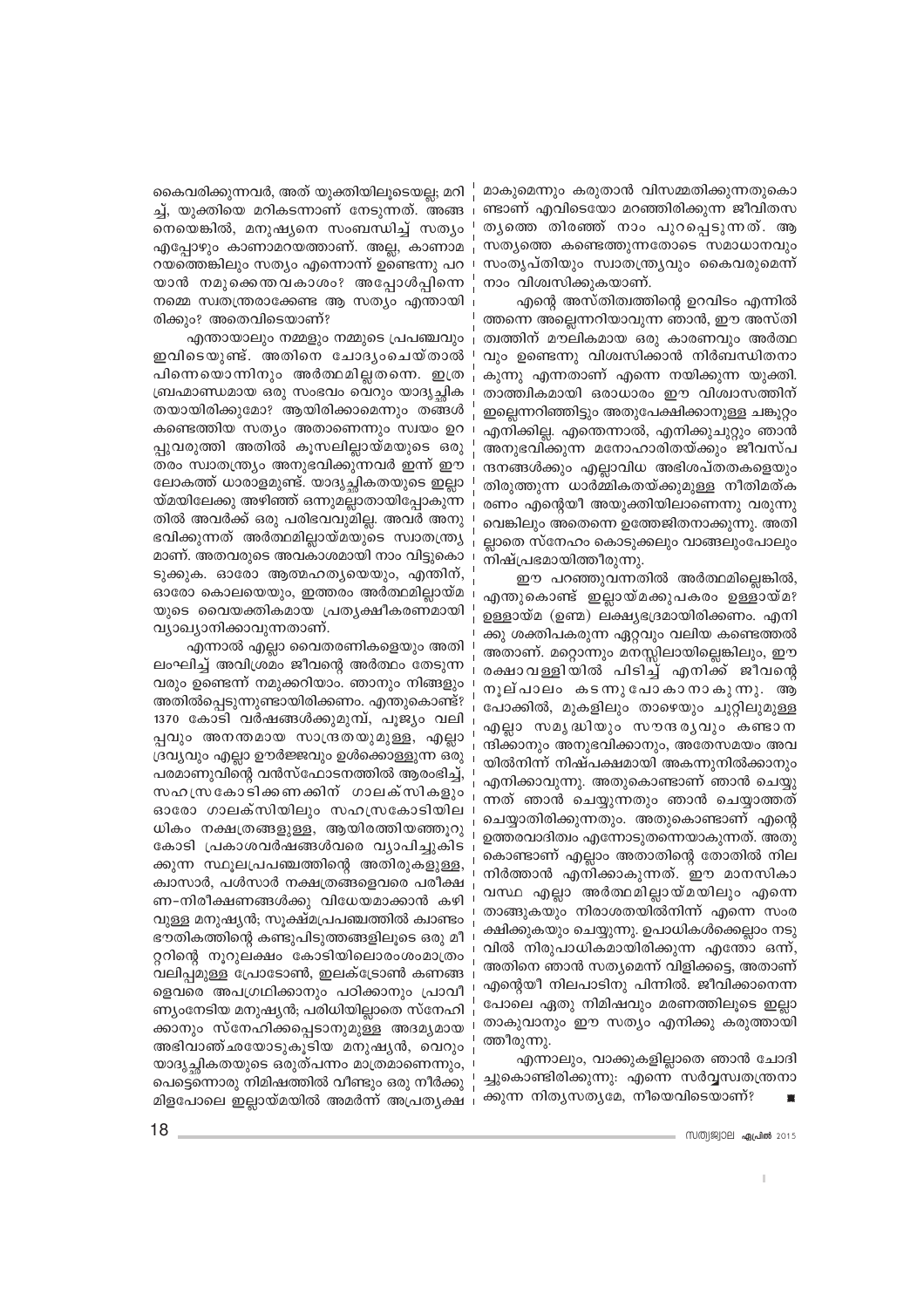കൈവരിക്കുന്നവർ, അത് യുക്തിയിലൂടെയല്ല; മറിച്ച്, യുക്തിയെ മറികടന്നാണ് നേടുന്നത്. അങ്ങനെയെങ്കിൽ, മനുഷ്യനെ സംബന്ധിച്ച് സത്യം എപ്പോഴും കാണാമറയത്താണ്. അല്ല, കാണാമറയത്തെങ്കിലും സത്യം എന്നൊന്ന് ഉണ്ടെന്നു പറയാൻ നമുക്കെന്തവകാശം? അപ്പോൾപ്പിന്നെ നമ്മെ സ്വതന്ത്രരാക്കേണ്ട ആ സത്യം എന്തായിരിക്കും? അതെവിടെയാണ്?

എന്തായാലും നമ്മളും നമ്മുടെ പ്രപഞ്ചവും ഇവിടെയുണ്ട്. അതിനെ ചോദ്യംചെയ്താൽ പിന്നെയൊന്നിനും അർത്ഥമില്ലതന്നെ. ഇത്ര ബ്രഹ്മാണ്ഡമായ ഒരു സംഭവം വെറും യാദൃച്ഛികതയായിരിക്കുമോ? ആയിരിക്കാമെന്നും തങ്ങൾ കണ്ടെത്തിയ സത്യം അതാണെന്നും സ്വയം ഉറപ്പുവരുത്തി അതിൽ കൂസലില്ലായ്മയുടെ ഒരുതരം സ്വാതന്ത്ര്യം അനുഭവിക്കുന്നവർ ഇന്ന് ഈ ലോകത്ത് ധാരാളമുണ്ട്. യാദൃച്ഛികതയുടെ ഇല്ലായ്മയിലേക്കു അഴിഞ്ഞ് ഒന്നുമല്ലാതായിപ്പോകുന്നതിൽ അവർക്ക് ഒരു പരിഭവവുമില്ല. അവർ അനുഭവിക്കുന്നത് അർത്ഥമില്ലായ്മയുടെ സ്വാതന്ത്ര്യമാണ്. അതവരുടെ അവകാശമായി നാം വിട്ടുകൊടുക്കുക. ഓരോ ആത്മഹത്യയെയും, എന്തിന്, ഓരോ കൊലയെയും, ഇത്തരം അർത്ഥമില്ലായ്മയുടെ വൈയക്തികമായ പ്രത്യക്ഷീകരണമായി വ്യാഖ്യാനിക്കാവുന്നതാണ്.

എന്നാൽ എല്ലാ വൈതരണികളെയും അതിലംഘിച്ച് അവിശ്രമം ജീവന്റെ അർത്ഥം തേടുന്നവരും ഉണ്ടെന്ന് നമുക്കറിയാം. ഞാനും നിങ്ങളും അതിൽപ്പെടുന്നുണ്ടായിരിക്കണം. എന്തുകൊണ്ട്? 1370 കോടി വർഷങ്ങൾക്കുമുമ്പ്, പൂജ്യം വലിപ്പവും അനന്തമായ സാന്ദ്രതയുമുള്ള, എല്ലാ ദ്രവ്യവും എല്ലാ ഊർജ്ജവും ഉൾക്കൊള്ളുന്ന ഒരു പരമാണുവിന്റെ വൻസ്ഫോടനത്തിൽ ആരംഭിച്ച്, സഹസ്രകോടിക്കണക്കിന് ഗാലക്സികളും ഓരോ ഗാലക്സിയിലും സഹസ്രകോടിയിലധികം നക്ഷത്രങ്ങളുമുള്ള, ആയിരത്തിയഞ്ഞൂറു കോടി പ്രകാശവർഷങ്ങൾവരെ വ്യാപിച്ചുകിടക്കുന്ന സ്ഥൂലപ്രപഞ്ചത്തിന്റെ അതിരുകളുള്ള, ക്വാസാർ, പൾസാർ നക്ഷത്രങ്ങളെവരെ പരീക്ഷണ-നിരീക്ഷണങ്ങൾക്കു വിധേയമാക്കാൻ കഴിവുള്ള മനുഷ്യൻ; സൂക്ഷ്മപ്രപഞ്ചത്തിൽ കാണം ഭൗതികത്തിന്റെ കണ്ടുപിടുത്തങ്ങളിലൂടെ ഒരു മീറ്ററിന്റെ നൂറുലക്ഷം കോടിയിലൊരംശംമാത്രം വലിപ്പമുള്ള പ്രോട്ടോൺ, ഇലക്ട്രോൺ കണങ്ങളെവരെ അപഗ്രഥിക്കാനും പഠിക്കാനും പ്രാവീണ്യംനേടിയ മനുഷ്യൻ; പരിധിയില്ലാതെ സ്നേഹിക്കാനും സ്നേഹിക്കപ്പെടാനുമുള്ള അദമ്യമായ അഭിവാഞ്ഛയോടുകൂടിയ മനുഷ്യൻ, വെറും യാദൃച്ഛികതയുടെ ഒരുത്പന്നം മാത്രമാണെന്നും, പെട്ടെന്നൊരു നിമിഷത്തിൽ വീണ്ടും ഒരു നീർക്കുമിളപോലെ ഇല്ലായ്മയിൽ അമർന്ന് അപ്രത്യക്ഷമാകുമെന്നും കരുതാൻ വിസമ്മതിക്കുന്നതുകൊണ്ടാണ് എവിടെയോ മറഞ്ഞിരിക്കുന്ന ജീവിതസത്യത്തെ തിരഞ്ഞ് നാം പുറപ്പെടുന്നത്. ആ സത്യത്തെ കണ്ടെത്തുന്നതോടെ സമാധാനവും സംതൃപ്തിയും സ്വാതന്ത്ര്യവും കൈവരുമെന്ന് നാം വിശ്വസിക്കുകയാണ്.

എന്റെ അസ്തിത്വത്തിന്റെ ഉറവിടം എന്നിൽത്തന്നെ അല്ലെന്നറിയാവുന്ന ഞാൻ, ഈ അസ്തിത്വത്തിന് മൗലികമായ ഒരു കാരണവും അർത്ഥവും ഉണ്ടെന്നു വിശ്വസിക്കാൻ നിർബന്ധിതനാകുന്നു എന്നതാണ് എന്നെ നയിക്കുന്ന യുക്തി. താത്ത്വികമായി ഒരാധാരം ഈ വിശ്വാസത്തിന് ഇല്ലെന്നറിഞ്ഞിട്ടും അതുപേക്ഷിക്കാനുള്ള ചങ്കൂറ്റം എനിക്കില്ല. എന്തെന്നാൽ, എനിക്കുചുറ്റും ഞാൻ അനുഭവിക്കുന്ന മനോഹാരിതയ്ക്കും ജീവസ്പന്ദനങ്ങൾക്കും എല്ലാവിധ അഭിശപ്തതകളെയും തിരുത്തുന്ന ധാർമ്മികതയ്ക്കുമുള്ള നീതിമത്കരണം എന്റെയീ അയുക്തിയിലാണെന്നു വരുന്നുവെങ്കിലും അതെന്നെ ഉത്തേജിതനാക്കുന്നു. അതില്ലാതെ സ്നേഹം കൊടുക്കലും വാങ്ങലുംപോലും നിഷ്പ്രഭമായിത്തീരുന്നു.

ഈ പറഞ്ഞുവന്നതിൽ അർത്ഥമില്ലെങ്കിൽ, എന്തുകൊണ്ട് ഇല്ലായ്മക്കുപകരം ഉള്ളായ്മ? ഉള്ളായ്മ (ഉണ്മ) ലക്ഷ്യഭദ്രമായിരിക്കണം. എനിക്കു ശക്തിപകരുന്ന ഏറ്റവും വലിയ കണ്ടെത്തൽ അതാണ്. മറ്റൊന്നും മനസ്സിലായില്ലെങ്കിലും, ഈ രക്ഷാവള്ളിയിൽ പിടിച്ച് എനിക്ക് ജീവന്റെ നൂല്പാലം കടന്നുപോകാനാകുന്നു. ആ പോക്കിൽ, മുകളിലും താഴെയും ചുറ്റിലുമുള്ള എല്ലാ സമൃദ്ധിയും സൗന്ദര്യവും കണ്ടാനന്ദിക്കാനും അനുഭവിക്കാനും, അതേസമയം അവയിൽനിന്ന് നിഷ്പക്ഷമായി അകന്നുനിൽക്കാനും എനിക്കാവുന്നു. അതുകൊണ്ടാണ് ഞാൻ ചെയ്യുന്നത് ഞാൻ ചെയ്യുന്നതും ഞാൻ ചെയ്യാത്തത് ചെയ്യാതിരിക്കുന്നതും. അതുകൊണ്ടാണ് എന്റെ ഉത്തരവാദിത്വം എന്നോടുതന്നെയാകുന്നത്. അതുകൊണ്ടാണ് എല്ലാം അതാതിന്റെ തോതിൽ നിലനിർത്താൻ എനിക്കാകുന്നത്. ഈ മാനസികാവസ്ഥ എല്ലാ അർത്ഥമില്ലായ്മയിലും എന്നെ താങ്ങുകയും നിരാശതയിൽനിന്ന് എന്നെ സംരക്ഷിക്കുകയും ചെയ്യുന്നു. ഉപാധികൾക്കെല്ലാം നടുവിൽ നിരുപാധികമായിരിക്കുന്ന എന്തോ ഒന്ന്, അതിനെ ഞാൻ സത്യമെന്ന് വിളിക്കട്ടെ, അതാണ് എന്റെയീ നിലപാടിനു പിന്നിൽ. ജീവിക്കാനെന്നപോലെ ഏതു നിമിഷവും മരണത്തിലൂടെ ഇല്ലാതാകുവാനും ഈ സത്യം എനിക്കു കരുത്തായിത്തീരുന്നു.

എന്നാലും, വാക്കുകളില്ലാതെ ഞാൻ ചോദിച്ചുകൊണ്ടിരിക്കുന്നു: എന്നെ സർവ്വസ്വതന്ത്രനാക്കുന്ന നിത്യസത്യമേ, നീയെവിടെയാണ്? ■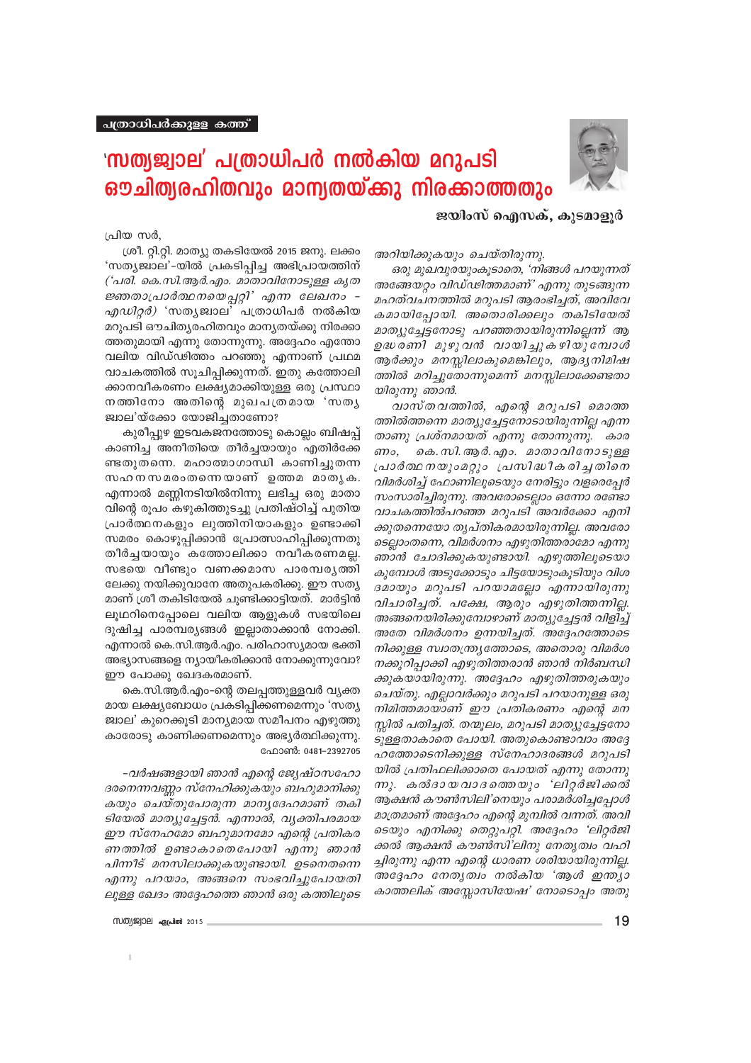പത്രാധിപർക്കുള്ള കത്ത്

# 'സത്യജ്വാല' പത്രാധിപർ നൽകിയ മറുപടി ഔചിത്യരഹിതവും മാന്യതയ്ക്കു നിരക്കാത്തതും

**ജയിംസ് ഐസക്, കുടമാളൂർ**

പ്രിയ സർ,

ശ്രീ. റ്റി.റ്റി. മാത്യു തകടിയേൽ 2015 ജനു. ലക്കം 'സത്യജ്വാല'-യിൽ പ്രസിദ്ധീകരിച്ച അഭിപ്രായത്തിന് ('പരി. കെ.സി.ആർ.എം. മാതാവിനോടുള്ള കൃതജ്ഞതാപ്രാർത്ഥനയെപ്പറ്റി' എന്ന ലേഖനം - എഡിറ്റർ) 'സത്യജ്വാല' പത്രാധിപർ നൽകിയ മറുപടി ഔചിത്യരഹിതവും മാന്യതയ്ക്കു നിരക്കാത്തതുമായി എന്നു തോന്നുന്നു. അദ്ദേഹം എന്തോ വലിയ വിഡ്ഢിത്തം പറഞ്ഞു എന്നാണ് പ്രഥമ വാചകത്തിൽ സൂചിപ്പിക്കുന്നത്. ഇതു കത്തോലിക്കാനവീകരണം ലക്ഷ്യമാക്കിയുള്ള ഒരു പ്രസ്ഥാനത്തിനോ അതിന്റെ മുഖപത്രമായ 'സത്യജ്വാല'യ്ക്കോ യോജിച്ചതാണോ?

കുരീപ്പുഴ ഇടവകജനത്തോടു കൊല്ലം ബിഷപ്പ് കാണിച്ച അനീതിയെ തീർച്ചയായും എതിർക്കേണ്ടതുതന്നെ. മഹാത്മാഗാന്ധി കാണിച്ചുതന്ന സഹനസമരംതന്നെയാണ് ഉത്തമ മാതൃക. എന്നാൽ മണ്ണിനടിയിൽനിന്നു ലഭിച്ച ഒരു മാതാവിന്റെ രൂപം കഴുകിത്തുടച്ചു പ്രതിഷ്ഠിച്ച് പുതിയ പ്രാർത്ഥനകളും ലുത്തിനിയാകളും ഉണ്ടാക്കി സമരം കൊഴുപ്പിക്കാൻ പ്രോത്സാഹിപ്പിക്കുന്നതു തീർച്ചയായും കത്തോലിക്കാ നവീകരണമല്ല. സഭയെ വീണ്ടും വണക്കമാസ പാരമ്പര്യത്തിലേക്കു നയിക്കുവാനേ അതുപകരിക്കൂ. ഈ സത്യമാണ് ശ്രീ തകിടിയേൽ ചൂണ്ടിക്കാട്ടിയത്. മാർട്ടിൻ ലൂഥറിനെപ്പോലെ വലിയ ആളുകൾ സഭയിലെ ദുഷിച്ച പാരമ്പര്യങ്ങൾ ഇല്ലാതാക്കാൻ നോക്കി. എന്നാൽ കെ.സി.ആർ.എം. പരിഹാസ്യമായ ഭക്തി അഭ്യാസങ്ങളെ ന്യായീകരിക്കാൻ നോക്കുന്നുവോ? ഈ പോക്കു ഖേദകരമാണ്.

കെ.സി.ആർ.എം-ന്റെ തലപ്പത്തുള്ളവർ വ്യക്തമായ ലക്ഷ്യബോധം പ്രകടിപ്പിക്കണമെന്നും 'സത്യജ്വാല' കുറെക്കൂടി മാന്യമായ സമീപനം എഴുത്തുകാരോടു കാണിക്കണമെന്നും അഭ്യർത്ഥിക്കുന്നു.

ഫോൺ: 0481-2392705

*-വർഷങ്ങളായി ഞാൻ എന്റെ ജ്യേഷ്ഠസഹോദരനെന്നവണ്ണം സ്നേഹിക്കുകയും ബഹുമാനിക്കുകയും ചെയ്തുപോരുന്ന മാന്യദേഹമാണ് തകിടിയേൽ മാത്യുച്ചേട്ടൻ. എന്നാൽ, വ്യക്തിപരമായ ഈ സ്നേഹമോ ബഹുമാനമോ എന്റെ പ്രതികരണത്തിൽ ഉണ്ടാകാതെപോയി എന്നു ഞാൻ പിന്നീട് മനസിലാക്കുകയുണ്ടായി. ഉടനെതന്നെ എന്നു പറയാം, അങ്ങനെ സംഭവിച്ചുപോയതിലുള്ള ഖേദം അദ്ദേഹത്തെ ഞാൻ ഒരു കത്തിലൂടെ അറിയിക്കുകയും ചെയ്തിരുന്നു.*

*ഒരു മുഖവുരയുംകൂടാതെ, 'നിങ്ങൾ പറയുന്നത് അങ്ങേയറ്റം വിഡ്ഢിത്തമാണ്' എന്നു തുടങ്ങുന്ന മഹത്വചനത്തിൽ മറുപടി ആരംഭിച്ചത്, അവിവേകമായിപ്പോയി. അതൊരിക്കലും തകിടിയേൽ മാത്യുച്ചേട്ടനോടു പറഞ്ഞതായിരുന്നില്ലെന്ന് ആ ഉദ്ധരണി മുഴുവൻ വായിച്ചുകഴിയുമ്പോൾ ആർക്കും മനസ്സിലാകുമെങ്കിലും, ആദ്യനിമിഷത്തിൽ മറിച്ചുതോന്നുമെന്ന് മനസ്സിലാക്കേണ്ടതായിരുന്നു ഞാൻ.*

*വാസ്തവത്തിൽ, എന്റെ മറുപടി മൊത്തത്തിൽത്തന്നെ മാത്യുച്ചേട്ടനോടായിരുന്നില്ല എന്നതാണു പ്രശ്നമായത് എന്നു തോന്നുന്നു. കാരണം, കെ.സി.ആർ.എം. മാതാവിനോടുള്ള പ്രാർത്ഥനയുംമറ്റും പ്രസിദ്ധീകരിച്ചതിനെ വിമർശിച്ച് ഫോണിലൂടെയും നേരിട്ടും വളരെപ്പേർ സംസാരിച്ചിരുന്നു. അവരോടെല്ലാം ഒന്നോ രണ്ടോ വാചകത്തിൽപറഞ്ഞ മറുപടി അവർക്കോ എനിക്കുതന്നെയോ തൃപ്തികരമായിരുന്നില്ല. അവരോടെല്ലാംതന്നെ, വിമർശനം എഴുതിത്തരാമോ എന്നു ഞാൻ ചോദിക്കുകയുണ്ടായി. എഴുത്തിലൂടെയാകുമ്പോൾ അടുക്കോടും ചിട്ടയോടുംകൂടിയും വിശദമായും മറുപടി പറയാമല്ലോ എന്നായിരുന്നു വിചാരിച്ചത്. പക്ഷേ, ആരും എഴുതിത്തന്നില്ല. അങ്ങനെയിരിക്കുമ്പോഴാണ് മാത്യുച്ചേട്ടൻ വിളിച്ച് അതേ വിമർശനം ഉന്നയിച്ചത്. അദ്ദേഹത്തോടെനിക്കുള്ള സ്വാതന്ത്ര്യത്തോടെ, അതൊരു വിമർശനക്കുറിപ്പാക്കി എഴുതിത്തരാൻ ഞാൻ നിർബന്ധിക്കുകയായിരുന്നു. അദ്ദേഹം എഴുതിത്തരുകയും ചെയ്തു. എല്ലാവർക്കും മറുപടി പറയാനുള്ള ഒരു നിമിത്തമായാണ് ഈ പ്രതികരണം എന്റെ മനസ്സിൽ പതിച്ചത്. തന്മൂലം, മറുപടി മാത്യുച്ചേട്ടനോടുള്ളതാകാതെ പോയി. അതുകൊണ്ടാവാം അദ്ദേഹത്തോടെനിക്കുള്ള സ്നേഹാദരങ്ങൾ മറുപടിയിൽ പ്രതിഫലിക്കാതെ പോയത് എന്നു തോന്നുന്നു. കൽദായവാദത്തെയും 'ലിറ്റർജിക്കൽ ആക്ഷൻ കൗൺസിലി'നെയും പരാമർശിച്ചപ്പോൾ മാത്രമാണ് അദ്ദേഹം എന്റെ മുമ്പിൽ വന്നത്. അവിടെയും എനിക്കു തെറ്റുപറ്റി. അദ്ദേഹം 'ലിറ്റർജിക്കൽ ആക്ഷൻ കൗൺസി'ലിനു നേതൃത്വം വഹിച്ചിരുന്നു എന്ന എന്റെ ധാരണ ശരിയായിരുന്നില്ല. അദ്ദേഹം നേതൃത്വം നൽകിയ 'ആൾ ഇന്ത്യാ കാത്തലിക് അസ്സോസിയേഷ' നോടൊപ്പം അതു*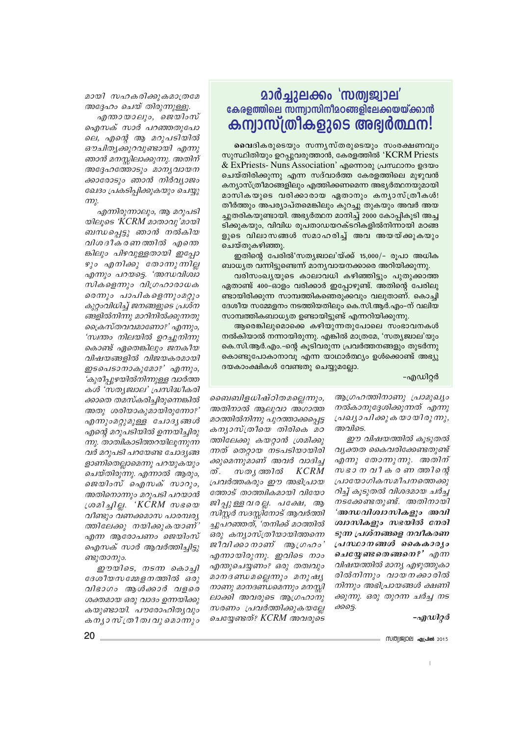മായി സഹകരിക്കുകമാത്രമേ അദ്ദേഹം ചെയ് തിരുന്നുള്ളൂ.

എന്തായാലും, ജെയിംസ് ഐസക് സാർ പറഞ്ഞതുപോലെ, എന്റെ ആ മറുപടിയിൽ ഔചിത്യക്കുറവുണ്ടായി എന്നു ഞാൻ മനസ്സിലാക്കുന്നു. അതിന് അദ്ദേഹത്തോടും മാന്യവായനക്കാരോടും ഞാൻ നിർവ്യാജം ഖേദം പ്രകടിപ്പിക്കുകയും ചെയ്യുന്നു.

എന്നിരുന്നാലും, ആ മറുപടിയിലൂടെ 'KCRM മാതാവു'മായി ബന്ധപ്പെട്ടു ഞാൻ നൽകിയ വിശദീകരണത്തിൽ എന്തെങ്കിലും പിഴവുള്ളതായി ഇപ്പോഴും എനിക്കു തോന്നുന്നില്ല എന്നും പറയട്ടെ. 'അന്ധവിശ്വാസികളെന്നും വിഗ്രഹാരാധകരെന്നും പാപികളെന്നുംമറ്റും കുറ്റംവിധിച്ച് ജനങ്ങളുടെ പ്രശ്നങ്ങളിൽനിന്നു മാറിനിൽക്കുന്നതു ക്രൈസ്തവവമാണോ?' എന്നും, 'സ്വന്തം നിലയിൽ ഉറച്ചുനിന്നുകൊണ്ട് ഏതെങ്കിലും ജനകീയ വിഷയങ്ങളിൽ വിജയകരമായി ഇടപെടാനാകുമോ?' എന്നും, 'കുരീപ്പുഴയിൽനിന്നുള്ള വാർത്തകൾ 'സത്യജ്വാല' പ്രസിദ്ധീകരിക്കാതെ തമസ്കരിച്ചിരുന്നെങ്കിൽ അതു ശരിയാകുമായിരുന്നോ?' എന്നുംമറ്റുമുള്ള ചോദ്യങ്ങൾ എന്റെ മറുപടിയിൽ ഉന്നയിച്ചിരുന്നു. താത്വികാടിത്തറയിലൂന്നുന്നവർ മറുപടി പറയേണ്ട ചോദ്യങ്ങളാണിതെല്ലാമെന്നു പറയുകയും ചെയ്തിരുന്നു. എന്നാൽ ആരും, ജെയിംസ് ഐസക് സാറും, അതിനൊന്നും മറുപടി പറയാൻ ശ്രമിച്ചില്ല. 'KCRM സഭയെ വീണ്ടും വണക്കമാസ പാരമ്പര്യത്തിലേക്കു നയിക്കുകയാണ്' എന്ന ആരോപണം ജെയിംസ് ഐസക് സാർ ആവർത്തിച്ചിട്ടുണ്ടുതാനും.

ഈയിടെ, നടന്ന കൊച്ചി ദേശീയസമ്മേളനത്തിൽ ഒരു വിഭാഗം ആൾക്കാർ വളരെ ശക്തമായ ഒരു വാദം ഉന്നയിക്കുകയുണ്ടായി. പൗരോഹിത്യവും കന്യാസ്ത്രീത്വവുമൊന്നും ബൈബിളധിഷ്ഠിതമല്ലെന്നും, അതിനാൽ ആലുവാ അംഗത്ത മഠത്തിൽനിന്നു പുറത്താക്കപ്പെട്ട കന്യാസ്ത്രീയെ തിരികെ മഠത്തിലേക്കു കയറ്റാൻ ശ്രമിക്കുന്നത് തെറ്റായ നടപടിയായിരിക്കുമെന്നുമാണ് അവർ വാദിച്ചത്. സത്യത്തിൽ KCRM പ്രവർത്തകരും ഈ അഭിപ്രായത്തോട് താത്ത്വികമായി വിയോജിപ്പുള്ളവരല്ല. പക്ഷേ, ആ സിസ്റ്റർ സദസ്സിനോട് ആവർത്തിച്ചുപറഞ്ഞത്, 'തനിക്ക് മഠത്തിൽ ഒരു കന്യാസ്ത്രീയായിത്തന്നെ ജീവിക്കാനാണ് ആഗ്രഹം' എന്നായിരുന്നു. ഇവിടെ നാം എന്തുചെയ്യണം? ഒരു തത്വവും മാനദണ്ഡമല്ലെന്നും മനുഷ്യനാണു മാനദണ്ഡമെന്നും മനസ്സിലാക്കി അവരുടെ ആഗ്രഹാനുസരണം പ്രവർത്തിക്കുകയല്ലേ ചെയ്യേണ്ടത്? KCRM അവരുടെ ആഗ്രഹത്തിനാണു പ്രാമുഖ്യം നൽകാനുദ്ദേശിക്കുന്നത് എന്നു പ്രഖ്യാപിക്കുകയായിരുന്നു, അവിടെ.

ഈ വിഷയത്തിൽ കൂടുതൽ വ്യക്തത കൈവരിക്കേണ്ടതുണ്ട് എന്നു തോന്നുന്നു. അതിന് സഭാനവീകരണത്തിന്റെ പ്രായോഗികസമീപനത്തെക്കുറിച്ച് കൂടുതൽ വിശദമായ ചർച്ച നടക്കേണ്ടതുണ്ട്. അതിനായി **'അന്ധവിശ്വാസികളും അവിശ്വാസികളും സഭയിൽ നേരിടുന്ന പ്രശ്നങ്ങളെ നവീകരണ പ്രസ്ഥാനങ്ങൾ കൈകാര്യം ചെയ്യേണ്ടതെങ്ങനെ?'** എന്ന വിഷയത്തിൽ മാന്യ എഴുത്തുകാരിൽനിന്നും വായനക്കാരിൽനിന്നും അഭിപ്രായങ്ങൾ ക്ഷണിക്കുന്നു. ഒരു തുറന്ന ചർച്ച നടക്കട്ടെ.

**–എഡിറ്റർ**

## മാർച്ചുലക്കം 'സത്യജ്വാല' കേരളത്തിലെ സന്ന്യാസിനീമഠങ്ങളിലേക്കയയ്ക്കാൻ കന്യാസ്ത്രീകളുടെ അഭ്യർത്ഥന!

**വൈദികരുടെയും** സന്ന്യസ്തരുടെയും സംരക്ഷണവും സുസ്ഥിതിയും ഉറപ്പുവരുത്താൻ, കേരളത്തിൽ 'KCRM Priests & ExPriests- Nuns Association' എന്നൊരു പ്രസ്ഥാനം ഉദയം ചെയ്തിരിക്കുന്നു എന്ന സദ്വാർത്ത കേരളത്തിലെ മുഴുവൻ കന്യാസ്ത്രീമഠങ്ങളിലും എത്തിക്കണമെന്ന അഭ്യർത്ഥനയുമായി മാസികയുടെ വരിക്കാരായ ഏതാനും കന്യാസ്ത്രീകൾ! തീർത്തും അപര്യാപ്തമെങ്കിലും കുറച്ചു തുകയും അവർ അയച്ചുതരികയുണ്ടായി. അഭ്യർത്ഥന മാനിച്ച് 2000 കോപ്പികൂടി അച്ചടിക്കുകയും, വിവിധ രൂപതാഡയറക്ടറികളിൽനിന്നായി മഠങ്ങളുടെ വിലാസങ്ങൾ സമാഹരിച്ച് അവ അയയ്ക്കുകയും ചെയ്തുകഴിഞ്ഞു.

ഇതിന്റെ പേരിൽ'സത്യജ്വാല'യ്ക്ക് 15,000/- രൂപാ അധിക ബാധ്യത വന്നിട്ടുണ്ടെന്ന് മാന്യവായനക്കാരെ അറിയിക്കുന്നു.

വരിസംഖ്യയുടെ കാലാവധി കഴിഞ്ഞിട്ടും പുതുക്കാത്ത ഏതാണ്ട് 400-ഓളം വരിക്കാർ ഇപ്പോഴുണ്ട്. അതിന്റെ പേരിലുണ്ടായിരിക്കുന്ന സാമ്പത്തികഞെരുക്കവും വലുതാണ്. കൊച്ചി ദേശീയ സമ്മേളനം നടത്തിയതിലും കെ.സി.ആർ.എം-ന് വലിയ സാമ്പത്തികബാധ്യത ഉണ്ടായിട്ടുണ്ട് എന്നറിയിക്കുന്നു.

ആരെങ്കിലുമൊക്കെ കഴിയുന്നതുപോലെ സംഭാവനകൾ നൽകിയാൽ നന്നായിരുന്നു. എങ്കിൽ മാത്രമേ, 'സത്യജ്വാല'യും കെ.സി.ആർ.എം.-ന്റെ കൂടിവരുന്ന പ്രവർത്തനങ്ങളും തുടർന്നുകൊണ്ടുപോകാനാവൂ എന്ന യാഥാർത്ഥ്യം ഉൾക്കൊണ്ട് അഭ്യുദയകാംക്ഷികൾ വേണ്ടതു ചെയ്യുമല്ലോ.

–എഡിറ്റർ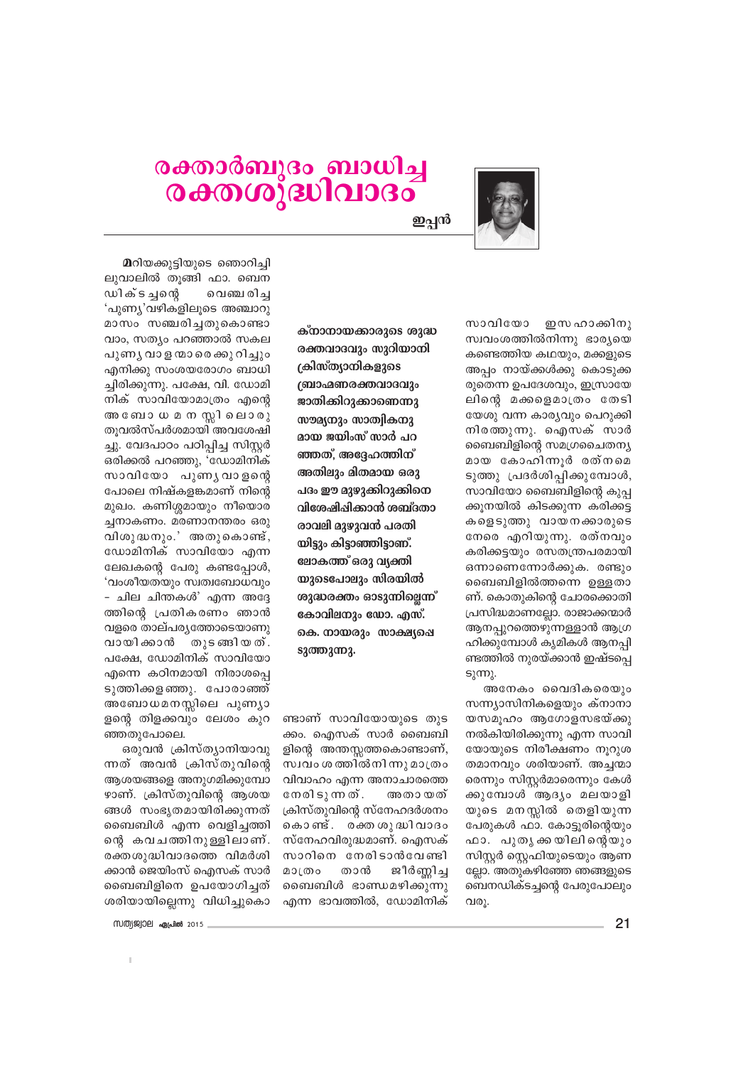# രക്താർബുദം ബാധിച്ച രക്തശുദ്ധിവാദം

**ഇപ്പൻ**

**മ**റിയക്കുട്ടിയുടെ ഞൊറിച്ചിലുവാലിൽ തൂങ്ങി ഫാ. ബെനഡിക്ടച്ചന്റെ വെഞ്ചരിച്ച 'പുണ്യ'വഴികളിലൂടെ അഞ്ചാറു മാസം സഞ്ചരിച്ചതുകൊണ്ടാവാം, സത്യം പറഞ്ഞാൽ സകല പുണ്യവാളന്മാരെക്കുറിച്ചും എനിക്കു സംശയരോഗം ബാധിച്ചിരിക്കുന്നു. പക്ഷേ, വി. ഡോമിനിക് സാവിയോമാത്രം എന്റെ അബോധമനസ്സിലൊരു തൂവൽസ്പർശമായി അവശേഷിച്ചു. വേദപാഠം പഠിപ്പിച്ച സിസ്റ്റർ ഒരിക്കൽ പറഞ്ഞു, 'ഡോമിനിക് സാവിയോ പുണ്യവാളന്റെ പോലെ നിഷ്കളങ്കമാണ് നിന്റെ മുഖം. കണിശ്ശമായും നീയൊരച്ചനാകണം. മരണാനന്തരം ഒരു വിശുദ്ധനും.' അതുകൊണ്ട്, ഡോമിനിക് സാവിയോ എന്ന ലേഖകന്റെ പേരു കണ്ടപ്പോൾ, 'വംശീയതയും സ്വത്വബോധവും - ചില ചിന്തകൾ' എന്ന അദ്ദേഹത്തിന്റെ പ്രതികരണം ഞാൻ വളരെ താല്പര്യത്തോടെയാണു വായിക്കാൻ തുടങ്ങിയത്. പക്ഷേ, ഡോമിനിക് സാവിയോ എന്നെ കഠിനമായി നിരാശപ്പെടുത്തിക്കളഞ്ഞു. പോരാഞ്ഞ് അബോധമനസ്സിലെ പുണ്യാളന്റെ തിളക്കവും ലേശം കുറഞ്ഞതുപോലെ.

ഒരുവൻ ക്രിസ്ത്യാനിയാവുന്നത് അവൻ ക്രിസ്തുവിന്റെ ആശയങ്ങളെ അനുഗമിക്കുമ്പോഴാണ്. ക്രിസ്തുവിന്റെ ആശയങ്ങൾ സംഭൃതമായിരിക്കുന്നത് ബൈബിൾ എന്ന വെളിച്ചത്തിന്റെ കവചത്തിനുള്ളിലാണ്. രക്തശുദ്ധിവാദത്തെ വിമർശിക്കാൻ ജെയിംസ് ഐസക് സാർ ബൈബിളിനെ ഉപയോഗിച്ചത് ശരിയായില്ലെന്നു വിധിച്ചുകൊണ്ടാണ് സാവിയോയുടെ തുടക്കം. ഐസക് സാർ ബൈബിളിന്റെ അന്തസ്സത്തകൊണ്ടാണ്, സ്വവംശത്തിൽനിന്നു മാത്രം വിവാഹം എന്ന അനാചാരത്തെ നേരിടുന്നത്. അതായത് ക്രിസ്തുവിന്റെ സ്നേഹദർശനം കൊണ്ട്. രക്തശുദ്ധിവാദം സ്നേഹവിരുദ്ധമാണ്. ഐസക് സാറിനെ നേരിടാൻവേണ്ടി മാത്രം താൻ ജീർണ്ണിച്ച ബൈബിൾ ഭാണ്ഡമഴിക്കുന്നു എന്ന ഭാവത്തിൽ, ഡോമിനിക് സാവിയോ ഇസഹാക്കിനു സ്വവംശത്തിൽനിന്നു ഭാര്യയെ കണ്ടെത്തിയ കഥയും, മക്കളുടെ അപ്പം നായ്ക്കൾക്കു കൊടുക്കരുതെന്ന ഉപദേശവും, ഇസ്രായേലിന്റെ മക്കളെമാത്രം തേടി യേശു വന്ന കാര്യവും പെറുക്കി നിരത്തുന്നു. ഐസക് സാർ ബൈബിളിന്റെ സമഗ്രചൈതന്യമായ കോഹിന്നൂർ രത്നമെടുത്തു പ്രദർശിപ്പിക്കുമ്പോൾ, സാവിയോ ബൈബിളിന്റെ കുപ്പക്കൂനയിൽ കിടക്കുന്ന കരിക്കട്ടകളെടുത്തു വായനക്കാരുടെ നേരെ എറിയുന്നു. രത്നവും കരിക്കട്ടയും രസതന്ത്രപരമായി ഒന്നാണെന്നോർക്കുക. രണ്ടും ബൈബിളിൽത്തന്നെ ഉള്ളതാണ്. കൊതുകിന്റെ ചോരക്കൊതി പ്രസിദ്ധമാണല്ലോ. രാജാക്കന്മാർ ആനപ്പുറത്തെഴുന്നള്ളാൻ ആഗ്രഹിക്കുമ്പോൾ കൃമികൾ ആനപ്പിണ്ടത്തിൽ നുരയ്ക്കാൻ ഇഷ്ടപ്പെടുന്നു.

അനേകം വൈദികരെയും സന്ന്യാസിനികളെയും ക്നാനായസമൂഹം ആഗോളസഭയ്ക്കു നൽകിയിരിക്കുന്നു എന്ന സാവിയോയുടെ നിരീക്ഷണം നൂറുശതമാനവും ശരിയാണ്. അച്ചന്മാരെന്നും സിസ്റ്റർമാരെന്നും കേൾക്കുമ്പോൾ ആദ്യം മലയാളിയുടെ മനസ്സിൽ തെളിയുന്ന പേരുകൾ ഫാ. കോട്ടൂരിന്റെയും ഫാ. പുതൃക്കയിലിന്റെയും സിസ്റ്റർ സ്റ്റെഫിയുടെയും ആണല്ലോ. അതുകഴിഞ്ഞേ ഞങ്ങളുടെ ബെനഡിക്ടച്ചന്റെ പേരുപോലും വരൂ.

**ക്നാനായക്കാരുടെ ശുദ്ധരക്തവാദവും സുറിയാനി ക്രിസ്ത്യാനികളുടെ ബ്രാഹ്മണരക്തവാദവും ജാതിക്കിറുക്കാണെന്നു സൗമ്യനും സാത്വികനുമായ ജയിംസ് സാർ പറഞ്ഞത്, അദ്ദേഹത്തിന് അതിലും മിതമായ ഒരു പദം ഈ മുഴുക്കിറുക്കിനെ വിശേഷിപ്പിക്കാൻ ശബ്ദതാരാവലി മുഴുവൻ പരതിയിട്ടും കിട്ടാഞ്ഞിട്ടാണ്. ലോകത്ത് ഒരു വ്യക്തിയുടെപോലും സിരയിൽ ശുദ്ധരക്തം ഓടുന്നില്ലെന്ന് കോവിലനും ഡോ. എസ്. കെ. നായരും സാക്ഷ്യപ്പെടുത്തുന്നു.**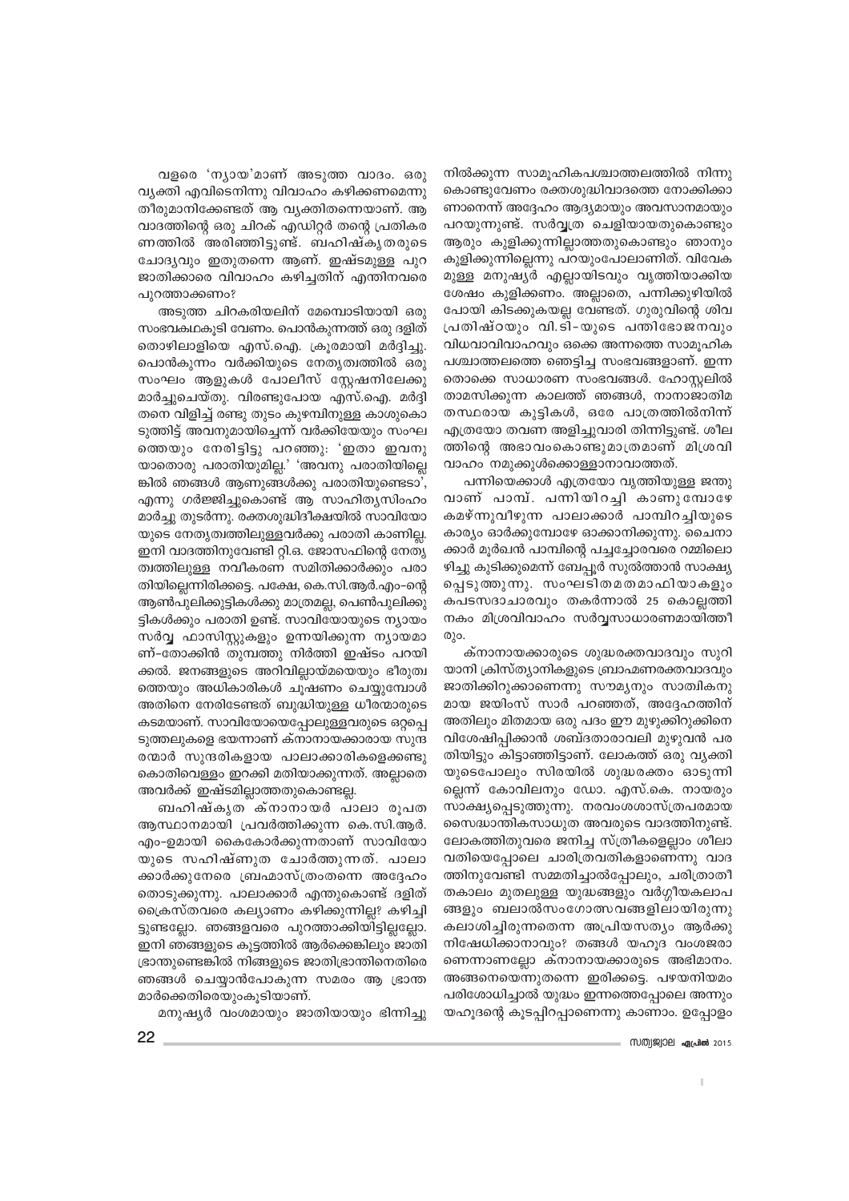വളരെ 'ന്യായ'മാണ് അടുത്ത വാദം. ഒരു വ്യക്തി എവിടെനിന്നു വിവാഹം കഴിക്കണമെന്നു തീരുമാനിക്കേണ്ടത് ആ വ്യക്തിതന്നെയാണ്. ആ വാദത്തിന്റെ ഒരു ചിറക് എഡിറ്റർ തന്റെ പ്രതികരണത്തിൽ അരിഞ്ഞിട്ടുണ്ട്. ബഹിഷ്കൃതരുടെ ചോദ്യവും ഇതുതന്നെ ആണ്. ഇഷ്ടമുള്ള പുറജാതിക്കാരെ വിവാഹം കഴിച്ചതിന് എന്തിനവരെ പുറത്താക്കണം?

അടുത്ത ചിറകരിയലിന് മേമ്പൊടിയായി ഒരു സംഭവകഥകൂടി വേണം. പൊൻകുന്നത്ത് ഒരു ദളിത് തൊഴിലാളിയെ എസ്.ഐ. ക്രൂരമായി മർദ്ദിച്ചു. പൊൻകുന്നം വർക്കിയുടെ നേതൃത്വത്തിൽ ഒരു സംഘം ആളുകൾ പോലീസ് സ്റ്റേഷനിലേക്കു മാർച്ചുചെയ്തു. വിരണ്ടുപോയ എസ്.ഐ. മർദ്ദിതനെ വിളിച്ച് രണ്ടു തുടം കുഴമ്പിനുള്ള കാശുകൊടുത്തിട്ട് അവനുമായിച്ചെന്ന് വർക്കിയേയും സംഘത്തെയും നേരിട്ടിട്ടു പറഞ്ഞു: 'ഇതാ ഇവനു യാതൊരു പരാതിയുമില്ല.' 'അവനു പരാതിയില്ലെങ്കിൽ ഞങ്ങൾ ആണുങ്ങൾക്കു പരാതിയുണ്ടെടാ', എന്നു ഗർജ്ജിച്ചുകൊണ്ട് ആ സാഹിത്യസിംഹം മാർച്ചു തുടർന്നു. രക്തശുദ്ധിദീക്ഷയിൽ സാവിയോയുടെ നേതൃത്വത്തിലുള്ളവർക്കു പരാതി കാണില്ല. ഇനി വാദത്തിനുവേണ്ടി റ്റി.ഒ. ജോസഫിന്റെ നേതൃത്വത്തിലുള്ള നവീകരണ സമിതിക്കാർക്കും പരാതിയില്ലെന്നിരിക്കട്ടെ. പക്ഷേ, കെ.സി.ആർ.എം-ന്റെ ആൺപുലിക്കുട്ടികൾക്കു മാത്രമല്ല, പെൺപുലിക്കുട്ടികൾക്കും പരാതി ഉണ്ട്. സാവിയോയുടെ ന്യായം സർവ്വ ഫാസിസ്റ്റുകളും ഉന്നയിക്കുന്ന ന്യായമാണ്-തോക്കിൻ തുമ്പത്തു നിർത്തി ഇഷ്ടം പറയിക്കൽ. ജനങ്ങളുടെ അറിവില്ലായ്മയെയും ഭീരുത്വത്തെയും അധികാരികൾ ചൂഷണം ചെയ്യുമ്പോൾ അതിനെ നേരിടേണ്ടത് ബുദ്ധിയുള്ള ധീരന്മാരുടെ കടമയാണ്. സാവിയോയെപ്പോലുള്ളവരുടെ ഒറ്റപ്പെടുത്തലുകളെ ഭയന്നാണ് ക്നാനായക്കാരായ സുന്ദരന്മാർ സുന്ദരികളായ പാലാക്കാരികളെക്കണ്ടു കൊതിവെള്ളം ഇറക്കി മതിയാക്കുന്നത്. അല്ലാതെ അവർക്ക് ഇഷ്ടമില്ലാത്തതുകൊണ്ടല്ല.

ബഹിഷ്കൃത ക്നാനായർ പാലാ രൂപത ആസ്ഥാനമായി പ്രവർത്തിക്കുന്ന കെ.സി.ആർ.എം-ഉമായി കൈകോർക്കുന്നതാണ് സാവിയോയുടെ സഹിഷ്ണുത ചോർത്തുന്നത്. പാലാക്കാർക്കുനേരെ ബ്രഹ്മാസ്ത്രംതന്നെ അദ്ദേഹം തൊടുക്കുന്നു. പാലാക്കാർ എന്തുകൊണ്ട് ദളിത് ക്രൈസ്തവരെ കല്യാണം കഴിക്കുന്നില്ല? കഴിച്ചിട്ടുണ്ടല്ലോ. ഞങ്ങളവരെ പുറത്താക്കിയിട്ടില്ലല്ലോ. ഇനി ഞങ്ങളുടെ കൂട്ടത്തിൽ ആർക്കെങ്കിലും ജാതിഭ്രാന്തുണ്ടെങ്കിൽ നിങ്ങളുടെ ജാതിഭ്രാന്തിനെതിരെ ഞങ്ങൾ ചെയ്യാൻപോകുന്ന സമരം ആ ഭ്രാന്തമാർക്കെതിരെയുംകൂടിയാണ്.

മനുഷ്യർ വംശമായും ജാതിയായും ഭിന്നിച്ചു നിൽക്കുന്ന സാമൂഹികപശ്ചാത്തലത്തിൽ നിന്നുകൊണ്ടുവേണം രക്തശുദ്ധിവാദത്തെ നോക്കിക്കാണാനെന്ന് അദ്ദേഹം ആദ്യമായും അവസാനമായും പറയുന്നുണ്ട്. സർവ്വത്ര ചെളിയായതുകൊണ്ടും ആരും കുളിക്കുന്നില്ലാത്തതുകൊണ്ടും ഞാനും കുളിക്കുന്നില്ലെന്നു പറയുംപോലാണിത്. വിവേകമുള്ള മനുഷ്യർ എല്ലായിടവും വൃത്തിയാക്കിയ ശേഷം കുളിക്കണം. അല്ലാതെ, പന്നിക്കുഴിയിൽ പോയി കിടക്കുകയല്ല വേണ്ടത്. ഗുരുവിന്റെ ശിവപ്രതിഷ്ഠയും വി.ടി-യുടെ പന്തിഭോജനവും വിധവാവിവാഹവും ഒക്കെ അന്നത്തെ സാമൂഹികപശ്ചാത്തലത്തെ ഞെട്ടിച്ച സംഭവങ്ങളാണ്. ഇന്നതൊക്കെ സാധാരണ സംഭവങ്ങൾ. ഹോസ്റ്റലിൽ താമസിക്കുന്ന കാലത്ത് ഞങ്ങൾ, നാനാജാതിമതസ്ഥരായ കുട്ടികൾ, ഒരേ പാത്രത്തിൽനിന്ന് എത്രയോ തവണ അളിച്ചുവാരി തിന്നിട്ടുണ്ട്. ശീലത്തിന്റെ അഭാവംകൊണ്ടുമാത്രമാണ് മിശ്രവിവാഹം നമുക്കുൾക്കൊള്ളാനാവാത്തത്.

പന്നിയെക്കാൾ എത്രയോ വൃത്തിയുള്ള ജന്തുവാണ് പാമ്പ്. പന്നിയിറച്ചി കാണുമ്പോഴേ കമഴ്ന്നുവീഴുന്ന പാലാക്കാർ പാമ്പിറച്ചിയുടെ കാര്യം ഓർക്കുമ്പോഴേ ഓക്കാനിക്കുന്നു. ചൈനാക്കാർ മൂർഖൻ പാമ്പിന്റെ പച്ചച്ചോരവരെ റമ്മിലൊഴിച്ചു കുടിക്കുമെന്ന് ബേപ്പൂർ സുൽത്താൻ സാക്ഷ്യപ്പെടുത്തുന്നു. സംഘടിതമതമാഫിയാകളും കപടസദാചാരവും തകർന്നാൽ 25 കൊല്ലത്തിനകം മിശ്രവിവാഹം സർവ്വസാധാരണമായിത്തീരും.

ക്നാനായക്കാരുടെ ശുദ്ധരക്തവാദവും സുറിയാനി ക്രിസ്ത്യാനികളുടെ ബ്രാഹ്മണരക്തവാദവും ജാതിക്കിറുക്കാണെന്നു സൗമ്യനും സാത്വികനുമായ ജയിംസ് സാർ പറഞ്ഞത്, അദ്ദേഹത്തിന് അതിലും മിതമായ ഒരു പദം ഈ മുഴുക്കിറുക്കിനെ വിശേഷിപ്പിക്കാൻ ശബ്ദതാരാവലി മുഴുവൻ പരതിയിട്ടും കിട്ടാഞ്ഞിട്ടാണ്. ലോകത്ത് ഒരു വ്യക്തിയുടെപോലും സിരയിൽ ശുദ്ധരക്തം ഓടുന്നില്ലെന്ന് കോവിലനും ഡോ. എസ്.കെ. നായരും സാക്ഷ്യപ്പെടുത്തുന്നു. നരവംശശാസ്ത്രപരമായ സൈദ്ധാന്തികസാധുത അവരുടെ വാദത്തിനുണ്ട്. ലോകത്തിതുവരെ ജനിച്ച സ്ത്രീകളെല്ലാം ശീലാവതിയെപ്പോലെ ചാരിത്രവതികളാണെന്നു വാദത്തിനുവേണ്ടി സമ്മതിച്ചാൽപ്പോലും, ചരിത്രാതീതകാലം മുതലുള്ള യുദ്ധങ്ങളും വർഗ്ഗീയകലാപങ്ങളും ബലാൽസംഗോത്സവങ്ങളിലായിരുന്നു കലാശിച്ചിരുന്നതെന്ന അപ്രിയസത്യം ആർക്കു നിഷേധിക്കാനാവും? തങ്ങൾ യഹൂദ വംശജരാണെന്നാണല്ലോ ക്നാനായക്കാരുടെ അഭിമാനം. അങ്ങനെയെന്നുതന്നെ ഇരിക്കട്ടെ. പഴയനിയമം പരിശോധിച്ചാൽ യുദ്ധം ഇന്നത്തെപ്പോലെ അന്നും യഹൂദന്റെ കൂടപ്പിറപ്പാണെന്നു കാണാം. ഉപ്പോളം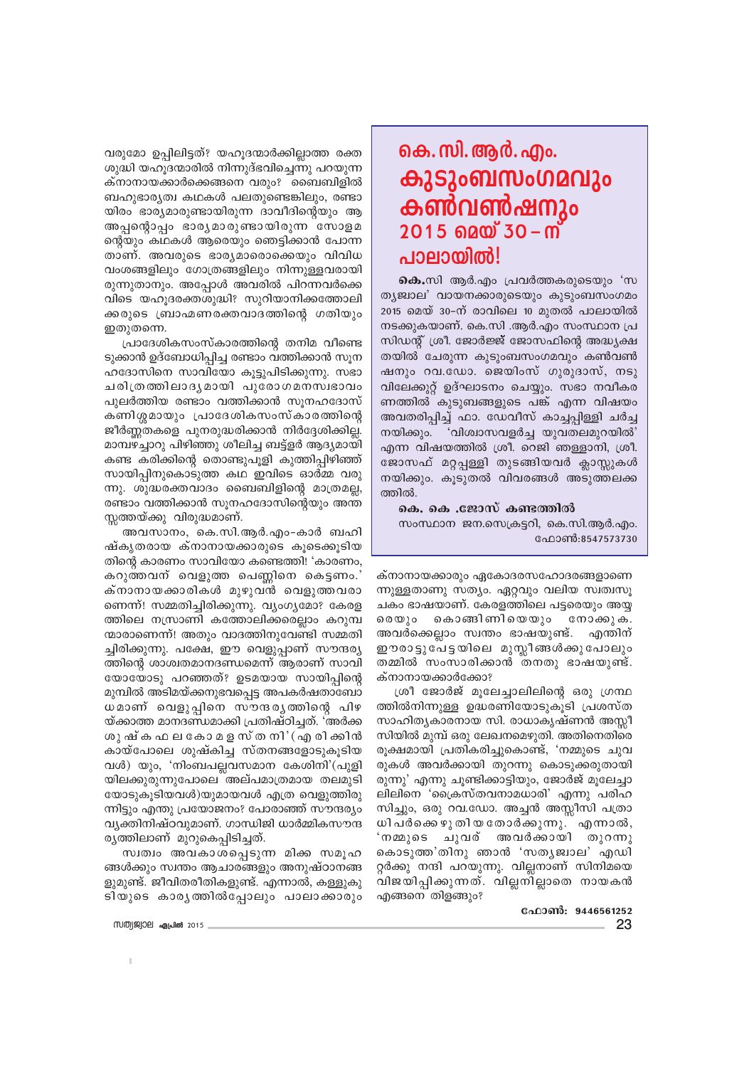വരുമോ ഉപ്പിലിട്ടത്? യഹൂദന്മാർക്കില്ലാത്ത രക്തശുദ്ധി യഹൂദന്മാരിൽ നിന്നുദ്ഭവിച്ചെന്നു പറയുന്ന ക്നാനായക്കാർക്കെങ്ങനെ വരും? ബൈബിളിൽ ബഹുഭാര്യത്വ കഥകൾ പലതുണ്ടെങ്കിലും, രണ്ടായിരം ഭാര്യമാരുണ്ടായിരുന്ന ദാവീദിന്റെയും അപ്പന്റൊപ്പം ഭാര്യമാരുണ്ടായിരുന്ന സോളമന്റെയും കഥകൾ ആരെയും ഞെട്ടിക്കാൻ പോന്നതാണ്. അവരുടെ ഭാര്യമാരൊക്കെയും വിവിധ വംശങ്ങളിലും ഗോത്രങ്ങളിലും നിന്നുള്ളവരായിരുന്നുതാനും. അപ്പോൾ അവരിൽ പിറന്നവർക്കെവിടെ യഹൂദരക്തശുദ്ധി? സുറിയാനിക്കത്തോലിക്കരുടെ ബ്രാഹ്മണരക്തവാദത്തിന്റെ ഗതിയും ഇതുതന്നെ.

പ്രാദേശികസംസ്കാരത്തിന്റെ തനിമ വീണ്ടെടുക്കാൻ ഉദ്ബോധിപ്പിച്ച രണ്ടാം വത്തിക്കാൻ സൂനഹദോസിനെ സാവിയോ കൂട്ടുപിടിക്കുന്നു. സഭാചരിത്രത്തിലാദ്യമായി പുരോഗമനസ്വഭാവം പുലർത്തിയ രണ്ടാം വത്തിക്കാൻ സൂനഹദോസ് കണിശമായും പ്രാദേശികസംസ്കാരത്തിന്റെ ജീർണ്ണതകളെ പുനരുദ്ധരിക്കാൻ നിർദ്ദേശിക്കില്ല. മാമ്പഴച്ചാറു പിഴിഞ്ഞു ശീലിച്ച ബട്ട്ളർ ആദ്യമായി കണ്ട കരിക്കിന്റെ തൊണ്ടുപൂളി കുത്തിപ്പിഴിഞ്ഞ് സായിപ്പിനുകൊടുത്ത കഥ ഇവിടെ ഓർമ്മ വരുന്നു. ശുദ്ധരക്തവാദം ബൈബിളിന്റെ മാത്രമല്ല, രണ്ടാം വത്തിക്കാൻ സൂനഹദോസിന്റെയും അന്തസ്സത്തയ്ക്കു വിരുദ്ധമാണ്.

അവസാനം, കെ.സി.ആർ.എം-കാർ ബഹിഷ്കൃതരായ ക്നാനായക്കാരുടെ കൂടെക്കൂടിയതിന്റെ കാരണം സാവിയോ കണ്ടെത്തി! 'കാരണം, കറുത്തവന് വെളുത്ത പെണ്ണിനെ കെട്ടണം.' ക്നാനായക്കാരികൾ മുഴുവൻ വെളുത്തവരാണെന്ന്! സമ്മതിച്ചിരിക്കുന്നു. വ്യംഗ്യമോ? കേരളത്തിലെ നസ്രാണി കത്തോലിക്കരെല്ലാം കറുമ്പന്മാരാണെന്ന്! അതും വാദത്തിനുവേണ്ടി സമ്മതിച്ചിരിക്കുന്നു. പക്ഷേ, ഈ വെളുപ്പാണ് സൗന്ദര്യത്തിന്റെ ശാശ്വതമാനദണ്ഡമെന്ന് ആരാണ് സാവിയോയോടു പറഞ്ഞത്? ഉടമയായ സായിപ്പിന്റെ മുമ്പിൽ അടിമയ്ക്കനുഭവപ്പെട്ട അപകർഷതാബോധമാണ് വെളുപ്പിനെ സൗന്ദര്യത്തിന്റെ പിഴയ്ക്കാത്ത മാനദണ്ഡമാക്കി പ്രതിഷ്ഠിച്ചത്. 'അർക്കശുഷ്കഫലകോമളസ്തനി' (എരിക്കിൻ കായ്പോലെ ശുഷ്കിച്ച സ്തനങ്ങളോടുകൂടിയവൾ) യും, 'നിംബപല്ലവസമാന കേശിനി' (പുളിയിലക്കുരുന്നുപോലെ അല്പമാത്രമായ തലമുടിയോടുകൂടിയവൾ)യുമായവൾ എത്ര വെളുത്തിരുന്നിട്ടും എന്തു പ്രയോജനം? പോരാഞ്ഞ് സൗന്ദര്യം വ്യക്തിനിഷ്ഠവുമാണ്. ഗാന്ധിജി ധാർമ്മികസൗന്ദര്യത്തിലാണ് മുറുകെപ്പിടിച്ചത്.

സ്വത്വം അവകാശപ്പെടുന്ന മിക്ക സമൂഹങ്ങൾക്കും സ്വന്തം ആചാരങ്ങളും അനുഷ്ഠാനങ്ങളുമുണ്ട്. ജീവിതരീതികളുണ്ട്. എന്നാൽ, കള്ളുകുടിയുടെ കാര്യത്തിൽപ്പോലും പാലാക്കാരും ക്നാനായക്കാരും ഏകോദരസഹോദരങ്ങളാണെന്നുള്ളതാണു സത്യം. ഏറ്റവും വലിയ സ്വത്വസൂചകം ഭാഷയാണ്. കേരളത്തിലെ പട്ടരെയും അയ്യരെയും കൊങ്ങിണിയെയും നോക്കുക. അവർക്കെല്ലാം സ്വന്തം ഭാഷയുണ്ട്. എന്തിന് ഈരാട്ടുപേട്ടയിലെ മുസ്ലീങ്ങൾക്കുപോലും തമ്മിൽ സംസാരിക്കാൻ തനതു ഭാഷയുണ്ട്. ക്നാനായക്കാർക്കോ?

ശ്രീ ജോർജ് മൂലേച്ചാലിലിന്റെ ഒരു ഗ്രന്ഥത്തിൽനിന്നുള്ള ഉദ്ധരണിയോടുകൂടി പ്രശസ്ത സാഹിത്യകാരനായ സി. രാധാകൃഷ്ണൻ അസ്സീസിയിൽ മുമ്പ് ഒരു ലേഖനമെഴുതി. അതിനെതിരെ രൂക്ഷമായി പ്രതികരിച്ചുകൊണ്ട്, 'നമ്മുടെ ചുവരുകൾ അവർക്കായി തുറന്നു കൊടുക്കരുതായിരുന്നു' എന്നു ചൂണ്ടിക്കാട്ടിയും, ജോർജ് മൂലേച്ചാലിലിനെ 'ക്രൈസ്തവനാമധാരി' എന്നു പരിഹസിച്ചും, ഒരു റവ.ഡോ. അച്ചൻ അസ്സീസി പത്രാധിപർക്കെഴുതിയതോർക്കുന്നു. എന്നാൽ, 'നമ്മുടെ ചുവര് അവർക്കായി തുറന്നു കൊടുത്ത'തിനു ഞാൻ 'സത്യജ്വാല' എഡിറ്റർക്കു നന്ദി പറയുന്നു. വില്ലനാണ് സിനിമയെ വിജയിപ്പിക്കുന്നത്. വില്ലനില്ലാതെ നായകൻ എങ്ങനെ തിളങ്ങും?

ഫോൺ: 9446561252

---

# കെ.സി.ആർ.എം. കുടുംബസംഗമവും കൺവൺഷനും 2015 മെയ് 30-ന് പാലായിൽ!

**കെ.**സി ആർ.എം പ്രവർത്തകരുടെയും 'സത്യജ്വാല' വായനക്കാരുടെയും കുടുംബസംഗമം 2015 മെയ് 30-ന് രാവിലെ 10 മുതൽ പാലായിൽ നടക്കുകയാണ്. കെ.സി .ആർ.എം സംസ്ഥാന പ്രസിഡന്റ് ശ്രീ. ജോർജ്ജ് ജോസഫിന്റെ അദ്ധ്യക്ഷതയിൽ ചേരുന്ന കുടുംബസംഗമവും കൺവൺഷനും റവ.ഡോ. ജെയിംസ് ഗുരുദാസ്, നടുവിലേക്കുറ്റ് ഉദ്ഘാടനം ചെയ്യും. സഭാ നവീകരണത്തിൽ കുടുംബങ്ങളുടെ പങ്ക് എന്ന വിഷയം അവതരിപ്പിച്ച് ഫാ. ഡേവീസ് കാച്ചപ്പിള്ളി ചർച്ച നയിക്കും. 'വിശ്വാസവളർച്ച യുവതലമുറയിൽ' എന്ന വിഷയത്തിൽ ശ്രീ. റെജി ഞള്ളാനി, ശ്രീ. ജോസഫ് മറ്റപ്പള്ളി തുടങ്ങിയവർ ക്ലാസ്സുകൾ നയിക്കും. കൂടുതൽ വിവരങ്ങൾ അടുത്തലക്കത്തിൽ.

**കെ. കെ .ജോസ് കണ്ടത്തിൽ**
സംസ്ഥാന ജന.സെക്രട്ടറി, കെ.സി.ആർ.എം.
ഫോൺ:8547573730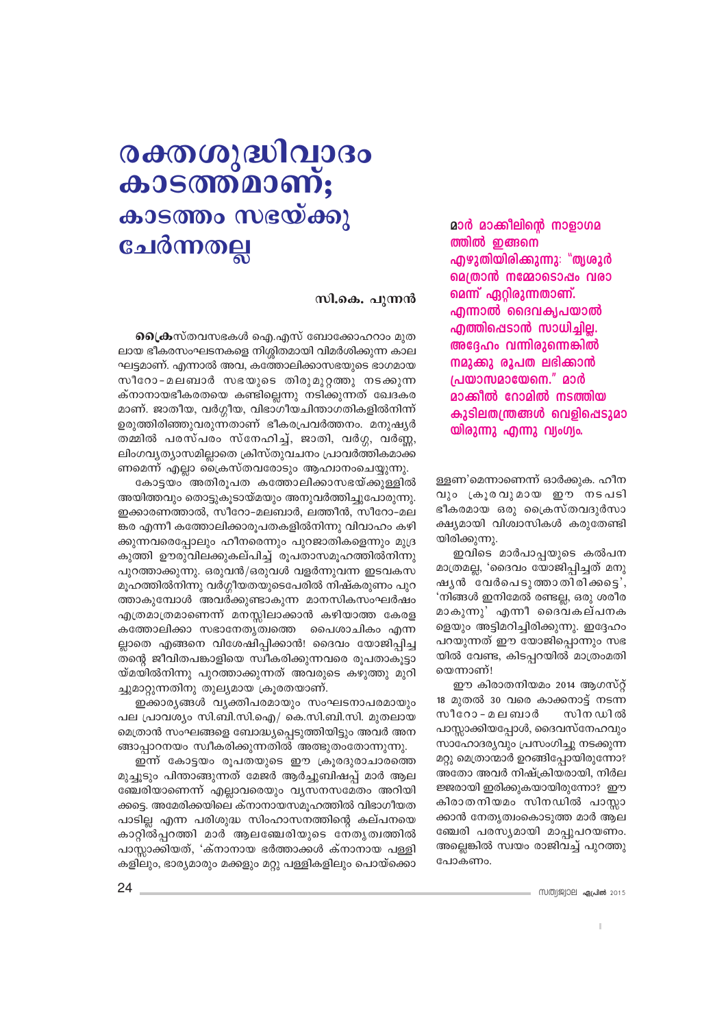# രക്തശുദ്ധിവാദം കാടത്തമാണ്; കാടത്തം സഭയ്ക്കു ചേർന്നതല്ല

**സി.കെ. പുന്നൻ**

**ക്രൈ**സ്തവസഭകൾ ഐ.എസ് ബോക്കോഹറാം മുതലായ ഭീകരസംഘടനകളെ നിശ്ശിതമായി വിമർശിക്കുന്ന കാലഘട്ടമാണ്. എന്നാൽ അവ, കത്തോലിക്കാസഭയുടെ ഭാഗമായ സീറോ-മലബാർ സഭയുടെ തിരുമുറ്റത്തു നടക്കുന്ന ക്നാനായഭീകരതയെ കണ്ടില്ലെന്നു നടിക്കുന്നത് ഖേദകരമാണ്. ജാതീയ, വർഗ്ഗീയ, വിഭാഗീയചിന്താഗതികളിൽനിന്ന് ഉരുത്തിരിഞ്ഞുവരുന്നതാണ് ഭീകരപ്രവർത്തനം. മനുഷ്യർ തമ്മിൽ പരസ്പരം സ്നേഹിച്ച്, ജാതി, വർഗ്ഗ, വർണ്ണ, ലിംഗവ്യത്യാസമില്ലാതെ ക്രിസ്തുവചനം പ്രാവർത്തികമാക്കണമെന്ന് എല്ലാ ക്രൈസ്തവരോടും ആഹ്വാനംചെയ്യുന്നു.

കോട്ടയം അതിരൂപത കത്തോലിക്കാസഭയ്ക്കുള്ളിൽ അയിത്തവും തൊട്ടുകൂടായ്മയും അനുവർത്തിച്ചുപോരുന്നു. ഇക്കാരണത്താൽ, സീറോ-മലബാർ, ലത്തീൻ, സീറോ-മലങ്കര എന്നീ കത്തോലിക്കാരൂപതകളിൽനിന്നു വിവാഹം കഴിക്കുന്നവരെപ്പോലും ഹീനരെന്നും പുറജാതികളെന്നും മുദ്രകുത്തി ഊരുവിലക്കുകല്പിച്ച് രൂപതാസമൂഹത്തിൽനിന്നു പുറത്താക്കുന്നു. ഒരുവൻ/ഒരുവൾ വളർന്നുവന്ന ഇടവകസമൂഹത്തിൽനിന്നു വർഗ്ഗീയതയുടെപേരിൽ നിഷ്കരുണം പുറത്താകുമ്പോൾ അവർക്കുണ്ടാകുന്ന മാനസികസംഘർഷം എത്രമാത്രമാണെന്ന് മനസ്സിലാക്കാൻ കഴിയാത്ത കേരള കത്തോലിക്കാ സഭാനേതൃത്വത്തെ പൈശാചികം എന്നല്ലാതെ എങ്ങനെ വിശേഷിപ്പിക്കാൻ! ദൈവം യോജിപ്പിച്ച തന്റെ ജീവിതപങ്കാളിയെ സ്വീകരിക്കുന്നവരെ രൂപതാകൂട്ടായ്മയിൽനിന്നു പുറത്താക്കുന്നത് അവരുടെ കഴുത്തു മുറിച്ചുമാറ്റുന്നതിനു തുല്യമായ ക്രൂരതയാണ്.

ഇക്കാര്യങ്ങൾ വ്യക്തിപരമായും സംഘടനാപരമായും പല പ്രാവശ്യം സി.ബി.സി.ഐ/ കെ.സി.ബി.സി. മുതലായ മെത്രാൻ സംഘങ്ങളെ ബോദ്ധ്യപ്പെടുത്തിയിട്ടും അവർ അനങ്ങാപ്പാറനയം സ്വീകരിക്കുന്നതിൽ അത്ഭുതംതോന്നുന്നു.

ഇന്ന് കോട്ടയം രൂപതയുടെ ഈ ക്രൂരദുരാചാരത്തെ മുച്ചൂടും പിന്താങ്ങുന്നത് മേജർ ആർച്ചുബിഷപ്പ് മാർ ആലഞ്ചേരിയാണെന്ന് എല്ലാവരെയും വ്യസനസമേതം അറിയിക്കട്ടെ. അമേരിക്കയിലെ ക്നാനായസമൂഹത്തിൽ വിഭാഗീയത പാടില്ല എന്ന പരിശുദ്ധ സിംഹാസനത്തിന്റെ കല്പനയെ കാറ്റിൽപ്പറത്തി മാർ ആലഞ്ചേരിയുടെ നേതൃത്വത്തിൽ പാസ്സാക്കിയത്, 'ക്നാനായ ഭർത്താക്കൾ ക്നാനായ പള്ളികളിലും, ഭാര്യമാരും മക്കളും മറ്റു പള്ളികളിലും പൊയ്ക്കൊള്ളണ'മെന്നാണെന്ന് ഓർക്കുക. ഹീനവും ക്രൂരവുമായ ഈ നടപടി ഭീകരമായ ഒരു ക്രൈസ്തവദുർസാക്ഷ്യമായി വിശ്വാസികൾ കരുതേണ്ടിയിരിക്കുന്നു.

**മാർ മാക്കീലിന്റെ നാളാഗമത്തിൽ ഇങ്ങനെ എഴുതിയിരിക്കുന്നു: "തൃശൂർ മെത്രാൻ നമ്മോടൊപ്പം വരാമെന്ന് ഏറ്റിരുന്നതാണ്. എന്നാൽ ദൈവകൃപയാൽ എത്തിപ്പെടാൻ സാധിച്ചില്ല. അദ്ദേഹം വന്നിരുന്നെങ്കിൽ നമുക്കു രൂപത ലഭിക്കാൻ പ്രയാസമായേനെ." മാർ മാക്കീൽ റോമിൽ നടത്തിയ കുടിലതന്ത്രങ്ങൾ വെളിപ്പെടുമായിരുന്നു എന്നു വ്യംഗ്യം.**

ഇവിടെ മാർപാപ്പയുടെ കല്പന മാത്രമല്ല, 'ദൈവം യോജിപ്പിച്ചത് മനുഷ്യൻ വേർപെടുത്താതിരിക്കട്ടെ', 'നിങ്ങൾ ഇനിമേൽ രണ്ടല്ല, ഒരു ശരീരമാകുന്നു' എന്നീ ദൈവകല്പനകളെയും അട്ടിമറിച്ചിരിക്കുന്നു. ഇദ്ദേഹം പറയുന്നത് ഈ യോജിപ്പൊന്നും സഭയിൽ വേണ്ട, കിടപ്പറയിൽ മാത്രംമതിയെന്നാണ്!

ഈ കിരാതനിയമം 2014 ആഗസ്റ്റ് 18 മുതൽ 30 വരെ കാക്കനാട്ട് നടന്ന സീറോ-മലബാർ സിനഡിൽ പാസ്സാക്കിയപ്പോൾ, ദൈവസ്നേഹവും സാഹോദര്യവും പ്രസംഗിച്ചു നടക്കുന്ന മറ്റു മെത്രാന്മാർ ഉറങ്ങിപ്പോയിരുന്നോ? അതോ അവർ നിഷ്ക്രിയരായി, നിർലജ്ജരായി ഇരിക്കുകയായിരുന്നോ? ഈ കിരാതനിയമം സിനഡിൽ പാസ്സാക്കാൻ നേതൃത്വംകൊടുത്ത മാർ ആലഞ്ചേരി പരസ്യമായി മാപ്പുപറയണം. അല്ലെങ്കിൽ സ്വയം രാജിവച്ച് പുറത്തുപോകണം.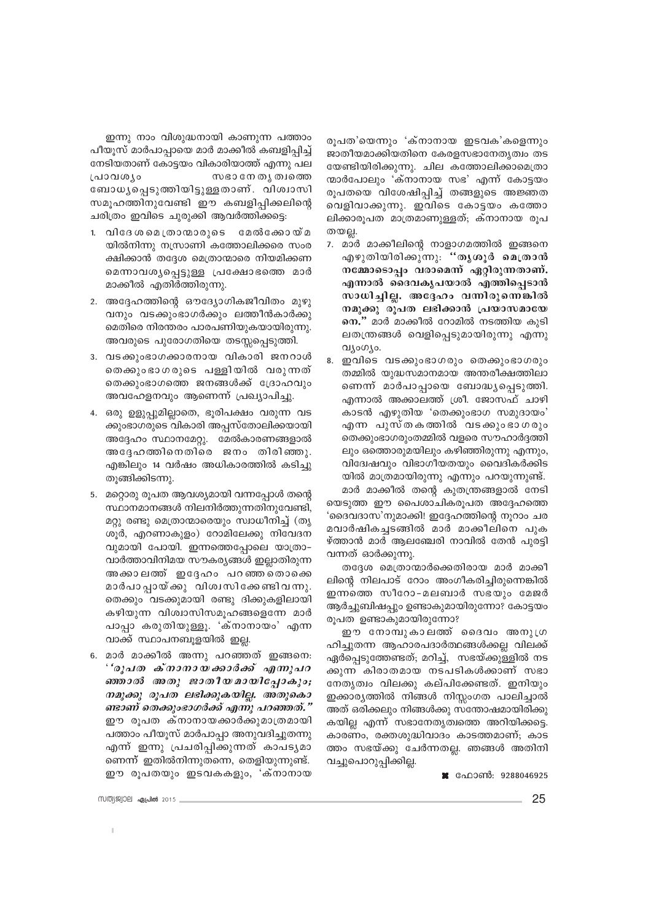ഇന്നു നാം വിശുദ്ധനായി കാണുന്ന പത്താം പീയൂസ് മാർപാപ്പായെ മാർ മാക്കീൽ കബളിപ്പിച്ച് നേടിയതാണ് കോട്ടയം വികാരിയാത്ത് എന്നു പല പ്രാവശ്യം സഭാനേതൃത്വത്തെ ബോധ്യപ്പെടുത്തിയിട്ടുള്ളതാണ്. വിശ്വാസി സമൂഹത്തിനുവേണ്ടി ഈ കബളിപ്പിക്കലിന്റെ ചരിത്രം ഇവിടെ ചുരുക്കി ആവർത്തിക്കട്ടെ:

1. വിദേശമെത്രാന്മാരുടെ മേൽക്കോയ്മയിൽനിന്നു നസ്രാണി കത്തോലിക്കരെ സംരക്ഷിക്കാൻ തദ്ദേശ മെത്രാന്മാരെ നിയമിക്കണമെന്നാവശ്യപ്പെട്ടുള്ള പ്രക്ഷോഭത്തെ മാർ മാക്കീൽ എതിർത്തിരുന്നു.
2. അദ്ദേഹത്തിന്റെ ഔദ്യോഗികജീവിതം മുഴുവനും വടക്കുംഭാഗർക്കും ലത്തീൻകാർക്കുമെതിരെ നിരന്തരം പാരപണിയുകയായിരുന്നു. അവരുടെ പുരോഗതിയെ തടസ്സപ്പെടുത്തി.
3. വടക്കുംഭാഗക്കാരനായ വികാരി ജനറാൾ തെക്കുംഭാഗരുടെ പള്ളിയിൽ വരുന്നത് തെക്കുംഭാഗത്തെ ജനങ്ങൾക്ക് ദ്രോഹവും അവഹേളനവും ആണെന്ന് പ്രഖ്യാപിച്ചു.
4. ഒരു ഉളുപ്പുമില്ലാതെ, ഭൂരിപക്ഷം വരുന്ന വടക്കുംഭാഗരുടെ വികാരി അപ്പസ്തോലിക്കയായി അദ്ദേഹം സ്ഥാനമേറ്റു. മേൽകാരണങ്ങളാൽ അദ്ദേഹത്തിനെതിരെ ജനം തിരിഞ്ഞു. എങ്കിലും 14 വർഷം അധികാരത്തിൽ കടിച്ചുതൂങ്ങിക്കിടന്നു.
5. മറ്റൊരു രൂപത ആവശ്യമായി വന്നപ്പോൾ തന്റെ സ്ഥാനമാനങ്ങൾ നിലനിർത്തുന്നതിനുവേണ്ടി, മറ്റു രണ്ടു മെത്രാന്മാരെയും സ്വാധീനിച്ച് (തൃശൂർ, എറണാകുളം) റോമിലേക്കു നിവേദനവുമായി പോയി. ഇന്നത്തെപ്പോലെ യാത്രാ-വാർത്താവിനിമയ സൗകര്യങ്ങൾ ഇല്ലാതിരുന്ന അക്കാലത്ത് ഇദ്ദേഹം പറഞ്ഞതൊക്കെ മാർപാപ്പായ്ക്കു വിശ്വസിക്കേണ്ടിവന്നു. തെക്കും വടക്കുമായി രണ്ടു ദിക്കുകളിലായി കഴിയുന്ന വിശ്വാസിസമൂഹങ്ങളെന്നേ മാർപാപ്പാ കരുതിയുള്ളൂ. 'ക്നാനായം' എന്ന വാക്ക് സ്ഥാപനബൂളയിൽ ഇല്ല.
6. മാർ മാക്കീൽ അന്നു പറഞ്ഞത് ഇങ്ങനെ: *''രൂപത ക്നാനായക്കാർക്ക് എന്നുപറഞ്ഞാൽ അതു ജാതീയമായിപ്പോകും; നമുക്കു രൂപത ലഭിക്കുകയില്ല. അതുകൊണ്ടാണ് തെക്കുംഭാഗർക്ക് എന്നു പറഞ്ഞത്."* ഈ രൂപത ക്നാനായക്കാർക്കുമാത്രമായി പത്താം പീയൂസ് മാർപാപ്പാ അനുവദിച്ചുതന്നു എന്ന് ഇന്നു പ്രചരിപ്പിക്കുന്നത് കാപട്യമാണെന്ന് ഇതിൽനിന്നുതന്നെ, തെളിയുന്നുണ്ട്. ഈ രൂപതയും ഇടവകകളും, 'ക്നാനായ രൂപത'യെന്നും 'ക്നാനായ ഇടവക'കളെന്നും ജാതീയമാക്കിയതിനെ കേരളസഭാനേതൃത്വം തടയേണ്ടിയിരിക്കുന്നു. ചില കത്തോലിക്കാമെത്രാന്മാർപോലും 'ക്നാനായ സഭ' എന്ന് കോട്ടയം രൂപതയെ വിശേഷിപ്പിച്ച് തങ്ങളുടെ അജ്ഞത വെളിവാക്കുന്നു. ഇവിടെ കോട്ടയം കത്തോലിക്കാരൂപത മാത്രമാണുള്ളത്; ക്നാനായ രൂപതയല്ല.
7. മാർ മാക്കീലിന്റെ നാളാഗമത്തിൽ ഇങ്ങനെ എഴുതിയിരിക്കുന്നു: **''തൃശൂർ മെത്രാൻ നമ്മോടൊപ്പം വരാമെന്ന് ഏറ്റിരുന്നതാണ്. എന്നാൽ ദൈവകൃപയാൽ എത്തിപ്പെടാൻ സാധിച്ചില്ല. അദ്ദേഹം വന്നിരുന്നെങ്കിൽ നമുക്കു രൂപത ലഭിക്കാൻ പ്രയാസമായേനെ."** മാർ മാക്കീൽ റോമിൽ നടത്തിയ കുടിലതന്ത്രങ്ങൾ വെളിപ്പെടുമായിരുന്നു എന്നു വ്യംഗ്യം.
8. ഇവിടെ വടക്കുംഭാഗരും തെക്കുംഭാഗരും തമ്മിൽ യുദ്ധസമാനമായ അന്തരീക്ഷത്തിലാണെന്ന് മാർപാപ്പായെ ബോദ്ധ്യപ്പെടുത്തി. എന്നാൽ അക്കാലത്ത് ശ്രീ. ജോസഫ് ചാഴികാടൻ എഴുതിയ 'തെക്കുംഭാഗ സമുദായം' എന്ന പുസ്തകത്തിൽ വടക്കുംഭാഗരും തെക്കുംഭാഗരുംതമ്മിൽ വളരെ സൗഹാർദ്ദത്തിലും ഒത്തൊരുമയിലും കഴിഞ്ഞിരുന്നു എന്നും, വിദ്വേഷവും വിഭാഗീയതയും വൈദികർക്കിടയിൽ മാത്രമായിരുന്നു എന്നും പറയുന്നുണ്ട്.

മാർ മാക്കീൽ തന്റെ കുതന്ത്രങ്ങളാൽ നേടിയെടുത്ത ഈ പൈശാചികരൂപത അദ്ദേഹത്തെ 'ദൈവദാസ'നുമാക്കി! ഇദ്ദേഹത്തിന്റെ നൂറാം ചരമവാർഷികച്ചടങ്ങിൽ മാർ മാക്കീലിനെ പുകഴ്ത്താൻ മാർ ആലഞ്ചേരി നാവിൽ തേൻ പുരട്ടി വന്നത് ഓർക്കുന്നു.

തദ്ദേശ മെത്രാന്മാർക്കെതിരായ മാർ മാക്കീലിന്റെ നിലപാട് റോം അംഗീകരിച്ചിരുന്നെങ്കിൽ ഇന്നത്തെ സീറോ-മലബാർ സഭയും മേജർ ആർച്ചുബിഷപ്പും ഉണ്ടാകുമായിരുന്നോ? കോട്ടയം രൂപത ഉണ്ടാകുമായിരുന്നോ?

ഈ നോമ്പുകാലത്ത് ദൈവം അനുഗ്രഹിച്ചുതന്ന ആഹാരപദാർത്ഥങ്ങൾക്കല്ല വിലക്ക് ഏർപ്പെടുത്തേണ്ടത്; മറിച്ച്, സഭയ്ക്കുള്ളിൽ നടക്കുന്ന കിരാതമായ നടപടികൾക്കാണ് സഭാനേതൃത്വം വിലക്കു കല്പിക്കേണ്ടത്. ഇനിയും ഇക്കാര്യത്തിൽ നിങ്ങൾ നിസ്സംഗത പാലിച്ചാൽ അത് ഒരിക്കലും നിങ്ങൾക്കു സന്തോഷമായിരിക്കുകയില്ല എന്ന് സഭാനേതൃത്വത്തെ അറിയിക്കട്ടെ. കാരണം, രക്തശുദ്ധിവാദം കാടത്തമാണ്; കാടത്തം സഭയ്ക്കു ചേർന്നതല്ല. ഞങ്ങൾ അതിനി വച്ചുപൊറുപ്പിക്കില്ല.

ഫോൺ: 9288046925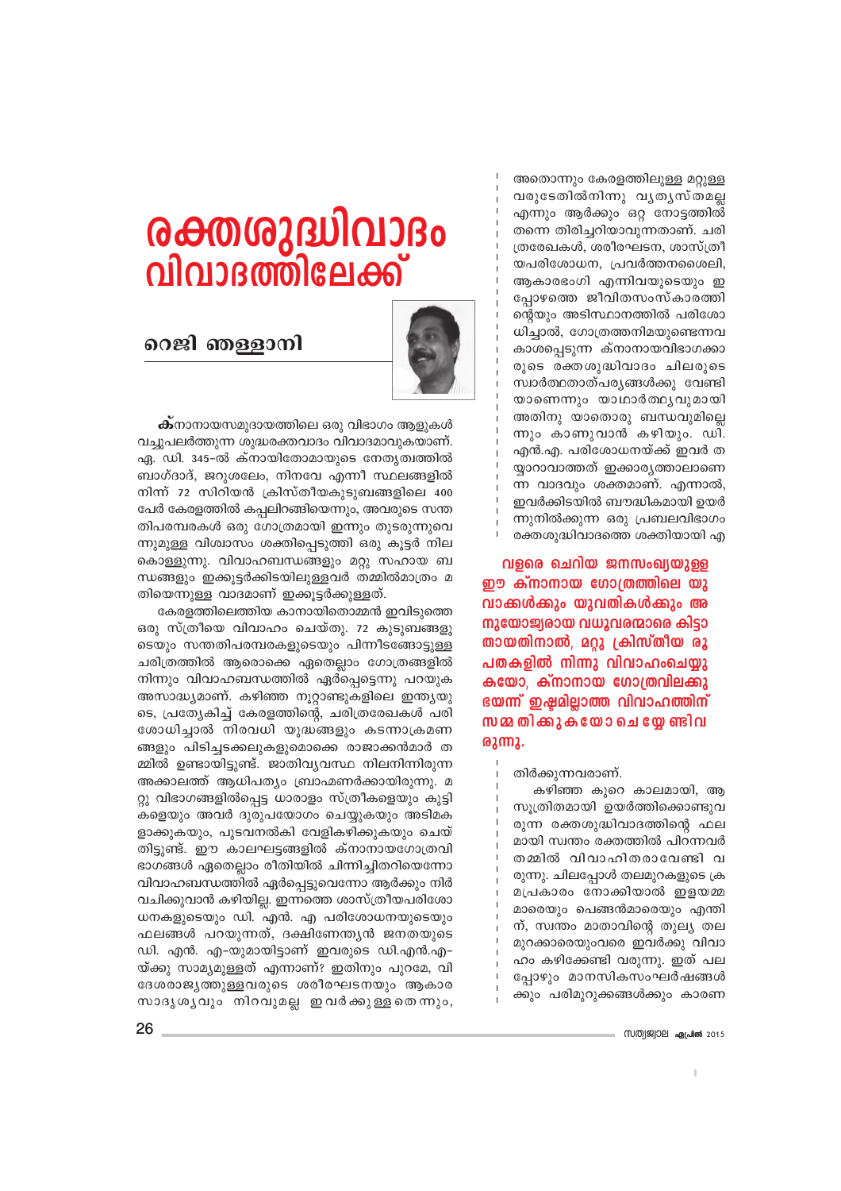# രക്തശുദ്ധിവാദം വിവാദത്തിലേക്ക്

## റെജി ഞള്ളാനി

**ക്**നാനായസമുദായത്തിലെ ഒരു വിഭാഗം ആളുകൾ വച്ചുപലർത്തുന്ന ശുദ്ധരക്തവാദം വിവാദമാവുകയാണ്. ഏ. ഡി. 345-ൽ ക്നായിതോമായുടെ നേതൃത്വത്തിൽ ബാഗ്ദാദ്, ജറുശലേം, നിനവേ എന്നീ സ്ഥലങ്ങളിൽ നിന്ന് 72 സിറിയൻ ക്രിസ്തീയകുടുംബങ്ങളിലെ 400 പേർ കേരളത്തിൽ കപ്പലിറങ്ങിയെന്നും, അവരുടെ സന്തതിപരമ്പരകൾ ഒരു ഗോത്രമായി ഇന്നും തുടരുന്നുവെന്നുമുള്ള വിശ്വാസം ശക്തിപ്പെടുത്തി ഒരു കൂട്ടർ നിലകൊള്ളുന്നു. വിവാഹബന്ധങ്ങളും മറ്റു സഹായ ബന്ധങ്ങളും ഇക്കൂട്ടർക്കിടയിലുള്ളവർ തമ്മിൽമാത്രം മതിയെന്നുള്ള വാദമാണ് ഇക്കൂട്ടർക്കുള്ളത്.

കേരളത്തിലെത്തിയ കാനായിതൊമ്മൻ ഇവിടുത്തെ ഒരു സ്ത്രീയെ വിവാഹം ചെയ്തു. 72 കുടുംബങ്ങളുടെയും സന്തതിപരമ്പരകളുടെയും പിന്നീടങ്ങോട്ടുള്ള ചരിത്രത്തിൽ ആരൊക്കെ ഏതെല്ലാം ഗോത്രങ്ങളിൽ നിന്നും വിവാഹബന്ധത്തിൽ ഏർപ്പെട്ടെന്നു പറയുക അസാദ്ധ്യമാണ്. കഴിഞ്ഞ നൂറ്റാണ്ടുകളിലെ ഇന്ത്യയുടെ, പ്രത്യേകിച്ച് കേരളത്തിന്റെ, ചരിത്രരേഖകൾ പരിശോധിച്ചാൽ നിരവധി യുദ്ധങ്ങളും കടന്നാക്രമണങ്ങളും പിടിച്ചടക്കലുകളുമൊക്കെ രാജാക്കൻമാർ തമ്മിൽ ഉണ്ടായിട്ടുണ്ട്. ജാതിവ്യവസ്ഥ നിലനിന്നിരുന്ന അക്കാലത്ത് ആധിപത്യം ബ്രാഹ്മണർക്കായിരുന്നു. മറ്റു വിഭാഗങ്ങളിൽപ്പെട്ട ധാരാളം സ്ത്രീകളെയും കുട്ടികളെയും അവർ ദുരുപയോഗം ചെയ്യുകയും അടിമകളാക്കുകയും, പുടവനൽകി വേളികഴിക്കുകയും ചെയ്തിട്ടുണ്ട്. ഈ കാലഘട്ടങ്ങളിൽ ക്നാനായഗോത്രവിഭാഗങ്ങൾ ഏതെല്ലാം രീതിയിൽ ചിന്നിച്ചിതറിയെന്നോ വിവാഹബന്ധത്തിൽ ഏർപ്പെട്ടുവെന്നോ ആർക്കും നിർവചിക്കുവാൻ കഴിയില്ല. ഇന്നത്തെ ശാസ്ത്രീയപരിശോധനകളുടെയും ഡി. എൻ. എ പരിശോധനയുടെയും ഫലങ്ങൾ പറയുന്നത്, ദക്ഷിണേന്ത്യൻ ജനതയുടെ ഡി. എൻ. എ-യുമായിട്ടാണ് ഇവരുടെ ഡി.എൻ.എ-യ്ക്കു സാമ്യമുള്ളത് എന്നാണ്? ഇതിനും പുറമേ, വിദേശരാജ്യത്തുള്ളവരുടെ ശരീരഘടനയും ആകാരസാദൃശ്യവും നിറവുമല്ല ഇവർക്കുള്ളതെന്നും, അതൊന്നും കേരളത്തിലുള്ള മറ്റുള്ളവരുടേതിൽനിന്നു വ്യത്യസ്തമല്ല എന്നും ആർക്കും ഒറ്റ നോട്ടത്തിൽ തന്നെ തിരിച്ചറിയാവുന്നതാണ്. ചരിത്രരേഖകൾ, ശരീരഘടന, ശാസ്ത്രീയപരിശോധന, പ്രവർത്തനശൈലി, ആകാരഭംഗി എന്നിവയുടെയും ഇപ്പോഴത്തെ ജീവിതസംസ്കാരത്തിന്റെയും അടിസ്ഥാനത്തിൽ പരിശോധിച്ചാൽ, ഗോത്രത്തനിമയുണ്ടെന്നവകാശപ്പെടുന്ന ക്നാനായവിഭാഗക്കാരുടെ രക്തശുദ്ധിവാദം ചിലരുടെ സ്വാർത്ഥതാത്പര്യങ്ങൾക്കു വേണ്ടിയാണെന്നും യാഥാർത്ഥ്യവുമായി അതിനു യാതൊരു ബന്ധവുമില്ലെന്നും കാണുവാൻ കഴിയും. ഡി. എൻ.എ. പരിശോധനയ്ക്ക് ഇവർ തയ്യാറാവാത്തത് ഇക്കാര്യത്താലാണെന്ന വാദവും ശക്തമാണ്. എന്നാൽ, ഇവർക്കിടയിൽ ബൗദ്ധികമായി ഉയർന്നുനിൽക്കുന്ന ഒരു പ്രബലവിഭാഗം രക്തശുദ്ധിവാദത്തെ ശക്തിയായി എതിർക്കുന്നവരാണ്.

**വളരെ ചെറിയ ജനസംഖ്യയുള്ള ഈ ക്നാനായ ഗോത്രത്തിലെ യുവാക്കൾക്കും യുവതികൾക്കും അനുയോജ്യരായ വധൂവരന്മാരെ കിട്ടാതായതിനാൽ, മറ്റു ക്രിസ്തീയ രൂപതകളിൽ നിന്നു വിവാഹംചെയ്യുകയോ, ക്നാനായ ഗോത്രവിലക്കു ഭയന്ന് ഇഷ്ടമില്ലാത്ത വിവാഹത്തിന് സമ്മതിക്കുകയോ ചെയ്യേണ്ടിവരുന്നു.**

കഴിഞ്ഞ കുറെ കാലമായി, ആസൂത്രിതമായി ഉയർത്തിക്കൊണ്ടുവരുന്ന രക്തശുദ്ധിവാദത്തിന്റെ ഫലമായി സ്വന്തം രക്തത്തിൽ പിറന്നവർ തമ്മിൽ വിവാഹിതരാവേണ്ടി വരുന്നു. ചിലപ്പോൾ തലമുറകളുടെ ക്രമപ്രകാരം നോക്കിയാൽ ഇളയമ്മമാരെയും പെങ്ങൻമാരെയും എതിന്, സ്വന്തം മാതാവിന്റെ തുല്യ തലമുറക്കാരെയുംവരെ ഇവർക്കു വിവാഹം കഴിക്കേണ്ടി വരുന്നു. ഇത് പലപ്പോഴും മാനസികസംഘർഷങ്ങൾക്കും പരിമുറുക്കങ്ങൾക്കും കാരണ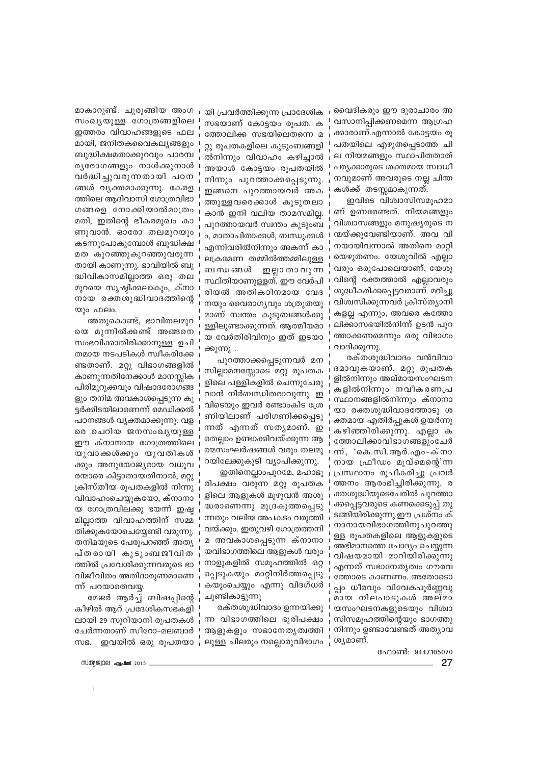മാകാറുണ്ട്. ചുരുങ്ങിയ അംഗ സംഖ്യയുള്ള ഗോത്രങ്ങളിലെ ഇത്തരം വിവാഹങ്ങളുടെ ഫല മായി, ജനിതകവൈകല്യങ്ങളും ബുദ്ധിക്ഷമതാക്കുറവും പാരമ്പ ര്യരോഗങ്ങളും നാൾക്കുനാൾ വർദ്ധിച്ചുവരുന്നതായി പഠന ങ്ങൾ വ്യക്തമാക്കുന്നു. കേരള ത്തിലെ ആദിവാസി ഗോത്രവിഭാ ഗങ്ങളെ നോക്കിയാൽമാത്രം മതി, ഇതിന്റെ ഭീകരമുഖം കാ ണുവാൻ. ഓരോ തലമുറയും കടന്നുപോകുമ്പോൾ ബുദ്ധിക്ഷ മത കുറഞ്ഞുകുറഞ്ഞുവരുന്ന തായി കാണുന്നു. ഭാവിയിൽ ബു ദ്ധിവികാസമില്ലാത്ത ഒരു തല മുറയെ സൃഷ്ടിക്കലാകും, ക്നാ നായ രക്തശുദ്ധിവാദത്തിന്റെ യും ഫലം.

അതുകൊണ്ട്, ഭാവിതലമുറ യെ മുന്നിൽക്കണ്ട് അങ്ങനെ സംഭവിക്കാതിരിക്കാനുള്ള ഉചി തമായ നടപടികൾ സ്വീകരിക്കേ ണ്ടതാണ്. മറ്റു വിഭാഗങ്ങളിൽ കാണുന്നതിനേക്കാൾ മാനസ്സിക പിരിമുറുക്കവും വിഷാദരോഗങ്ങ ളും തനിമ അവകാശപ്പെടുന്ന കൂ ട്ടർക്കിടയിലാണെന്ന് മെഡിക്കൽ പഠനങ്ങൾ വ്യക്തമാക്കുന്നു. വള രെ ചെറിയ ജനസംഖ്യയുള്ള ഈ ക്നാനായ ഗോത്രത്തിലെ യുവാക്കൾക്കും യുവതികൾ ക്കും അനുയോജ്യരായ വധൂവ രന്മാരെ കിട്ടാതായതിനാൽ, മറ്റു ക്രിസ്തീയ രൂപതകളിൽ നിന്നു വിവാഹംചെയ്യുകയോ, ക്നാനാ യ ഗോത്രവിലക്കു ഭയന്ന് ഇഷ്ട മില്ലാത്ത വിവാഹത്തിന് സമ്മ തിക്കുകയോചെയ്യേണ്ടി വരുന്നു. തനിമയുടെ പേരുപറഞ്ഞ് അതൃ പ്തരായി കുടുംബജീവിത ത്തിൽ പ്രവേശിക്കുന്നവരുടെ ഭാ വിജീവിതം അതിദാരുണമാണെ ന്ന് പറയാതെവയ്യ.

മേജർ ആർച്ച് ബിഷപ്പിന്റെ കീഴിൽ ആറ് പ്രദേശികസഭകളി ലായി 29 സുറിയാനി രൂപതകൾ ചേർന്നതാണ് സീറോ-മലബാർ സഭ. ഇവയിൽ ഒരു രൂപതയാ യി പ്രവർത്തിക്കുന്ന പ്രാദേശിക സഭയാണ് കോട്ടയം രൂപത. ക ത്തോലിക്ക സഭയിലെതന്നെ മ റ്റു രൂപതകളിലെ കുടുംബങ്ങളി ൽനിന്നും വിവാഹം കഴിച്ചാൽ അയാൾ കോട്ടയം രൂപതയിൽ നിന്നും പുറത്താക്കപ്പെടുന്നു. ഇങ്ങനെ പുറത്തായവർ അക ത്തുള്ളവരെക്കാൾ കൂടുതലാ കാൻ ഇനി വലിയ താമസമില്ല. പുറത്തായവർ സ്വന്തം കുടുംബ ം, മാതാപിതാക്കൾ, ബന്ധുക്കൾ എന്നിവരിൽനിന്നും അകന്ന് കാ ലക്രമേണ തമ്മിൽത്തമ്മിലുള്ള ബന്ധങ്ങൾ ഇല്ലാതാവുന്ന സ്ഥിതിയാണുള്ളത്. ഈ വേർപി രിയൽ അതികഠിനമായ വേദ നയും വൈരാഗ്യവും ശത്രുതയു മാണ് സ്വന്തം കുടുബങ്ങൾക്കു ള്ളിലുണ്ടാക്കുന്നത്. ആത്മീയമാ യ വേർതിരിവിനും ഇത് ഇടയാ ക്കുന്നു .

പുറത്താക്കപ്പെടുന്നവർ മന സില്ലാമനസ്സോടെ മറ്റു രൂപതക ളിലെ പള്ളികളിൽ ചെന്നുചേരു വാൻ നിർബന്ധിതരാവുന്നു. ഇ വിടെയും ഇവർ രണ്ടാംകിട ശ്രേ ണിയിലാണ് പരിഗണിക്കപ്പെടു ന്നത് എന്നത് സത്യമാണ്. ഇ തെല്ലാം ഉണ്ടാക്കിവയ്ക്കുന്ന ആ ത്മസംഘർഷങ്ങൾ വരും തലമു റയിലേക്കുകൂടി വ്യാപിക്കുന്നു.

ഇതിനെല്ലാംപുറമേ, മഹാഭൂ രിപക്ഷം വരുന്ന മറ്റു രൂപതക ളിലെ ആളുകൾ മുഴുവൻ അശു ദ്ധരാണെന്നു മുദ്രകുത്തപ്പെടു ന്നതും വലിയ അപകടം വരുത്തി വയ്ക്കും. ഇതുവഴി ഗോത്രത്തനി മ അവകാശപ്പെടുന്ന ക്നാനാ യവിഭാഗത്തിലെ ആളുകൾ വരും നാളുകളിൽ സമൂഹത്തിൽ ഒറ്റ പ്പെടുകയും മാറ്റിനിർത്തപ്പെടു കയുംചെയ്യും എന്നു വിദഗ്ധർ ചൂണ്ടികാട്ടുന്നു

രക്തശുദ്ധിവാദം ഉന്നയിക്കു ന്ന വിഭാഗത്തിലെ ഭൂരിപക്ഷം ആളുകളും സഭാനേതൃത്വത്തി ലുള്ള ചിലരും നല്ലൊരുവിഭാഗം വൈദികരും ഈ ദുരാചാരം അ വസാനിപ്പിക്കണമെന്ന ആഗ്രഹ ക്കാരാണ്.എന്നാൽ കോട്ടയം രൂ പതയിലെ എഴുതപ്പെടാത്ത ചി ല നിയമങ്ങളും സ്ഥാപിതതാത് പര്യക്കാരുടെ ശക്തമായ സ്വാധീ നവുമാണ് അവരുടെ നല്ല ചിന്ത കൾക്ക് തടസ്സമാകുന്നത്.

ഇവിടെ വിശ്വാസിസമൂഹമാ ണ് ഉണരേണ്ടത്. നിയമങ്ങളും വിശ്വാസങ്ങളും മനുഷ്യരുടെ ന ന്മയ്ക്കുവേണ്ടിയാണ്. അവ വി നയായിവന്നാൽ അതിനെ മാറ്റി യെഴുതണം. യേശുവിൽ എല്ലാ വരും ഒരുപോലെയാണ്, യേശു വിന്റെ രക്തത്താൽ എല്ലാവരും ശുദ്ധീകരിക്കപ്പെട്ടവരാണ്. മറിച്ചു വിശ്വസിക്കുന്നവർ ക്രിസ്ത്യാനി കളല്ല എന്നും, അവരെ കത്തോ ലിക്കാസഭയിൽനിന്ന് ഉടൻ പുറ ത്താക്കണമെന്നും ഒരു വിഭാഗം വാദിക്കുന്നു.

രക്തശുദ്ധിവാദം വൻവിവാ ദമാവുകയാണ്. മറ്റു രൂപതക ളിൽനിന്നും അല്മായസംഘടന കളിൽനിന്നും നവീകരണപ്ര സ്ഥാനങ്ങളിൽനിന്നും ക്നാനാ യാ രക്തശുദ്ധിവാദത്തോടു ശ ക്തമായ എതിർപ്പുകൾ ഉയർന്നു കഴിഞ്ഞിരിക്കുന്നു. എല്ലാ ക ത്തോലിക്കാവിഭാഗങ്ങളുംചേർ ന്ന്, 'കെ.സി.ആർ.എം-ക്നാ നായ ഫ്രീഡം മൂവ്മെന്റെ'ന്ന പ്രസ്ഥാനം രൂപീകരിച്ചു പ്രവർ ത്തനം ആരംഭിച്ചിരിക്കുന്നു. ര ക്തശുദ്ധിയുടെപേരിൽ പുറത്താ ക്കപ്പെട്ടവരുടെ കണക്കെടുപ്പ് തു ടങ്ങിയിരിക്കുന്നു.ഈ പ്രശ്നം ക് നാനായവിഭാഗത്തിനുപുറത്തു ള്ള രൂപതകളിലെ ആളുകളുടെ അഭിമാനത്തെ ചോദ്യം ചെയ്യുന്ന വിഷയമായി മാറിയിരിക്കുന്നു എന്നത് സഭാനേതൃത്വം ഗൗരവ ത്തോടെ കാണണം. അതോടൊ പ്പം ധീരവും വിവേകപൂർണ്ണവു മായ നിലപാടുകൾ അല്മാ യസംഘടനകളുടെയും വിശ്വാ സിസമൂഹത്തിന്റെയും ഭാഗത്തു നിന്നും ഉണ്ടാവേണ്ടത് അത്യാവ ശ്യമാണ്.

ഫോൺ: 9447105070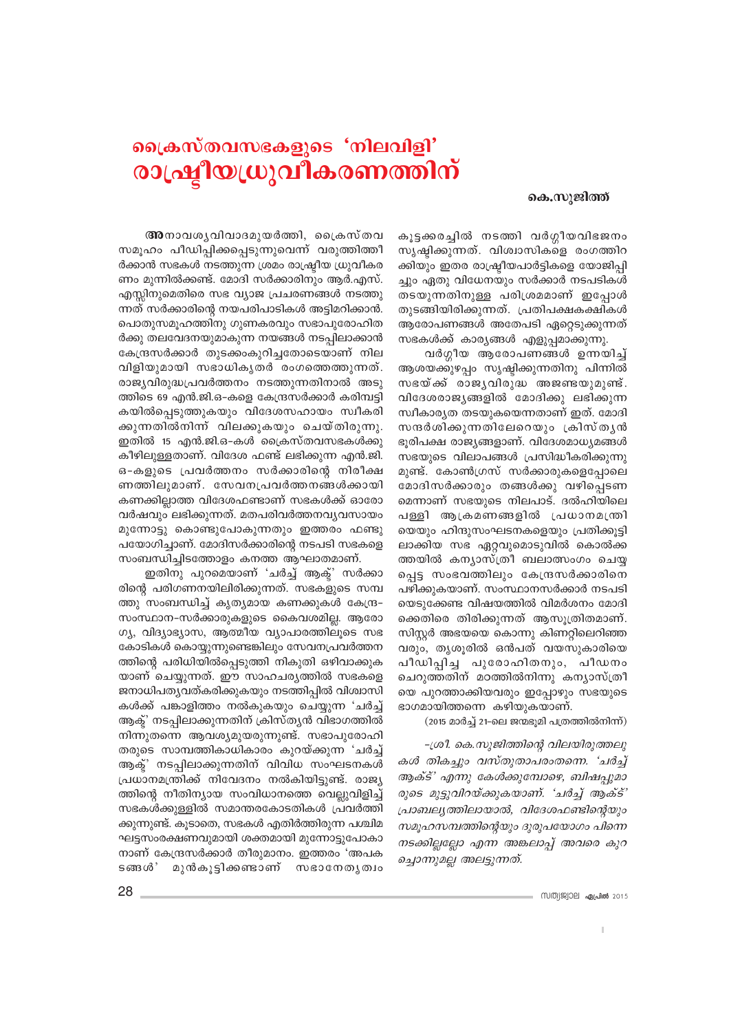# ക്രൈസ്തവസഭകളുടെ 'നിലവിളി' രാഷ്ട്രീയധ്രുവീകരണത്തിന്

**കെ.സുജിത്ത്**

**അ**നാവശ്യവിവാദമുയർത്തി, ക്രൈസ്തവ സമൂഹം പീഡിപ്പിക്കപ്പെടുന്നുവെന്ന് വരുത്തിത്തീർക്കാൻ സഭകൾ നടത്തുന്ന ശ്രമം രാഷ്ട്രീയ ധ്രുവീകരണം മുന്നിൽക്കണ്ട്. മോദി സർക്കാരിനും ആർ.എസ്. എസ്സിനുമെതിരെ സഭ വ്യാജ പ്രചരണങ്ങൾ നടത്തുന്നത് സർക്കാരിന്റെ നയപരിപാടികൾ അട്ടിമറിക്കാൻ. പൊതുസമൂഹത്തിനു ഗുണകരവും സഭാപുരോഹിതർക്കു തലവേദനയുമാകുന്ന നയങ്ങൾ നടപ്പിലാക്കാൻ കേന്ദ്രസർക്കാർ തുടക്കംകുറിച്ചതോടെയാണ് നിലവിളിയുമായി സഭാധികൃതർ രംഗത്തെത്തുന്നത്. രാജ്യവിരുദ്ധപ്രവർത്തനം നടത്തുന്നതിനാൽ അടുത്തിടെ 69 എൻ.ജി.ഒ-കളെ കേന്ദ്രസർക്കാർ കരിമ്പട്ടികയിൽപ്പെടുത്തുകയും വിദേശസഹായം സ്വീകരിക്കുന്നതിൽനിന്ന് വിലക്കുകയും ചെയ്തിരുന്നു. ഇതിൽ 15 എൻ.ജി.ഒ-കൾ ക്രൈസ്തവസഭകൾക്കു കീഴിലുള്ളതാണ്. വിദേശ ഫണ്ട് ലഭിക്കുന്ന എൻ.ജി. ഒ-കളുടെ പ്രവർത്തനം സർക്കാരിന്റെ നിരീക്ഷണത്തിലുമാണ്. സേവനപ്രവർത്തനങ്ങൾക്കായി കണക്കില്ലാത്ത വിദേശഫണ്ടാണ് സഭകൾക്ക് ഓരോ വർഷവും ലഭിക്കുന്നത്. മതപരിവർത്തനവ്യവസായം മുന്നോട്ടു കൊണ്ടുപോകുന്നതും ഇത്തരം ഫണ്ടുപയോഗിച്ചാണ്. മോദിസർക്കാരിന്റെ നടപടി സഭകളെ സംബന്ധിച്ചിടത്തോളം കനത്ത ആഘാതമാണ്.

ഇതിനു പുറമെയാണ് 'ചർച്ച് ആക്ട്' സർക്കാരിന്റെ പരിഗണനയിലിരിക്കുന്നത്. സഭകളുടെ സമ്പത്തു സംബന്ധിച്ച് കൃത്യമായ കണക്കുകൾ കേന്ദ്ര-സംസ്ഥാന-സർക്കാരുകളുടെ കൈവശമില്ല. ആരോഗ്യ, വിദ്യാഭ്യാസ, ആത്മീയ വ്യാപാരത്തിലൂടെ സഭ കോടികൾ കൊയ്യുന്നുണ്ടെങ്കിലും സേവനപ്രവർത്തനത്തിന്റെ പരിധിയിൽപ്പെടുത്തി നികുതി ഒഴിവാക്കുകയാണ് ചെയ്യുന്നത്. ഈ സാഹചര്യത്തിൽ സഭകളെ ജനാധിപത്യവത്കരിക്കുകയും നടത്തിപ്പിൽ വിശ്വാസികൾക്ക് പങ്കാളിത്തം നൽകുകയും ചെയ്യുന്ന 'ചർച്ച് ആക്ട്' നടപ്പിലാക്കുന്നതിന് ക്രിസ്ത്യൻ വിഭാഗത്തിൽ നിന്നുതന്നെ ആവശ്യമുയരുന്നുണ്ട്. സഭാപുരോഹിതരുടെ സാമ്പത്തികാധികാരം കുറയ്ക്കുന്ന 'ചർച്ച് ആക്ട്' നടപ്പിലാക്കുന്നതിന് വിവിധ സംഘടനകൾ പ്രധാനമന്ത്രിക്ക് നിവേദനം നൽകിയിട്ടുണ്ട്. രാജ്യത്തിന്റെ നീതിന്യായ സംവിധാനത്തെ വെല്ലുവിളിച്ച് സഭകൾക്കുള്ളിൽ സമാന്തരകോടതികൾ പ്രവർത്തിക്കുന്നുണ്ട്. കൂടാതെ, സഭകൾ എതിർത്തിരുന്ന പശ്ചിമഘട്ടസംരക്ഷണവുമായി ശക്തമായി മുന്നോട്ടുപോകാനാണ് കേന്ദ്രസർക്കാർ തീരുമാനം. ഇത്തരം 'അപകടങ്ങൾ' മുൻകൂട്ടിക്കണ്ടാണ് സഭാനേതൃത്വം കൂട്ടക്കരച്ചിൽ നടത്തി വർഗ്ഗീയവിഭജനം സൃഷ്ടിക്കുന്നത്. വിശ്വാസികളെ രംഗത്തിറക്കിയും ഇതര രാഷ്ട്രീയപാർട്ടികളെ യോജിപ്പിച്ചും ഏതു വിധേനയും സർക്കാർ നടപടികൾ തടയുന്നതിനുള്ള പരിശ്രമമാണ് ഇപ്പോൾ തുടങ്ങിയിരിക്കുന്നത്. പ്രതിപക്ഷകക്ഷികൾ ആരോപണങ്ങൾ അതേപടി ഏറ്റെടുക്കുന്നത് സഭകൾക്ക് കാര്യങ്ങൾ എളുപ്പമാക്കുന്നു.

വർഗ്ഗീയ ആരോപണങ്ങൾ ഉന്നയിച്ച് ആശയക്കുഴപ്പം സൃഷ്ടിക്കുന്നതിനു പിന്നിൽ സഭയ്ക്ക് രാജ്യവിരുദ്ധ അജണ്ടയുമുണ്ട്. വിദേശരാജ്യങ്ങളിൽ മോദിക്കു ലഭിക്കുന്ന സ്വീകാര്യത തടയുകയെന്നതാണ് ഇത്. മോദി സന്ദർശിക്കുന്നതിലേറെയും ക്രിസ്ത്യൻ ഭൂരിപക്ഷ രാജ്യങ്ങളാണ്. വിദേശമാധ്യമങ്ങൾ സഭയുടെ വിലാപങ്ങൾ പ്രസിദ്ധീകരിക്കുന്നുമുണ്ട്. കോൺഗ്രസ് സർക്കാരുകളെപ്പോലെ മോദിസർക്കാരും തങ്ങൾക്കു വഴിപ്പെടണമെന്നാണ് സഭയുടെ നിലപാട്. ദൽഹിയിലെ പള്ളി ആക്രമണങ്ങളിൽ പ്രധാനമന്ത്രിയെയും ഹിന്ദുസംഘടനകളെയും പ്രതിക്കൂട്ടിലാക്കിയ സഭ ഏറ്റവുമൊടുവിൽ കൊൽക്കത്തയിൽ കന്യാസ്ത്രീ ബലാത്സംഗം ചെയ്യപ്പെട്ട സംഭവത്തിലും കേന്ദ്രസർക്കാരിനെ പഴിക്കുകയാണ്. സംസ്ഥാനസർക്കാർ നടപടിയെടുക്കേണ്ട വിഷയത്തിൽ വിമർശനം മോദിക്കെതിരെ തിരിക്കുന്നത് ആസൂത്രിതമാണ്. സിസ്റ്റർ അഭയയെ കൊന്നു കിണറ്റിലെറിഞ്ഞവരും, തൃശൂരിൽ ഒൻപത് വയസുകാരിയെ പീഡിപ്പിച്ച പുരോഹിതനും, പീഡനം ചെറുത്തതിന് മഠത്തിൽനിന്നു കന്യാസ്ത്രീയെ പുറത്താക്കിയവരും ഇപ്പോഴും സഭയുടെ ഭാഗമായിത്തന്നെ കഴിയുകയാണ്.

(2015 മാർച്ച് 21-ലെ ജന്മഭൂമി പത്രത്തിൽനിന്ന്)

*-ശ്രീ. കെ.സുജിത്തിന്റെ വിലയിരുത്തലുകൾ തികച്ചും വസ്തുതാപരംതന്നെ. 'ചർച്ച് ആക്ട്' എന്നു കേൾക്കുമ്പോഴെ, ബിഷപ്പുമാരുടെ മുട്ടുവിറയ്ക്കുകയാണ്. 'ചർച്ച് ആക്ട്' പ്രാബല്യത്തിലായാൽ, വിദേശഫണ്ടിന്റെയും സമൂഹസമ്പത്തിന്റെയും ദുരുപയോഗം പിന്നെ നടക്കില്ലല്ലോ എന്ന അങ്കലാപ്പ് അവരെ കുറച്ചൊന്നുമല്ല അലട്ടുന്നത്.*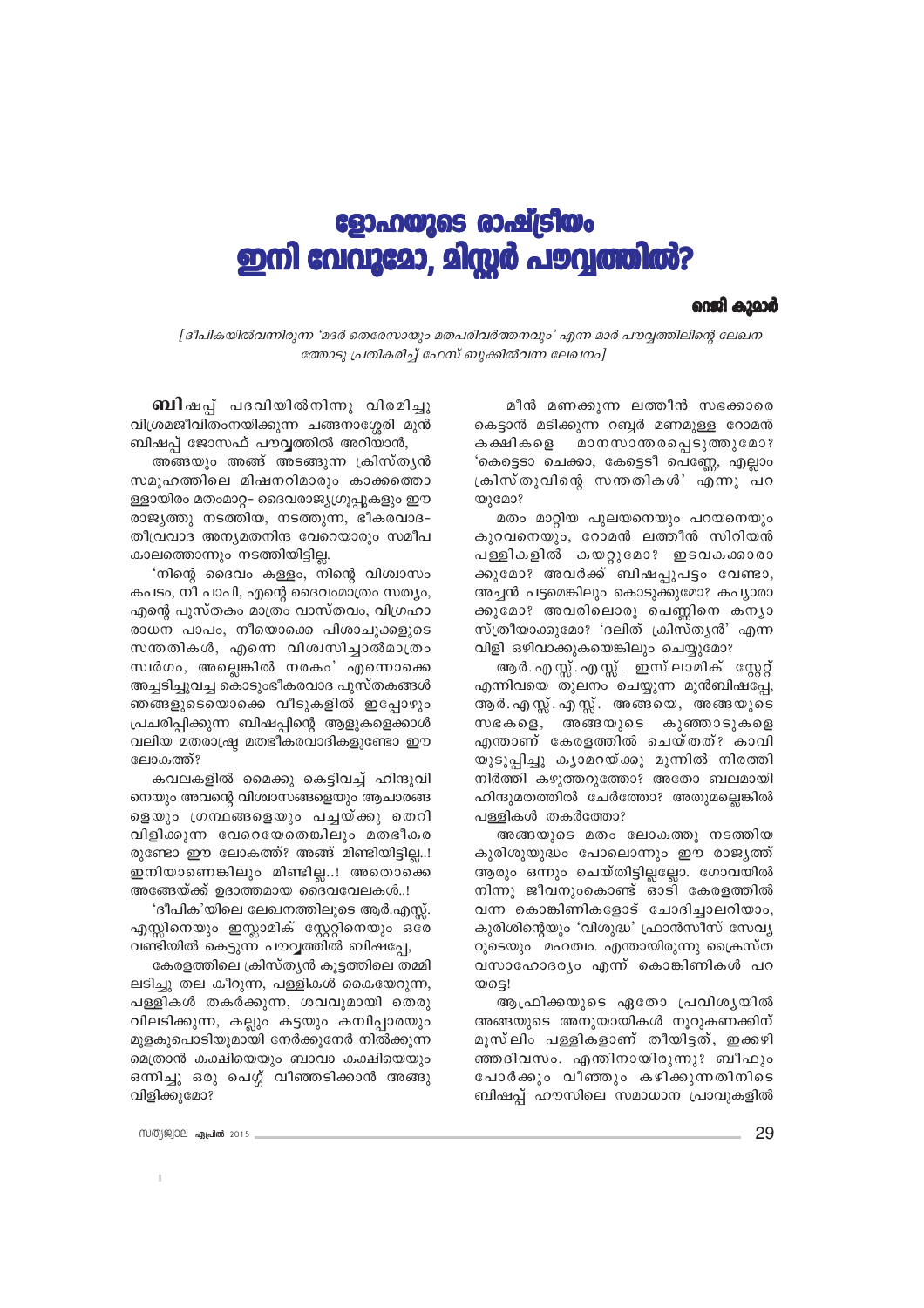# ളോഹയുടെ രാഷ്ട്രീയം ഇനി വേവുമോ, മിസ്റ്റർ പൗവ്വത്തിൽ?

**റെജി കുമാർ**

*[ദീപികയിൽവന്നിരുന്ന 'മദർ തെരേസായും മതപരിവർത്തനവും' എന്ന മാർ പൗവ്വത്തിലിന്റെ ലേഖന ത്തോടു പ്രതികരിച്ച് ഫേസ് ബുക്കിൽവന്ന ലേഖനം]*

**ബി**ഷപ്പ് പദവിയിൽനിന്നു വിരമിച്ചു വിശ്രമജീവിതംനയിക്കുന്ന ചങ്ങനാശ്ശേരി മുൻ ബിഷപ്പ് ജോസഫ് പൗവ്വത്തിൽ അറിയാൻ,

അങ്ങയും അങ്ങ് അടങ്ങുന്ന ക്രിസ്ത്യൻ സമൂഹത്തിലെ മിഷനറിമാരും കാക്കത്തൊള്ളായിരം മതംമാറ്റ– ദൈവരാജ്യഗ്രൂപ്പുകളും ഈ രാജ്യത്തു നടത്തിയ, നടത്തുന്ന, ഭീകരവാദ-തീവ്രവാദ അന്യമതനിന്ദ വേറെയാരും സമീപ കാലത്തൊന്നും നടത്തിയിട്ടില്ല.

'നിന്റെ ദൈവം കള്ളം, നിന്റെ വിശ്വാസം കപടം, നീ പാപി, എന്റെ ദൈവംമാത്രം സത്യം, എന്റെ പുസ്തകം മാത്രം വാസ്തവം, വിഗ്രഹാരാധന പാപം, നീയൊക്കെ പിശാചുക്കളുടെ സന്തതികൾ, എന്നെ വിശ്വസിച്ചാൽമാത്രം സ്വർഗം, അല്ലെങ്കിൽ നരകം' എന്നൊക്കെ അച്ചടിച്ചുവച്ച കൊടുംഭീകരവാദ പുസ്തകങ്ങൾ ഞങ്ങളുടെയൊക്കെ വീടുകളിൽ ഇപ്പോഴും പ്രചരിപ്പിക്കുന്ന ബിഷപ്പിന്റെ ആളുകളെക്കാൾ വലിയ മതരാഷ്ട്ര മതഭീകരവാദികളുണ്ടോ ഈ ലോകത്ത്?

കവലകളിൽ മൈക്കു കെട്ടിവച്ച് ഹിന്ദുവിനെയും അവന്റെ വിശ്വാസങ്ങളെയും ആചാരങ്ങളെയും ഗ്രന്ഥങ്ങളെയും പച്ചയ്ക്കു തെറി വിളിക്കുന്ന വേറെയേതെങ്കിലും മതഭീകരരുണ്ടോ ഈ ലോകത്ത്? അങ്ങ് മിണ്ടിയിട്ടില്ല..! ഇനിയാണെങ്കിലും മിണ്ടില്ല..! അതൊക്കെ അങ്ങേയ്ക്ക് ഉദാത്തമായ ദൈവവേലകൾ..!

'ദീപിക'യിലെ ലേഖനത്തിലൂടെ ആർ.എസ്സ്. എസ്സിനെയും ഇസ്ലാമിക് സ്റ്റേറ്റിനെയും ഒരേ വണ്ടിയിൽ കെട്ടുന്ന പൗവ്വത്തിൽ ബിഷപ്പേ,

കേരളത്തിലെ ക്രിസ്ത്യൻ കൂട്ടത്തിലെ തമ്മിലടിച്ചു തല കീറുന്ന, പള്ളികൾ കൈയേറുന്ന, പള്ളികൾ തകർക്കുന്ന, ശവവുമായി തെരുവിലടിക്കുന്ന, കല്ലും കട്ടയും കമ്പിപ്പാരയും മുളകുപൊടിയുമായി നേർക്കുനേർ നിൽക്കുന്ന മെത്രാൻ കക്ഷിയെയും ബാവാ കക്ഷിയെയും ഒന്നിച്ചു ഒരു പെഗ്ഗ് വീഞ്ഞടിക്കാൻ അങ്ങു വിളിക്കുമോ?

മീൻ മണക്കുന്ന ലത്തീൻ സഭക്കാരെ കെട്ടാൻ മടിക്കുന്ന റബ്ബർ മണമുള്ള റോമൻ കക്ഷികളെ മാനസാന്തരപ്പെടുത്തുമോ? 'കെട്ടെടാ ചെക്കാ, കേട്ടെടീ പെണ്ണേ, എല്ലാം ക്രിസ്തുവിന്റെ സന്തതികൾ' എന്നു പറയുമോ?

മതം മാറ്റിയ പുലയനെയും പറയനെയും കുറവനെയും, റോമൻ ലത്തീൻ സിറിയൻ പള്ളികളിൽ കയറ്റുമോ? ഇടവകക്കാരാക്കുമോ? അവർക്ക് ബിഷപ്പുപട്ടം വേണ്ടാ, അച്ചൻ പട്ടമെങ്കിലും കൊടുക്കുമോ? കപ്യാരാക്കുമോ? അവരിലൊരു പെണ്ണിനെ കന്യാസ്ത്രീയാക്കുമോ? 'ദലിത് ക്രിസ്ത്യൻ' എന്ന വിളി ഒഴിവാക്കുകയെങ്കിലും ചെയ്യുമോ?

ആർ.എസ്സ്.എസ്സ്. ഇസ്‌ലാമിക് സ്റ്റേറ്റ് എന്നിവയെ തുലനം ചെയ്യുന്ന മുൻബിഷപ്പേ, ആർ.എസ്സ്.എസ്സ്. അങ്ങയെ, അങ്ങയുടെ സഭകളെ, അങ്ങയുടെ കുഞ്ഞാടുകളെ എന്താണ് കേരളത്തിൽ ചെയ്തത്? കാവി യുടുപ്പിച്ചു ക്യാമറയ്ക്കു മുന്നിൽ നിരത്തി നിർത്തി കഴുത്തറുത്തോ? അതോ ബലമായി ഹിന്ദുമതത്തിൽ ചേർത്തോ? അതുമല്ലെങ്കിൽ പള്ളികൾ തകർത്തോ?

അങ്ങയുടെ മതം ലോകത്തു നടത്തിയ കുരിശുയുദ്ധം പോലൊന്നും ഈ രാജ്യത്ത് ആരും ഒന്നും ചെയ്തിട്ടില്ലല്ലോ. ഗോവയിൽ നിന്നു ജീവനുംകൊണ്ട് ഓടി കേരളത്തിൽ വന്ന കൊങ്കിണികളോട് ചോദിച്ചാലറിയാം, കുരിശിന്റെയും 'വിശുദ്ധ' ഫ്രാൻസീസ് സേവ്യറുടെയും മഹത്വം. എന്തായിരുന്നു ക്രൈസ്തവസാഹോദര്യം എന്ന് കൊങ്കിണികൾ പറയട്ടെ!

ആഫ്രിക്കയുടെ ഏതോ പ്രവിശ്യയിൽ അങ്ങയുടെ അനുയായികൾ നൂറുകണക്കിന് മുസ്‌ലിം പള്ളികളാണ് തീയിട്ടത്, ഇക്കഴിഞ്ഞദിവസം. എന്തിനായിരുന്നു? ബീഫും പോർക്കും വീഞ്ഞും കഴിക്കുന്നതിനിടെ ബിഷപ്പ് ഹൗസിലെ സമാധാന പ്രാവുകളിൽ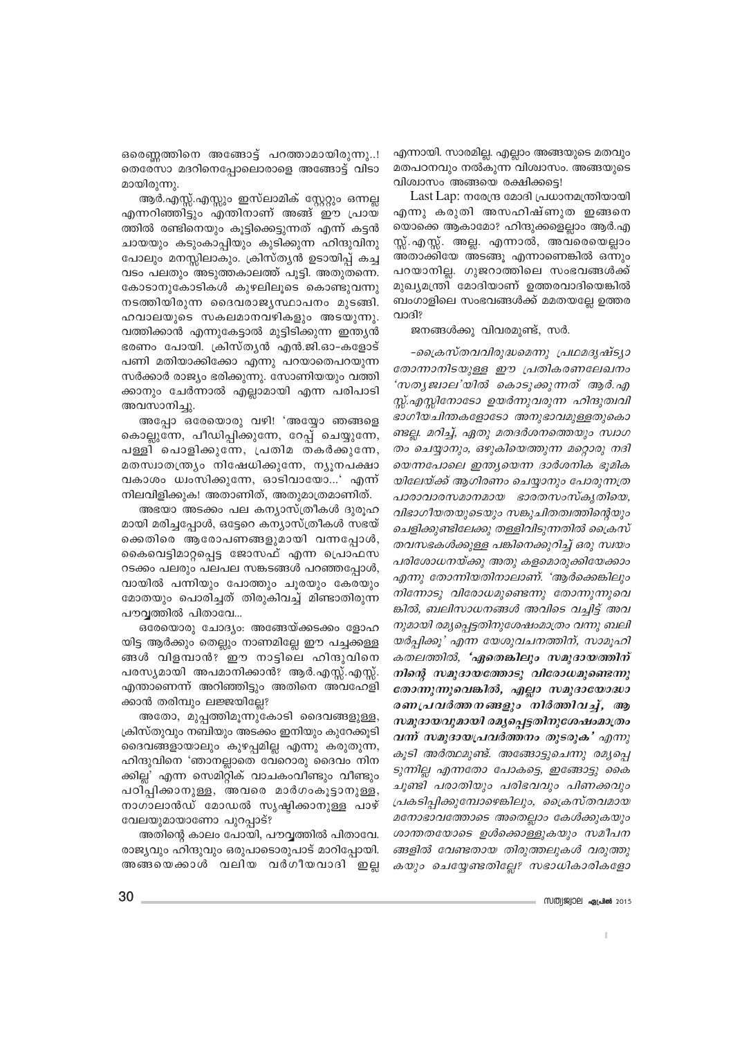ഒരെണ്ണത്തിനെ അങ്ങോട്ട് പറത്താമായിരുന്നു..! തെരേസാ മദറിനെപ്പോലൊരാളെ അങ്ങോട്ട് വിടാമായിരുന്നു.

ആർ.എസ്സ്.എസ്സും ഇസ്ലാമിക് സ്റ്റേറ്റും ഒന്നല്ല എന്നറിഞ്ഞിട്ടും എന്തിനാണ് അങ്ങ് ഈ പ്രായത്തിൽ രണ്ടിനെയും കൂട്ടിക്കെട്ടുന്നത് എന്ന് കട്ടൻ ചായയും കടുംകാപ്പിയും കുടിക്കുന്ന ഹിന്ദുവിനു പോലും മനസ്സിലാകും. ക്രിസ്ത്യൻ ഉടായിപ്പ് കച്ചവടം പലതും അടുത്തകാലത്ത് പൂട്ടി. അതുതന്നെ. കോടാനുകോടികൾ കുഴലിലൂടെ കൊണ്ടുവന്നു നടത്തിയിരുന്ന ദൈവരാജ്യസ്ഥാപനം മുടങ്ങി. ഹവാലയുടെ സകലമാനവഴികളും അടയുന്നു. വത്തിക്കാൻ എന്നുകേട്ടാൽ മുട്ടിടിക്കുന്ന ഇന്ത്യൻ ഭരണം പോയി. ക്രിസ്ത്യൻ എൻ.ജി.ഓ-കളോട് പണി മതിയാക്കിക്കോ എന്നു പറയാതെപറയുന്ന സർക്കാർ രാജ്യം ഭരിക്കുന്നു. സോണിയയും വത്തിക്കാനും ചേർന്നാൽ എല്ലാമായി എന്ന പരിപാടി അവസാനിച്ചു.

അപ്പോ ഒരേയൊരു വഴി! 'അയ്യോ ഞങ്ങളെ കൊല്ലുന്നേ, പീഡിപ്പിക്കുന്നേ, റേപ്പ് ചെയ്യുന്നേ, പള്ളി പൊളിക്കുന്നേ, പ്രതിമ തകർക്കുന്നേ, മതസ്വാതന്ത്ര്യം നിഷേധിക്കുന്നേ, ന്യൂനപക്ഷാവകാശം ധ്വംസിക്കുന്നേ, ഓടിവായോ...' എന്ന് നിലവിളിക്കുക! അതാണിത്, അതുമാത്രമാണിത്.

അഭയാ അടക്കം പല കന്യാസ്ത്രീകൾ ദുരൂഹമായി മരിച്ചപ്പോൾ, ഒട്ടേറെ കന്യാസ്ത്രീകൾ സഭയ്ക്കെതിരെ ആരോപണങ്ങളുമായി വന്നപ്പോൾ, കൈവെട്ടിമാറ്റപ്പെട്ട ജോസഫ് എന്ന പ്രൊഫസറടക്കം പലരും പലപല സങ്കടങ്ങൾ പറഞ്ഞപ്പോൾ, വായിൽ പന്നിയും പോത്തും ചൂരയും കേരയും മോതയും പൊരിച്ചത് തിരുകിവച്ച് മിണ്ടാതിരുന്ന പൗവ്വത്തിൽ പിതാവേ...

ഒരേയൊരു ചോദ്യം: അങ്ങേയ്ക്കടക്കം ളോഹയിട്ട ആർക്കും തെല്ലും നാണമില്ലേ ഈ പച്ചക്കള്ളങ്ങൾ വിളമ്പാൻ? ഈ നാട്ടിലെ ഹിന്ദുവിനെ പരസ്യമായി അപമാനിക്കാൻ? ആർ.എസ്സ്.എസ്സ്. എന്താണെന്ന് അറിഞ്ഞിട്ടും അതിനെ അവഹേളിക്കാൻ തരിമ്പും ലജ്ജയില്ലേ?

അതോ, മുപ്പത്തിമൂന്നുകോടി ദൈവങ്ങളുള്ള, ക്രിസ്തുവും നബിയും അടക്കം ഇനിയും കുറേക്കൂടി ദൈവങ്ങളായാലും കുഴപ്പമില്ല എന്നു കരുതുന്ന, ഹിന്ദുവിനെ 'ഞാനല്ലാതെ വേറൊരു ദൈവം നിനക്കില്ല' എന്ന സെമിറ്റിക് വാചകംവീണ്ടും വീണ്ടും പഠിപ്പിക്കാനുള്ള, അവരെ മാർഗംകൂട്ടാനുള്ള, നാഗാലാൻഡ് മോഡൽ സൃഷ്ടിക്കാനുള്ള പാഴ്‌വേലയുമായാണോ പുറപ്പാട്?

അതിന്റെ കാലം പോയി, പൗവ്വത്തിൽ പിതാവേ. രാജ്യവും ഹിന്ദുവും ഒരുപാടൊരുപാട് മാറിപ്പോയി. അങ്ങയെക്കാൾ വലിയ വർഗീയവാദി ഇല്ല എന്നായി. സാരമില്ല. എല്ലാം അങ്ങയുടെ മതവും മതപഠനവും നൽകുന്ന വിശ്വാസം. അങ്ങയുടെ വിശ്വാസം അങ്ങയെ രക്ഷിക്കട്ടെ!

Last Lap: നരേന്ദ്ര മോദി പ്രധാനമന്ത്രിയായി എന്നു കരുതി അസഹിഷ്ണുത ഇങ്ങനെയൊക്കെ ആകാമോ? ഹിന്ദുക്കളെല്ലാം ആർ.എസ്സ്.എസ്സ്. അല്ല. എന്നാൽ, അവരെയെല്ലാം അതാക്കിയേ അടങ്ങൂ എന്നാണെങ്കിൽ ഒന്നും പറയാനില്ല. ഗുജറാത്തിലെ സംഭവങ്ങൾക്ക് മുഖ്യമന്ത്രി മോദിയാണ് ഉത്തരവാദിയെങ്കിൽ ബംഗാളിലെ സംഭവങ്ങൾക്ക് മമതയല്ലേ ഉത്തരവാദി?

ജനങ്ങൾക്കു വിവരമുണ്ട്, സർ.

*–ക്രൈസ്തവവിരുദ്ധമെന്നു പ്രഥമദൃഷ്ട്യാ തോന്നാനിടയുള്ള ഈ പ്രതികരണലേഖനം 'സത്യജ്വാല'യിൽ കൊടുക്കുന്നത് ആർ.എസ്സ്.എസ്സിനോടോ ഉയർന്നുവരുന്ന ഹിന്ദുത്വവിഭാഗീയചിന്തകളോടോ അനുഭാവമുള്ളതുകൊണ്ടല്ല. മറിച്ച്, ഏതു മതദർശനത്തെയും സ്വാഗതം ചെയ്യാനും, ഒഴുകിയെത്തുന്ന മറ്റൊരു നദിയെന്നപോലെ ഇന്ത്യയെന്ന ദാർശനിക ഭൂമികയിലേയ്ക്ക് ആഗിരണം ചെയ്യാനും പോരുന്നത്ര പാരാവാരസമാനമായ ഭാരതസംസ്കൃതിയെ, വിഭാഗീയതയുടെയും സങ്കുചിതത്വത്തിന്റെയും ചെളിക്കുണ്ടിലേക്കു തള്ളിവിടുന്നതിൽ ക്രൈസ്തവസഭകൾക്കുള്ള പങ്കിനെക്കുറിച്ച് ഒരു സ്വയം പരിശോധനയ്ക്കു അതു കളമൊരുക്കിയേക്കാം എന്നു തോന്നിയതിനാലാണ്. 'ആർക്കെങ്കിലും നിന്നോടു വിരോധമുണ്ടെന്നു തോന്നുന്നുവെങ്കിൽ, ബലിസാധനങ്ങൾ അവിടെ വച്ചിട്ട് അവനുമായി രമ്യപ്പെട്ടതിനുശേഷംമാത്രം വന്നു ബലിയർപ്പിക്കൂ' എന്ന യേശുവചനത്തിന്, സാമൂഹികതലത്തിൽ,* ***'ഏതെങ്കിലും സമുദായത്തിന് നിന്റെ സമുദായത്തോടു വിരോധമുണ്ടെന്നു തോന്നുന്നുവെങ്കിൽ, എല്ലാ സമുദായോദ്ധാരണപ്രവർത്തനങ്ങളും നിർത്തിവച്ച്, ആ സമുദായവുമായി രമ്യപ്പെട്ടതിനുശേഷംമാത്രം വന്ന് സമുദായപ്രവർത്തനം തുടരുക'*** *എന്നു കൂടി അർത്ഥമുണ്ട്. അങ്ങോട്ടുചെന്നു രമ്യപ്പെടുന്നില്ല എന്നതോ പോകട്ടെ, ഇങ്ങോട്ടു കൈചൂണ്ടി പരാതിയും പരിഭവവും പിണക്കവും പ്രകടിപ്പിക്കുമ്പോഴെങ്കിലും, ക്രൈസ്തവമായ മനോഭാവത്തോടെ കേൾക്കുകയും ശാന്തതയോടെ ഉൾക്കൊള്ളുകയും സമീപനങ്ങളിൽ വേണ്ടതായ തിരുത്തലുകൾ വരുത്തുകയും ചെയ്യേണ്ടതില്ലേ? സഭാധികാരികളോ*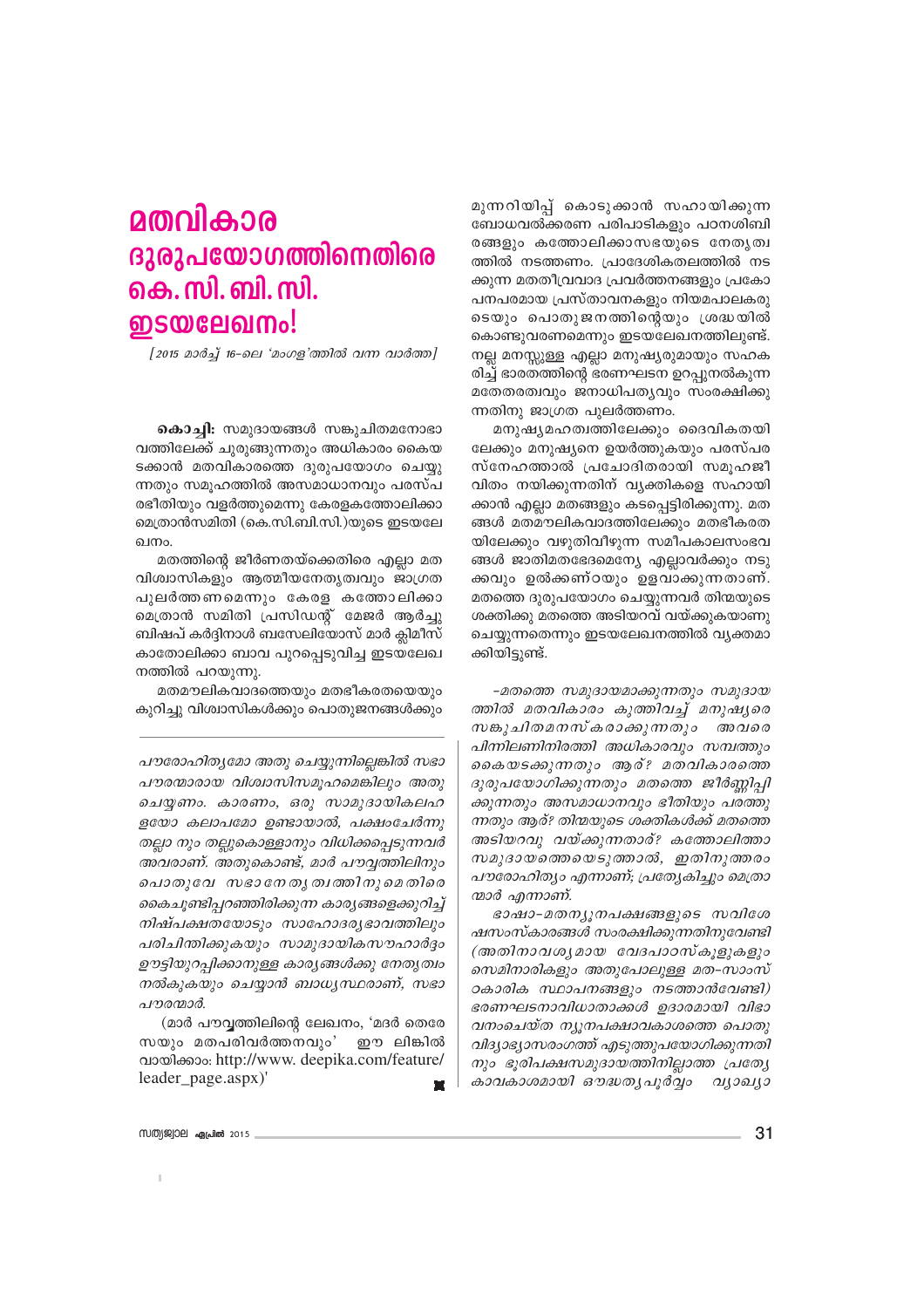# മതവികാര ദുരുപയോഗത്തിനെതിരെ കെ. സി. ബി. സി. ഇടയലേഖനം!

*[2015 മാർച്ച് 16–ലെ 'മംഗള'ത്തിൽ വന്ന വാർത്ത]*

**കൊച്ചി:** സമുദായങ്ങൾ സങ്കുചിതമനോഭാവത്തിലേക്ക് ചുരുങ്ങുന്നതും അധികാരം കൈയടക്കാൻ മതവികാരത്തെ ദുരുപയോഗം ചെയ്യുന്നതും സമൂഹത്തിൽ അസമാധാനവും പരസ്പരഭീതിയും വളർത്തുമെന്നു കേരളകത്തോലിക്കാ മെത്രാൻസമിതി (കെ.സി.ബി.സി.)യുടെ ഇടയലേഖനം.

മതത്തിന്റെ ജീർണതയ്ക്കെതിരെ എല്ലാ മതവിശ്വാസികളും ആത്മീയനേതൃത്വവും ജാഗ്രത പുലർത്തണമെന്നും കേരള കത്തോലിക്കാ മെത്രാൻ സമിതി പ്രസിഡന്റ് മേജർ ആർച്ചുബിഷപ് കർദ്ദിനാൾ ബസേലിയോസ് മാർ ക്ലിമീസ് കാതോലിക്കാ ബാവ പുറപ്പെടുവിച്ച ഇടയലേഖനത്തിൽ പറയുന്നു.

മതമൗലികവാദത്തെയും മതഭീകരതയെയും കുറിച്ചു വിശ്വാസികൾക്കും പൊതുജനങ്ങൾക്കും മുന്നറിയിപ്പ് കൊടുക്കാൻ സഹായിക്കുന്ന ബോധവൽക്കരണ പരിപാടികളും പഠനശിബിരങ്ങളും കത്തോലിക്കാസഭയുടെ നേതൃത്വത്തിൽ നടത്തണം. പ്രാദേശികതലത്തിൽ നടക്കുന്ന മതതീവ്രവാദ പ്രവർത്തനങ്ങളും പ്രകോപനപരമായ പ്രസ്താവനകളും നിയമപാലകരുടെയും പൊതുജനത്തിന്റെയും ശ്രദ്ധയിൽ കൊണ്ടുവരണമെന്നും ഇടയലേഖനത്തിലുണ്ട്. നല്ല മനസ്സുള്ള എല്ലാ മനുഷ്യരുമായും സഹകരിച്ച് ഭാരതത്തിന്റെ ഭരണഘടന ഉറപ്പുനൽകുന്ന മതേതരത്വവും ജനാധിപത്യവും സംരക്ഷിക്കുന്നതിനു ജാഗ്രത പുലർത്തണം.

മനുഷ്യമഹത്വത്തിലേക്കും ദൈവികതയിലേക്കും മനുഷ്യനെ ഉയർത്തുകയും പരസ്പരസ്നേഹത്താൽ പ്രചോദിതരായി സമൂഹജീവിതം നയിക്കുന്നതിന് വ്യക്തികളെ സഹായിക്കാൻ എല്ലാ മതങ്ങളും കടപ്പെട്ടിരിക്കുന്നു. മതങ്ങൾ മതമൗലികവാദത്തിലേക്കും മതഭീകരതയിലേക്കും വഴുതിവീഴുന്ന സമീപകാലസംഭവങ്ങൾ ജാതിമതഭേദമെന്യേ എല്ലാവർക്കും നടുക്കവും ഉൽക്കണ്ഠയും ഉളവാക്കുന്നതാണ്. മതത്തെ ദുരുപയോഗം ചെയ്യുന്നവർ തിന്മയുടെ ശക്തിക്കു മതത്തെ അടിയറവ് വയ്ക്കുകയാണു ചെയ്യുന്നതെന്നും ഇടയലേഖനത്തിൽ വ്യക്തമാക്കിയിട്ടുണ്ട്.

*–മതത്തെ സമുദായമാക്കുന്നതും സമുദായത്തിൽ മതവികാരം കുത്തിവച്ച് മനുഷ്യരെ സങ്കുചിതമനസ്കരാക്കുന്നതും അവരെ പിന്നിലണിനിരത്തി അധികാരവും സമ്പത്തും കൈയടക്കുന്നതും ആര്? മതവികാരത്തെ ദുരുപയോഗിക്കുന്നതും മതത്തെ ജീർണ്ണിപ്പിക്കുന്നതും അസമാധാനവും ഭീതിയും പരത്തുന്നതും ആര്? തിന്മയുടെ ശക്തികൾക്ക് മതത്തെ അടിയറവു വയ്ക്കുന്നതാര്? കത്തോലിത്താസമുദായത്തെയെടുത്താൽ, ഇതിനുത്തരം പൗരോഹിത്യം എന്നാണ്; പ്രത്യേകിച്ചും മെത്രാന്മാർ എന്നാണ്.*

*ഭാഷാ–മതന്യൂനപക്ഷങ്ങളുടെ സവിശേഷസംസ്കാരങ്ങൾ സംരക്ഷിക്കുന്നതിനുവേണ്ടി (അതിനാവശ്യമായ വേദപാഠസ്കൂളുകളും സെമിനാരികളും അതുപോലുള്ള മത–സാംസ്കാരിക സ്ഥാപനങ്ങളും നടത്താൻവേണ്ടി) ഭരണഘടനാവിധാതാക്കൾ ഉദാരമായി വിഭാവനംചെയ്ത ന്യൂനപക്ഷാവകാശത്തെ പൊതുവിദ്യാഭ്യാസരംഗത്ത് എടുത്തുപയോഗിക്കുന്നതിനും ഭൂരിപക്ഷസമുദായത്തിനില്ലാത്ത പ്രത്യേകാവകാശമായി ഔദ്ധത്യപൂർവ്വം വ്യാഖ്യാ*

*പൗരോഹിത്യമോ അതു ചെയ്യുന്നില്ലെങ്കിൽ സഭാപൗരന്മാരായ വിശ്വാസിസമൂഹമെങ്കിലും അതു ചെയ്യണം. കാരണം, ഒരു സാമുദായികലഹളയോ കലാപമോ ഉണ്ടായാൽ, പക്ഷംചേർന്നു തല്ലാ നും തല്ലുകൊള്ളാനും വിധിക്കപ്പെടുന്നവർ അവരാണ്. അതുകൊണ്ട്, മാർ പൗവ്വത്തിലിനും പൊതുവേ സഭാനേതൃത്വത്തിനുമെതിരെ കൈചൂണ്ടിപ്പറഞ്ഞിരിക്കുന്ന കാര്യങ്ങളെക്കുറിച്ച് നിഷ്പക്ഷതയോടും സാഹോദര്യഭാവത്തിലും പരിചിന്തിക്കുകയും സാമുദായികസൗഹാർദ്ദം ഊട്ടിയുറപ്പിക്കാനുള്ള കാര്യങ്ങൾക്കു നേതൃത്വം നൽകുകയും ചെയ്യാൻ ബാധ്യസ്ഥരാണ്, സഭാപൗരന്മാർ.*

(മാർ പൗവ്വത്തിലിന്റെ ലേഖനം, 'മദർ തെരേസയും മതപരിവർത്തനവും' ഈ ലിങ്കിൽ വായിക്കാം: http://www.deepika.com/feature/leader_page.aspx)'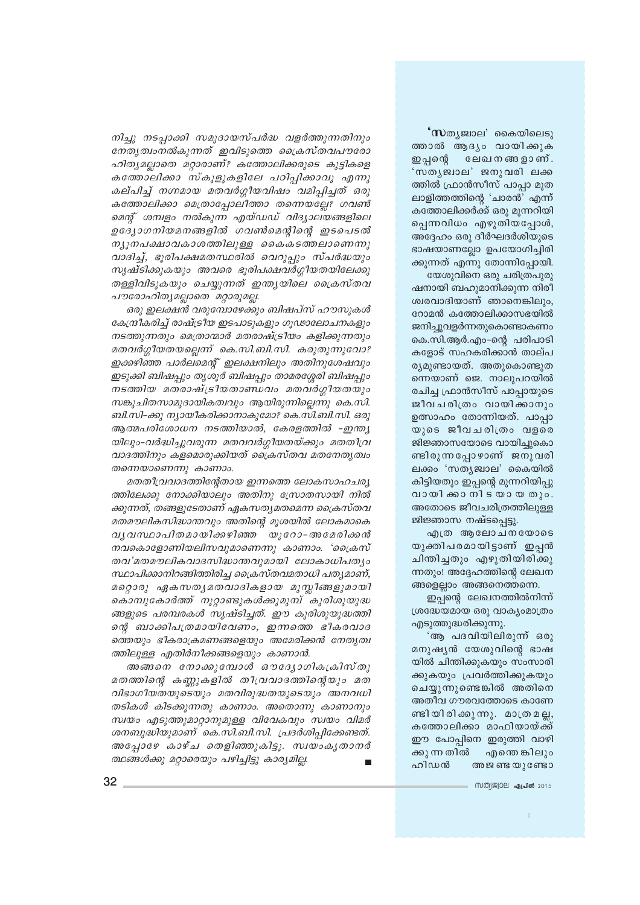*നിച്ചു നടപ്പാക്കി സമുദായസ്പർദ്ധ വളർത്തുന്നതിനും നേതൃത്വംനൽകുന്നത് ഇവിടുത്തെ ക്രൈസ്തവപൗരോഹിത്യമല്ലാതെ മറ്റാരാണ്? കത്തോലിക്കരുടെ കുട്ടികളെ കത്തോലിക്കാ സ്കൂളുകളിലേ പഠിപ്പിക്കാവൂ എന്നു കല്പിച്ച് നഗ്നമായ മതവർഗ്ഗീയവിഷം വമിപ്പിച്ചത് ഒരു കത്തോലിക്കാ മെത്രാപ്പോലീത്താ തന്നെയല്ലേ? ഗവൺമെന്റ് ശമ്പളം നൽകുന്ന എയ്ഡഡ് വിദ്യാലയങ്ങളിലെ ഉദ്യോഗനിയമനങ്ങളിൽ ഗവൺമെന്റിന്റെ ഇടപെടൽ ന്യൂനപക്ഷാവകാശത്തിലുള്ള കൈകടത്തലാണെന്നു വാദിച്ച്, ഭൂരിപക്ഷമതസ്ഥരിൽ വെറുപ്പും സ്പർദ്ധയും സൃഷ്ടിക്കുകയും അവരെ ഭൂരിപക്ഷവർഗ്ഗീയതയിലേക്കു തള്ളിവിടുകയും ചെയ്യുന്നത് ഇന്ത്യയിലെ ക്രൈസ്തവ പൗരോഹിത്യമല്ലാതെ മറ്റാരുമല്ല.*

*ഒരു ഇലക്ഷൻ വരുമ്പോഴേക്കും ബിഷപ്സ് ഹൗസുകൾ കേന്ദ്രീകരിച്ച് രാഷ്ട്രീയ ഇടപാടുകളും ഗൂഢാലോചനകളും നടത്തുന്നതും മെത്രാന്മാർ മതരാഷ്ട്രീയം കളിക്കുന്നതും മതവർഗ്ഗീയതയല്ലെന്ന് കെ.സി.ബി.സി. കരുതുന്നുവോ? ഇക്കഴിഞ്ഞ പാർലമെന്റ് ഇലക്ഷനിലും അതിനുശേഷവും ഇടുക്കി ബിഷപ്പും തൃശൂർ ബിഷപ്പും താമരശ്ശേരി ബിഷപ്പും നടത്തിയ മതരാഷ്ട്രീയതാണ്ഡവം മതവർഗ്ഗീയതയും സങ്കുചിതസാമുദായികത്വവും ആയിരുന്നില്ലെന്നു കെ.സി.ബി.സി-ക്കു ന്യായീകരിക്കാനാകുമോ? കെ.സി.ബി.സി. ഒരു ആത്മപരിശോധന നടത്തിയാൽ, കേരളത്തിൽ -ഇന്ത്യയിലും-വർദ്ധിച്ചുവരുന്ന മതവർഗ്ഗീയതയ്ക്കും മതതീവ്രവാദത്തിനും കളമൊരുക്കിയത് ക്രൈസ്തവ മതനേതൃത്വം തന്നെയാണെന്നു കാണാം.*

*മതതീവ്രവാദത്തിന്റേതായ ഇന്നത്തെ ലോകസാഹചര്യത്തിലേക്കു നോക്കിയാലും അതിനു സ്രോതസായി നിൽക്കുന്നത്, തങ്ങളുടേതാണ് ഏകസത്യമതമെന്ന ക്രൈസ്തവ മതമൗലികസിദ്ധാന്തവും അതിന്റെ മൂശയിൽ ലോകമാകെ വ്യവസ്ഥാപിതമായിക്കഴിഞ്ഞ യൂറോ-അമേരിക്കൻ നവകൊളോണിയലിസവുമാണെന്നു കാണാം. 'ക്രൈസ്തവ'മതമൗലികവാദസിദ്ധാന്തവുമായി ലോകാധിപത്യം സ്ഥാപിക്കാനിറങ്ങിത്തിരിച്ച ക്രൈസ്തവമതാധി പത്യമാണ്, മറ്റൊരു ഏകസത്യമതവാദികളായ മുസ്ലീങ്ങളുമായി കൊമ്പുകോർത്ത് നൂറ്റാണ്ടുകൾക്കുമുമ്പ് കുരിശുയുദ്ധങ്ങളുടെ പരമ്പരകൾ സൃഷ്ടിച്ചത്. ഈ കുരിശുയുദ്ധത്തിന്റെ ബാക്കിപത്രമായിവേണം, ഇന്നത്തെ ഭീകരവാദത്തെയും ഭീകരാക്രമണങ്ങളെയും അമേരിക്കൻ നേതൃത്വത്തിലുള്ള എതിർനീക്കങ്ങളെയും കാണാൻ.*

*അങ്ങനെ നോക്കുമ്പോൾ ഔദ്യോഗികക്രിസ്തുമതത്തിന്റെ കണ്ണുകളിൽ തീവ്രവാദത്തിന്റെയും മതവിഭാഗീയതയുടെയും മതവിരുദ്ധതയുടെയും അനവധി തടികൾ കിടക്കുന്നതു കാണാം. അതൊന്നു കാണാനും സ്വയം എടുത്തുമാറ്റാനുമുള്ള വിവേകവും സ്വയം വിമർശനബുദ്ധിയുമാണ് കെ.സി.ബി.സി. പ്രദർശിപ്പിക്കേണ്ടത്. അപ്പോഴേ കാഴ്ച തെളിഞ്ഞുകിട്ടൂ. സ്വയംകൃതാനർത്ഥങ്ങൾക്കു മറ്റാരെയും പഴിച്ചിട്ടു കാര്യമില്ല.* ■

**'സ**ത്യജ്വാല' കൈയിലെടുത്താൽ ആദ്യം വായിക്കുക ഇപ്പന്റെ ലേഖനങ്ങളാണ്. 'സത്യജ്വാല' ജനുവരി ലക്കത്തിൽ ഫ്രാൻസീസ് പാപ്പാ മുതലാളിത്തത്തിന്റെ 'ചാരൻ' എന്ന് കത്തോലിക്കർക്ക് ഒരു മുന്നറിയിപ്പെന്നവിധം എഴുതിയപ്പോൾ, അദ്ദേഹം ഒരു ദീർഘദർശിയുടെ ഭാഷയാണല്ലോ ഉപയോഗിച്ചിരിക്കുന്നത് എന്നു തോന്നിപ്പോയി.

യേശുവിനെ ഒരു ചരിത്രപുരുഷനായി ബഹുമാനിക്കുന്ന നിരീശ്വരവാദിയാണ് ഞാനെങ്കിലും, റോമൻ കത്തോലിക്കാസഭയിൽ ജനിച്ചുവളർന്നതുകൊണ്ടാകണം കെ.സി.ആർ.എം-ന്റെ പരിപാടികളോട് സഹകരിക്കാൻ താല്പര്യമുണ്ടായത്. അതുകൊണ്ടുതന്നെയാണ് ജെ. നാലുപറയിൽ രചിച്ച ഫ്രാൻസീസ് പാപ്പായുടെ ജീവചരിത്രം വായിക്കാനും ഉത്സാഹം തോന്നിയത്. പാപ്പായുടെ ജീവചരിത്രം വളരെ ജിജ്ഞാസയോടെ വായിച്ചുകൊണ്ടിരുന്നപ്പോഴാണ് ജനുവരി ലക്കം 'സത്യജ്വാല' കൈയിൽ കിട്ടിയതും ഇപ്പന്റെ മുന്നറിയിപ്പു വായിക്കാനിടയായതും. അതോടെ ജീവചരിത്രത്തിലുള്ള ജിജ്ഞാസ നഷ്ടപ്പെട്ടു.

എത്ര ആലോചനയോടെ യുക്തിപരമായിട്ടാണ് ഇപ്പൻ ചിന്തിച്ചതും എഴുതിയിരിക്കുന്നതും! അദ്ദേഹത്തിന്റെ ലേഖനങ്ങളെല്ലാം അങ്ങനെത്തന്നെ.

ഇപ്പന്റെ ലേഖനത്തിൽനിന്ന് ശ്രദ്ധേയമായ ഒരു വാക്യംമാത്രം എടുത്തുദ്ധരിക്കുന്നു.

'ആ പദവിയിലിരുന്ന് ഒരു മനുഷ്യൻ യേശുവിന്റെ ഭാഷയിൽ ചിന്തിക്കുകയും സംസാരിക്കുകയും പ്രവർത്തിക്കുകയും ചെയ്യുന്നുണ്ടെങ്കിൽ അതിനെ അതീവ ഗൗരവത്തോടെ കാണേണ്ടിയിരിക്കുന്നു. മാത്രമല്ല, കത്തോലിക്കാ മാഫിയായ്ക്ക് ഈ പോപ്പിനെ ഇരുത്തി വാഴിക്കുന്നതിൽ എന്തെങ്കിലും ഹിഡൻ അജണ്ടയുണ്ടോ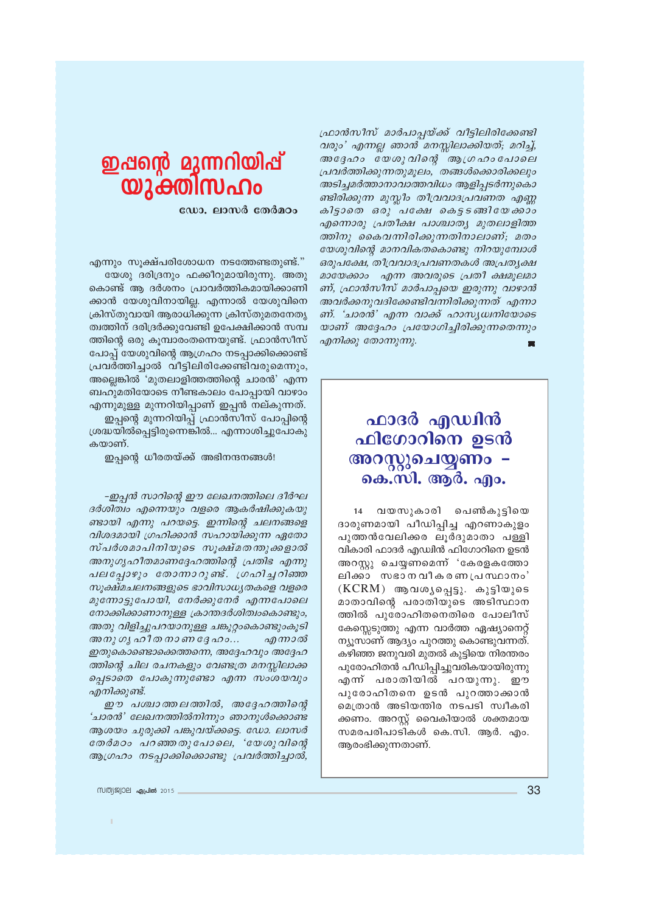# ഇപ്പന്റെ മുന്നറിയിപ്പ് യുക്തിസഹം

**ഡോ. ലാസർ തേർമഠം**

എന്നും സൂക്ഷ്മപരിശോധന നടത്തേണ്ടതുണ്ട്."

യേശു ദരിദ്രനും ഫക്കീറുമായിരുന്നു. അതു കൊണ്ട് ആ ദർശനം പ്രാവർത്തികമായിക്കാണി ക്കാൻ യേശുവിനായില്ല. എന്നാൽ യേശുവിനെ ക്രിസ്തുവായി ആരാധിക്കുന്ന ക്രിസ്തുമതനേതൃ ത്വത്തിന് ദരിദ്രർക്കുവേണ്ടി ഉപേക്ഷിക്കാൻ സമ്പ ത്തിന്റെ ഒരു കൂമ്പാരംതന്നെയുണ്ട്. ഫ്രാൻസീസ് പോപ്പ് യേശുവിന്റെ ആഗ്രഹം നടപ്പാക്കിക്കൊണ്ട് പ്രവർത്തിച്ചാൽ വീട്ടിലിരിക്കേണ്ടിവരുമെന്നും, അല്ലെങ്കിൽ 'മുതലാളിത്തത്തിന്റെ ചാരൻ' എന്ന ബഹുമതിയോടെ നീണ്ടകാലം പോപ്പായി വാഴാം എന്നുമുള്ള മുന്നറിയിപ്പാണ് ഇപ്പൻ നല്കുന്നത്.

ഇപ്പന്റെ മുന്നറിയിപ്പ് ഫ്രാൻസീസ് പോപ്പിന്റെ ശ്രദ്ധയിൽപ്പെട്ടിരുന്നെങ്കിൽ... എന്നാശിച്ചുപോകു കയാണ്.

ഇപ്പന്റെ ധീരതയ്ക്ക് അഭിനന്ദനങ്ങൾ!

*–ഇപ്പൻ സാറിന്റെ ഈ ലേഖനത്തിലെ ദീർഘ ദർശിത്വം എന്നെയും വളരെ ആകർഷിക്കുകയു ണ്ടായി എന്നു പറയട്ടെ. ഇന്നിന്റെ ചലനങ്ങളെ വിശദമായി ഗ്രഹിക്കാൻ സഹായിക്കുന്ന ഏതോ സ്പർശമാപിനിയുടെ സൂക്ഷ്മതതുക്കളാൽ അനുഗൃഹീതമാണദ്ദേഹത്തിന്റെ പ്രതിഭ എന്നു പലപ്പോഴും തോന്നാറുണ്ട്. ഗ്രഹിച്ചറിഞ്ഞ സൂക്ഷ്മചലനങ്ങളുടെ ഭാവിസാധ്യതകളെ വളരെ മുന്നോട്ടുപോയി, നേർക്കുനേർ എന്നപോലെ നോക്കിക്കാണാനുള്ള ക്രാന്തദർശിത്വംകൊണ്ടും, അതു വിളിച്ചുപറയാനുള്ള ചങ്കൂറ്റംകൊണ്ടുംകൂടി അനുഗൃഹീതനാണദ്ദേഹം... എന്നാൽ ഇതുകൊണ്ടൊക്കെത്തന്നെ, അദ്ദേഹവും അദ്ദേഹ ത്തിന്റെ ചില രചനകളും വേണ്ടത്ര മനസ്സിലാക്ക പ്പെടാതെ പോകുന്നുണ്ടോ എന്ന സംശയവും എനിക്കുണ്ട്.*

*ഈ പശ്ചാത്തലത്തിൽ, അദ്ദേഹത്തിന്റെ 'ചാരൻ' ലേഖനത്തിൽനിന്നും ഞാനുൾക്കൊണ്ട ആശയം ചുരുക്കി പങ്കുവയ്ക്കട്ടെ. ഡോ. ലാസർ തേർമഠം പറഞ്ഞതുപോലെ, 'യേശുവിന്റെ ആഗ്രഹം നടപ്പാക്കിക്കൊണ്ടു പ്രവർത്തിച്ചാൽ, ഫ്രാൻസീസ് മാർപാപ്പയ്ക്ക് വീട്ടിലിരിക്കേണ്ടി വരും' എന്നല്ല ഞാൻ മനസ്സിലാക്കിയത്; മറിച്ച്, അദ്ദേഹം യേശുവിന്റെ ആഗ്രഹംപോലെ പ്രവർത്തിക്കുന്നതുമൂലം, തങ്ങൾക്കൊരിക്കലും അടിച്ചമർത്താനാവാത്തവിധം ആളിപ്പടർന്നുകൊ ണ്ടിരിക്കുന്ന മുസ്ലീം തീവ്രവാദപ്രവണത എണ്ണ കിട്ടാതെ ഒരു പക്ഷേ കെട്ടടങ്ങിയേക്കാം എന്നൊരു പ്രതീക്ഷ പാശ്ചാത്യ മുതലാളിത്ത ത്തിനു കൈവന്നിരിക്കുന്നതിനാലാണ്; മതം യേശുവിന്റെ മാനവികതകൊണ്ടു നിറയുമ്പോൾ ഒരുപക്ഷേ, തീവ്രവാദപ്രവണതകൾ അപ്രത്യക്ഷ മായേക്കാം എന്ന അവരുടെ പ്രതീക്ഷമൂലമാ ണ്, ഫ്രാൻസീസ് മാർപാപ്പയെ ഇരുന്നു വാഴാൻ അവർക്കനുവദിക്കേണ്ടിവന്നിരിക്കുന്നത് എന്നാ ണ്. 'ചാരൻ' എന്ന വാക്ക് ഹാസ്യധ്വനിയോടെ യാണ് അദ്ദേഹം പ്രയോഗിച്ചിരിക്കുന്നതെന്നും എനിക്കു തോന്നുന്നു.*

# ഫാദർ എഡ്വിൻ ഫിഗോറിനെ ഉടൻ അറസ്റ്റുചെയ്യണം – കെ.സി. ആർ. എം.

14 വയസുകാരി പെൺകുട്ടിയെ ദാരുണമായി പീഡിപ്പിച്ച എറണാകുളം പുത്തൻവേലിക്കര ലൂർദുമാതാ പള്ളി വികാരി ഫാദർ എഡ്വിൻ ഫിഗോറിനെ ഉടൻ അറസ്റ്റു ചെയ്യണമെന്ന് 'കേരളകത്തോ ലിക്കാ സഭാനവീകരണപ്രസ്ഥാനം' (KCRM) ആവശ്യപ്പെട്ടു. കുട്ടിയുടെ മാതാവിന്റെ പരാതിയുടെ അടിസ്ഥാന ത്തിൽ പുരോഹിതനെതിരെ പോലീസ് കേസ്സെടുത്തു എന്ന വാർത്ത ഏഷ്യാനെറ്റ് ന്യൂസാണ് ആദ്യം പുറത്തു കൊണ്ടുവന്നത്. കഴിഞ്ഞ ജനുവരി മുതൽ കുട്ടിയെ നിരന്തരം പുരോഹിതൻ പീഡിപ്പിച്ചുവരികയായിരുന്നു എന്ന് പരാതിയിൽ പറയുന്നു. ഈ പുരോഹിതനെ ഉടൻ പുറത്താക്കാൻ മെത്രാൻ അടിയന്തിര നടപടി സ്വീകരി ക്കണം. അറസ്റ്റ് വൈകിയാൽ ശക്തമായ സമരപരിപാടികൾ കെ.സി. ആർ. എം. ആരംഭിക്കുന്നതാണ്.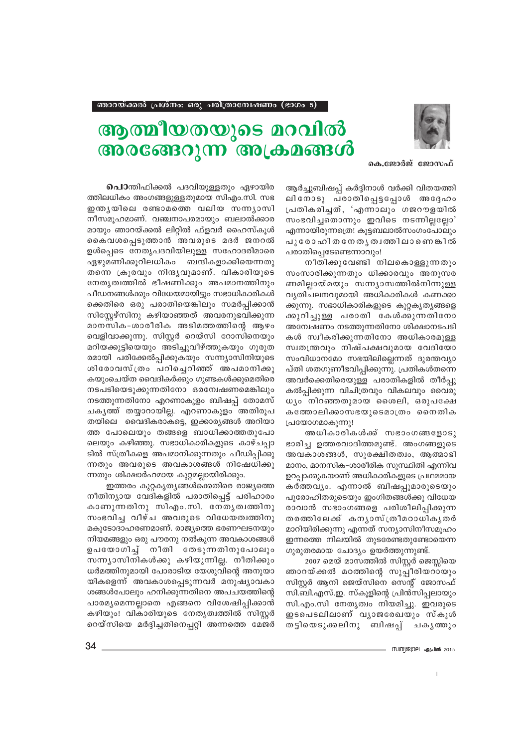ഞാറയ്ക്കൽ പ്രശ്നം: ഒരു ചരിത്രാന്വേഷണം (ഭാഗം 5)

# ആത്മീയതയുടെ മറവിൽ അരങ്ങേറുന്ന അക്രമങ്ങൾ

**കെ.ജോർജ് ജോസഫ്**

**പൊ**ന്തിഫിക്കൽ പദവിയുള്ളതും ഏഴായിരത്തിലധികം അംഗങ്ങളുള്ളതുമായ സിഎം.സി. സഭ ഇന്ത്യയിലെ രണ്ടാമത്തെ വലിയ സന്ന്യാസിനീസമൂഹമാണ്. വഞ്ചനാപരമായും ബലാൽക്കാരമായും ഞാറയ്ക്കൽ ലിറ്റിൽ ഫ്ളവർ ഹൈസ്കൂൾ കൈവശപ്പെടുത്താൻ അവരുടെ മദർ ജനറൽ ഉൾപ്പെടെ നേതൃപദവിയിലുള്ള സഹോദരിമാരെ ഏഴുമണിക്കൂറിലധികം ബന്ദികളാക്കിയെന്നതു തന്നെ ക്രൂരവും നിന്ദ്യവുമാണ്. വികാരിയുടെ നേതൃത്വത്തിൽ ഭീഷണിക്കും അപമാനത്തിനും പീഡനങ്ങൾക്കും വിധേയമായിട്ടും സഭാധികാരികൾക്കെതിരെ ഒരു പരാതിയെങ്കിലും സമർപ്പിക്കാൻ സിസ്റ്റേഴ്സിനു കഴിയാഞ്ഞത് അവരനുഭവിക്കുന്ന മാനസിക-ശാരീരിക അടിമത്തത്തിന്റെ ആഴം വെളിവാക്കുന്നു. സിസ്റ്റർ റെയ്സി റോസിനെയും മറിയക്കുട്ടിയെയും അടിച്ചുവീഴ്ത്തുകയും ഗുരുതരമായി പരിക്കേൽപ്പിക്കുകയും സന്ന്യാസിനിയുടെ ശിരോവസ്ത്രം പറിച്ചെറിഞ്ഞ് അപമാനിക്കുകയുംചെയ്ത വൈദികർക്കും ഗുണ്ടകൾക്കുമെതിരെ നടപടിയെടുക്കുന്നതിനോ ഒരന്വേഷണമെങ്കിലും നടത്തുന്നതിനോ എറണാകുളം ബിഷപ്പ് തോമസ് ചകൃത്ത് തയ്യാറായില്ല. എറണാകുളം അതിരൂപതയിലെ വൈദികരാകട്ടെ, ഇക്കാര്യങ്ങൾ അറിയാത്ത പോലെയും തങ്ങളെ ബാധിക്കാത്തതുപോലെയും കഴിഞ്ഞു. സഭാധികാരികളുടെ കാഴ്ചപ്പാടിൽ സ്ത്രീകളെ അപമാനിക്കുന്നതും പീഡിപ്പിക്കുന്നതും അവരുടെ അവകാശങ്ങൾ നിഷേധിക്കുന്നതും ശിക്ഷാർഹമായ കുറ്റമല്ലായിരിക്കും.

ഇത്തരം കുറ്റകൃത്യങ്ങൾക്കെതിരെ രാജ്യത്തെ നീതിന്യായ വേദികളിൽ പരാതിപ്പെട്ട് പരിഹാരം കാണുന്നതിനു സിഎം.സി. നേതൃത്വത്തിനു സംഭവിച്ച വീഴ്ച അവരുടെ വിധേയത്വത്തിനു മകുടോദാഹരണമാണ്. രാജ്യത്തെ ഭരണഘടനയും നിയമങ്ങളും ഒരു പൗരനു നൽകുന്ന അവകാശങ്ങൾ ഉപയോഗിച്ച് നീതി തേടുന്നതിനുപോലും സന്ന്യാസിനികൾക്കു കഴിയുന്നില്ല. നീതിക്കും ധർമത്തിനുമായി പോരാടിയ യേശുവിന്റെ അനുയായികളെന്ന് അവകാശപ്പെടുന്നവർ മനുഷ്യാവകാശങ്ങൾപോലും ഹനിക്കുന്നതിനെ അപചയത്തിന്റെ പാരമ്യമെന്നല്ലാതെ എങ്ങനെ വിശേഷിപ്പിക്കാൻ കഴിയും! വികാരിയുടെ നേതൃത്വത്തിൽ സിസ്റ്റർ റെയ്സിയെ മർദ്ദിച്ചതിനെപ്പറ്റി അന്നത്തെ മേജർ ആർച്ചുബിഷപ്പ് കർദ്ദിനാൾ വർക്കി വിതയത്തിലിനോടു പരാതിപ്പെട്ടപ്പോൾ അദ്ദേഹം പ്രതികരിച്ചത്, 'എന്നാലും ഗജറൗളയിൽ സംഭവിച്ചതൊന്നും ഇവിടെ നടന്നില്ലല്ലോ' എന്നായിരുന്നത്രെ! കൂട്ടബലാൽസംഗംപോലും പുരോഹിതനേതൃത്വത്തിലാണെങ്കിൽ പരാതിപ്പെടേണ്ടതുണ്ടാവും!

നീതിക്കുവേണ്ടി നിലകൊള്ളുന്നതും സംസാരിക്കുന്നതും ധിക്കാരവും അനുസരണമില്ലായ്മയും സന്ന്യാസത്തിൽനിന്നുള്ള വ്യതിചലനവുമായി അധികാരികൾ കണക്കാക്കുന്നു. സഭാധികാരികളുടെ കുറ്റകൃത്യങ്ങളെക്കുറിച്ചുള്ള പരാതി കേൾക്കുന്നതിനോ അന്വേഷണം നടത്തുന്നതിനോ ശിക്ഷാനടപടികൾ സ്വീകരിക്കുന്നതിനോ അധികാരമുള്ള സ്വതന്ത്രവും നിഷ്പക്ഷവുമായ വേദിയോ സംവിധാനമോ സഭയിലില്ലെന്നത് ദുരന്തവ്യാപ്തി ശതഗുണീഭവിപ്പിക്കുന്നു. പ്രതികൾതന്നെ അവർക്കെതിരെയുള്ള പരാതികളിൽ തീർപ്പുകൽപ്പിക്കുന്ന വിചിത്രവും വികലവും വൈരുധ്യം നിറഞ്ഞതുമായ ശൈലി, ഒരുപക്ഷേ കത്തോലിക്കാസഭയുടെമാത്രം നൈതിക പ്രയോഗമാകുന്നു!

അധികാരികൾക്ക് സഭാംഗങ്ങളോടു ഭാരിച്ച ഉത്തരവാദിത്തമുണ്ട്. അംഗങ്ങളുടെ അവകാശങ്ങൾ, സുരക്ഷിതത്വം, ആത്മാഭിമാനം, മാനസിക-ശാരീരിക സുസ്ഥിതി എന്നിവ ഉറപ്പാക്കുകയാണ് അധികാരികളുടെ പ്രഥമമായ കർത്തവ്യം. എന്നാൽ ബിഷപ്പുമാരുടെയും പുരോഹിതരുടെയും ഇംഗിതങ്ങൾക്കു വിധേയരാവാൻ സഭാംഗങ്ങളെ പരിശീലിപ്പിക്കുന്ന തരത്തിലേക്ക് കന്യാസ്ത്രീമഠാധികൃതർ മാറിയിരിക്കുന്നു എന്നത് സന്യാസിനീസമൂഹം ഇന്നത്തെ നിലയിൽ തുടരേണ്ടതുണ്ടോയെന്ന ഗുരുതരമായ ചോദ്യം ഉയർത്തുന്നുണ്ട്.

2007 മെയ് മാസത്തിൽ സിസ്റ്റർ ജെസ്സിയെ ഞാറയ്ക്കൽ മഠത്തിന്റെ സുപ്പീരിയറായും സിസ്റ്റർ ആനി ജെയ്സിനെ സെന്റ് ജോസഫ് സി.ബി.എസ്.ഇ. സ്കൂളിന്റെ പ്രിൻസിപ്പലായും സി.എം.സി നേതൃത്വം നിയമിച്ചു. ഇവരുടെ ഇടപെടലിലാണ് വ്യാജരേഖയും സ്കൂൾ തട്ടിയെടുക്കലിനു ബിഷപ്പ് ചകൃത്തും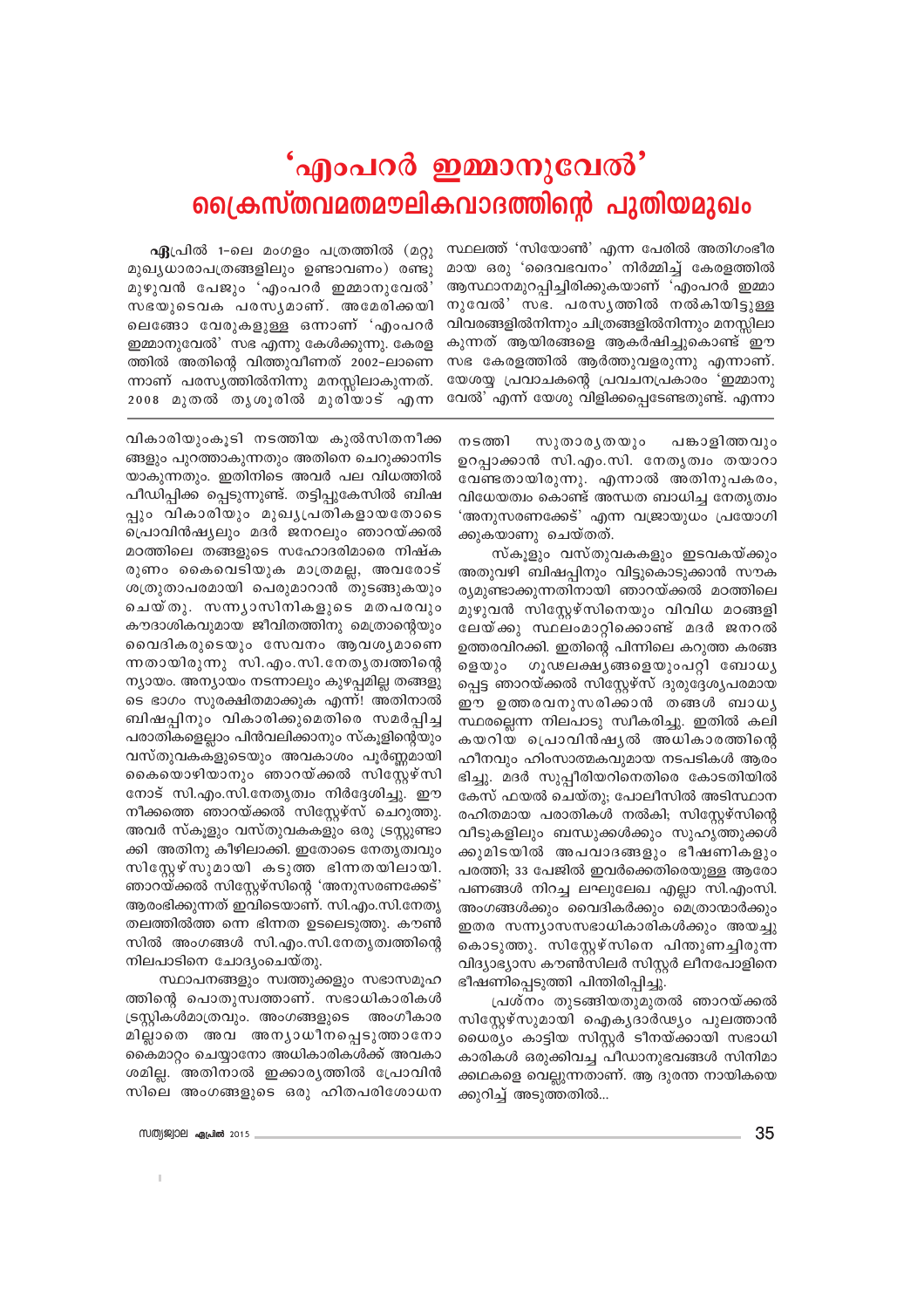# 'എംപറർ ഇമ്മാനുവേൽ'

## ക്രൈസ്തവമതമൗലികവാദത്തിന്റെ പുതിയമുഖം

**ഏ**പ്രിൽ 1-ലെ മംഗളം പത്രത്തിൽ (മറ്റു മുഖ്യധാരാപത്രങ്ങളിലും ഉണ്ടാവണം) രണ്ടു മുഴുവൻ പേജും 'എംപറർ ഇമ്മാനുവേൽ' സഭയുടെവക പരസ്യമാണ്. അമേരിക്കയിലെങ്ങോ വേരുകളുള്ള ഒന്നാണ് 'എംപറർ ഇമ്മാനുവേൽ' സഭ എന്നു കേൾക്കുന്നു. കേരളത്തിൽ അതിന്റെ വിത്തുവീണത് 2002-ലാണെന്നാണ് പരസ്യത്തിൽനിന്നു മനസ്സിലാകുന്നത്. 2008 മുതൽ തൃശൂരിൽ മുരിയാട് എന്ന സ്ഥലത്ത് 'സിയോൺ' എന്ന പേരിൽ അതിഗംഭീരമായ ഒരു 'ദൈവഭവനം' നിർമ്മിച്ച് കേരളത്തിൽ ആസ്ഥാനമുറപ്പിച്ചിരിക്കുകയാണ് 'എംപറർ ഇമ്മാനുവേൽ' സഭ. പരസ്യത്തിൽ നൽകിയിട്ടുള്ള വിവരങ്ങളിൽനിന്നും ചിത്രങ്ങളിൽനിന്നും മനസ്സിലാകുന്നത് ആയിരങ്ങളെ ആകർഷിച്ചുകൊണ്ട് ഈ സഭ കേരളത്തിൽ ആർത്തുവളരുന്നു എന്നാണ്. യേശയ്യ പ്രവാചകന്റെ പ്രവചനപ്രകാരം 'ഇമ്മാനുവേൽ' എന്ന് യേശു വിളിക്കപ്പെടേണ്ടതുണ്ട്. എന്നാ

വികാരിയുംകൂടി നടത്തിയ കുൽസിതനീക്കങ്ങളും പുറത്താകുന്നതും അതിനെ ചെറുക്കാനിടയാകുന്നതും. ഇതിനിടെ അവർ പല വിധത്തിൽ പീഡിപ്പിക്ക പ്പെടുന്നുണ്ട്. തട്ടിപ്പുകേസിൽ ബിഷപ്പും വികാരിയും മുഖ്യപ്രതികളായതോടെ പ്രൊവിൻഷ്യലും മദർ ജനറാലും ഞാറയ്ക്കൽ മഠത്തിലെ തങ്ങളുടെ സഹോദരിമാരെ നിഷ്കരുണം കൈവെടിയുക മാത്രമല്ല, അവരോട് ശത്രുതാപരമായി പെരുമാറാൻ തുടങ്ങുകയും ചെയ്തു. സന്ന്യാസിനികളുടെ മതപരവും കൗദാശികവുമായ ജീവിതത്തിനു മെത്രാന്റെയും വൈദികരുടെയും സേവനം ആവശ്യമാണെന്നതായിരുന്നു സി.എം.സി.നേതൃത്വത്തിന്റെ ന്യായം. അന്യായം നടന്നാലും കുഴപ്പമില്ല തങ്ങളുടെ ഭാഗം സുരക്ഷിതമാക്കുക എന്ന്! അതിനാൽ ബിഷപ്പിനും വികാരിക്കുമെതിരെ സമർപ്പിച്ച പരാതികളെല്ലാം പിൻവലിക്കാനും സ്കൂളിന്റെയും വസ്തുവകകളുടെയും അവകാശം പൂർണ്ണമായി കൈയൊഴിയാനും ഞാറയ്ക്കൽ സിസ്റ്റേഴ്സിനോട് സി.എം.സി.നേതൃത്വം നിർദ്ദേശിച്ചു. ഈ നീക്കത്തെ ഞാറയ്ക്കൽ സിസ്റ്റേഴ്സ് ചെറുത്തു. അവർ സ്കൂളും വസ്തുവകകളും ഒരു ട്രസ്റ്റുണ്ടാക്കി അതിനു കീഴിലാക്കി. ഇതോടെ നേതൃത്വവും സിസ്റ്റേഴ്സുമായി കടുത്ത ഭിന്നതയിലായി. ഞാറയ്ക്കൽ സിസ്റ്റേഴ്സിന്റെ 'അനുസരണക്കേട്' ആരംഭിക്കുന്നത് ഇവിടെയാണ്. സി.എം.സി.നേതൃതലത്തിൽത്ത ന്നെ ഭിന്നത ഉടലെടുത്തു. കൗൺസിൽ അംഗങ്ങൾ സി.എം.സി.നേതൃത്വത്തിന്റെ നിലപാടിനെ ചോദ്യംചെയ്തു.

സ്ഥാപനങ്ങളും സ്വത്തുക്കളും സഭാസമൂഹത്തിന്റെ പൊതുസ്വത്താണ്. സഭാധികാരികൾ ട്രസ്റ്റികൾമാത്രവും. അംഗങ്ങളുടെ അംഗീകാരമില്ലാതെ അവ അന്യാധീനപ്പെടുത്താനോ കൈമാറ്റം ചെയ്യാനോ അധികാരികൾക്ക് അവകാശമില്ല. അതിനാൽ ഇക്കാര്യത്തിൽ പ്രോവിൻസിലെ അംഗങ്ങളുടെ ഒരു ഹിതപരിശോധന നടത്തി സുതാര്യതയും പങ്കാളിത്തവും ഉറപ്പാക്കാൻ സി.എം.സി. നേതൃത്വം തയാറാവേണ്ടതായിരുന്നു. എന്നാൽ അതിനുപകരം, വിധേയത്വം കൊണ്ട് അന്ധത ബാധിച്ച നേതൃത്വം 'അനുസരണക്കേട്' എന്ന വജ്രായുധം പ്രയോഗിക്കുകയാണു ചെയ്തത്.

സ്കൂളും വസ്തുവകകളും ഇടവകയ്ക്കും അതുവഴി ബിഷപ്പിനും വിട്ടുകൊടുക്കാൻ സൗകര്യമുണ്ടാക്കുന്നതിനായി ഞാറയ്ക്കൽ മഠത്തിലെ മുഴുവൻ സിസ്റ്റേഴ്സിനെയും വിവിധ മഠങ്ങളിലേയ്ക്കു സ്ഥലംമാറ്റിക്കൊണ്ട് മദർ ജനറൽ ഉത്തരവിറക്കി. ഇതിന്റെ പിന്നിലെ കറുത്ത കരങ്ങളെയും ഗൂഢലക്ഷ്യങ്ങളെയുംപറ്റി ബോധ്യപ്പെട്ട ഞാറയ്ക്കൽ സിസ്റ്റേഴ്സ് ദുരുദ്ദേശ്യപരമായ ഈ ഉത്തരവനുസരിക്കാൻ തങ്ങൾ ബാധ്യസ്ഥരല്ലെന്ന നിലപാടു സ്വീകരിച്ചു. ഇതിൽ കലികയറിയ പ്രൊവിൻഷ്യൽ അധികാരത്തിന്റെ ഹീനവും ഹിംസാത്മകവുമായ നടപടികൾ ആരംഭിച്ചു. മദർ സുപ്പീരിയറിനെതിരെ കോടതിയിൽ കേസ് ഫയൽ ചെയ്തു; പോലീസിൽ അടിസ്ഥാനരഹിതമായ പരാതികൾ നൽകി; സിസ്റ്റേഴ്സിന്റെ വീടുകളിലും ബന്ധുക്കൾക്കും സുഹൃത്തുക്കൾക്കുമിടയിൽ അപവാദങ്ങളും ഭീഷണികളും പരത്തി; 33 പേജിൽ ഇവർക്കെതിരെയുള്ള ആരോപണങ്ങൾ നിറച്ച ലഘുലേഖ എല്ലാ സി.എം.സി. അംഗങ്ങൾക്കും വൈദികർക്കും മെത്രാന്മാർക്കും ഇതര സന്ന്യാസസഭാധികാരികൾക്കും അയച്ചുകൊടുത്തു. സിസ്റ്റേഴ്സിനെ പിന്തുണച്ചിരുന്ന വിദ്യാഭ്യാസ കൗൺസിലർ സിസ്റ്റർ ലീനപോളിനെ ഭീഷണിപ്പെടുത്തി പിന്തിരിപ്പിച്ചു.

പ്രശ്നം തുടങ്ങിയതുമുതൽ ഞാറയ്ക്കൽ സിസ്റ്റേഴ്സുമായി ഐക്യദാർഢ്യം പുലർത്താൻ ധൈര്യം കാട്ടിയ സിസ്റ്റർ ടീനയ്ക്കായി സഭാധികാരികൾ ഒരുക്കിവച്ച പീഡാനുഭവങ്ങൾ സിനിമാക്കഥകളെ വെല്ലുന്നതാണ്. ആ ദുരന്ത നായികയെക്കുറിച്ച് അടുത്തതിൽ...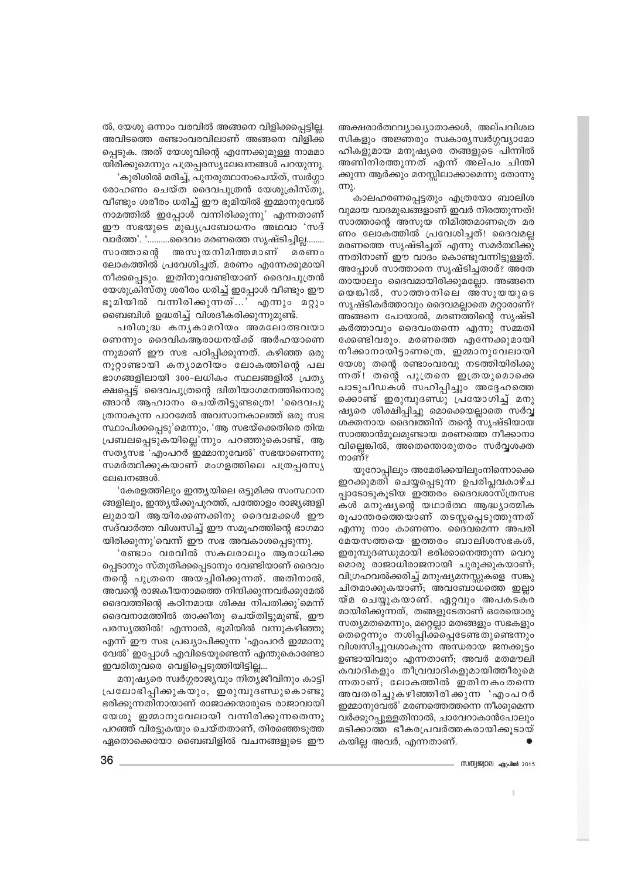ൽ, യേശു ഒന്നാം വരവിൽ അങ്ങനെ വിളിക്കപ്പെട്ടില്ല. അവിടത്തെ രണ്ടാംവരവിലാണ് അങ്ങനെ വിളിക്കപ്പെടുക. അത് യേശുവിന്റെ എന്നേക്കുമുള്ള നാമമായിരിക്കുമെന്നും പത്രപ്പരസ്യലേഖനങ്ങൾ പറയുന്നു.

'കുരിശിൽ മരിച്ച്, പുനരുത്ഥാനംചെയ്ത്, സ്വർഗ്ഗാരോഹണം ചെയ്ത ദൈവപുത്രൻ യേശുക്രിസ്തു, വീണ്ടും ശരീരം ധരിച്ച് ഈ ഭൂമിയിൽ ഇമ്മാനുവേൽ നാമത്തിൽ ഇപ്പോൾ വന്നിരിക്കുന്നു' എന്നതാണ് ഈ സഭയുടെ മുഖ്യപ്രബോധനം അഥവാ 'സദ്വാർത്ത'. '..........ദൈവം മരണത്തെ സൃഷ്ടിച്ചില്ല........ സാത്താന്റെ അസൂയനിമിത്തമാണ് മരണം ലോകത്തിൽ പ്രവേശിച്ചത്. മരണം എന്നേക്കുമായി നീക്കപ്പെടും. ഇതിനുവേണ്ടിയാണ് ദൈവപുത്രൻ യേശുക്രിസ്തു ശരീരം ധരിച്ച് ഇപ്പോൾ വീണ്ടും ഈ ഭൂമിയിൽ വന്നിരിക്കുന്നത്...' എന്നും മറ്റും ബൈബിൾ ഉദ്ധരിച്ച് വിശദീകരിക്കുന്നുമുണ്ട്.

പരിശുദ്ധ കന്യകാമറിയം അമലോത്ഭവയാണെന്നും ദൈവികആരാധനയ്ക്ക് അർഹയാണെന്നുമാണ് ഈ സഭ പഠിപ്പിക്കുന്നത്. കഴിഞ്ഞ ഒരു നൂറ്റാണ്ടായി കന്യാമറിയം ലോകത്തിന്റെ പല ഭാഗങ്ങളിലായി 300-ലധികം സ്ഥലങ്ങളിൽ പ്രത്യക്ഷപ്പെട്ട് ദൈവപുത്രന്റെ ദ്വിതീയാഗമനത്തിനൊരുങ്ങാൻ ആഹ്വാനം ചെയ്തിട്ടുണ്ടത്രെ! 'ദൈവപുത്രനാകുന്ന പാറമേൽ അവസാനകാലത്ത് ഒരു സഭ സ്ഥാപിക്കപ്പെടു'മെന്നും, 'ആ സഭയ്ക്കെതിരെ തിന്മ പ്രബലപ്പെടുകയില്ലെ'ന്നും പറഞ്ഞുകൊണ്ട്, ആ സത്യസഭ 'എംപറർ ഇമ്മാനുവേൽ' സഭയാണെന്നു സമർത്ഥിക്കുകയാണ് മംഗളത്തിലെ പത്രപ്പരസ്യലേഖനങ്ങൾ.

'കേരളത്തിലും ഇന്ത്യയിലെ ഒട്ടുമിക്ക സംസ്ഥാനങ്ങളിലും, ഇന്ത്യയ്ക്കുപുറത്ത്, പത്തോളം രാജ്യങ്ങളിലുമായി ആയിരക്കണക്കിനു ദൈവമക്കൾ ഈ സദ്വാർത്ത വിശ്വസിച്ച് ഈ സമൂഹത്തിന്റെ ഭാഗമായിരിക്കുന്നു'വെന്ന് ഈ സഭ അവകാശപ്പെടുന്നു.

'രണ്ടാം വരവിൽ സകലരാലും ആരാധിക്കപ്പെടാനും സ്തുതിക്കപ്പെടാനും വേണ്ടിയാണ് ദൈവം തന്റെ പുത്രനെ അയച്ചിരിക്കുന്നത്. അതിനാൽ, അവന്റെ രാജകീയനാമത്തെ നിന്ദിക്കുന്നവർക്കുമേൽ ദൈവത്തിന്റെ കഠിനമായ ശിക്ഷ നിപതിക്കു'മെന്ന് ദൈവനാമത്തിൽ താക്കീതു ചെയ്തിട്ടുമുണ്ട്, ഈ പരസ്യത്തിൽ! എന്നാൽ, ഭൂമിയിൽ വന്നുകഴിഞ്ഞു എന്ന് ഈ സഭ പ്രഖ്യാപിക്കുന്ന 'എംപറർ ഇമ്മാനുവേൽ' ഇപ്പോൾ എവിടെയുണ്ടെന്ന് എന്തുകൊണ്ടോ ഇവരിതുവരെ വെളിപ്പെടുത്തിയിട്ടില്ല...

മനുഷ്യരെ സ്വർഗ്ഗരാജ്യവും നിത്യജീവിനും കാട്ടി പ്രലോഭിപ്പിക്കുകയും, ഇരുമ്പുദണ്ഡുകൊണ്ടു ഭരിക്കുന്നതിനായാണ് രാജാക്കന്മാരുടെ രാജാവായി യേശു ഇമ്മാനുവേലായി വന്നിരിക്കുന്നതെന്നു പറഞ്ഞ് വിരട്ടുകയും ചെയ്തതാണ്, തിരഞ്ഞെടുത്ത ഏതൊക്കെയോ ബൈബിളിൽ വചനങ്ങളുടെ ഈ അക്ഷരാർത്ഥവ്യാഖ്യാതാക്കൾ, അല്പവിശ്വാസികളും അജ്ഞരും സ്വകാര്യസ്വർഗ്ഗവ്യാമോഹികളുമായ മനുഷ്യരെ തങ്ങളുടെ പിന്നിൽ അണിനിരത്തുന്നത് എന്ന് അല്പം ചിന്തിക്കുന്ന ആർക്കും മനസ്സിലാക്കാമെന്നു തോന്നുന്നു.

കാലഹരണപ്പെട്ടതും എത്രയോ ബാലിശവുമായ വാദമുഖങ്ങളാണ് ഇവർ നിരത്തുന്നത്! സാത്താന്റെ അസൂയ നിമിത്തമാണത്രെ മരണം ലോകത്തിൽ പ്രവേശിച്ചത്! ദൈവമല്ല മരണത്തെ സൃഷ്ടിച്ചത് എന്നു സമർത്ഥിക്കുന്നതിനാണ് ഈ വാദം കൊണ്ടുവന്നിട്ടുള്ളത്. അപ്പോൾ സാത്താനെ സൃഷ്ടിച്ചതാര്? അതേതായാലും ദൈവമായിരിക്കുമല്ലോ. അങ്ങനെയെങ്കിൽ, സാത്താനിലെ അസൂയയുടെ സൃഷ്ടികർത്താവും ദൈവമല്ലാതെ മറ്റാരാണ്? അങ്ങനെ പോയാൽ, മരണത്തിന്റെ സൃഷ്ടികർത്താവും ദൈവംതന്നെ എന്നു സമ്മതിക്കേണ്ടിവരും. മരണത്തെ എന്നേക്കുമായി നീക്കാനായിട്ടാണത്രെ, ഇമ്മാനുവേലായി യേശു തന്റെ രണ്ടാംവരവു നടത്തിയിരിക്കുന്നത്! തന്റെ പുത്രനെ ഇത്രയുമൊക്കെ പാടുപീഢകൾ സഹിപ്പിച്ചും അദ്ദേഹത്തെക്കൊണ്ട് ഇരുമ്പുദണ്ഡു പ്രയോഗിച്ച് മനുഷ്യരെ ശിക്ഷിപ്പിച്ചു മൊക്കെയല്ലാതെ സർവ്വശക്തനായ ദൈവത്തിന് തന്റെ സൃഷ്ടിയായ സാത്താൻമൂലമുണ്ടായ മരണത്തെ നീക്കാനാവില്ലെങ്കിൽ, അതെന്തൊരുതരം സർവ്വശക്തനാണ്?

യൂറോപ്പിലും അമേരിക്കയിലുംനിന്നൊക്കെ ഇറക്കുമതി ചെയ്യപ്പെടുന്ന ഉപരിപ്ലവകാഴ്ചപ്പാടോടുകൂടിയ ഇത്തരം ദൈവശാസ്ത്രസഭകൾ മനുഷ്യന്റെ യഥാർത്ഥ ആദ്ധ്യാത്മിക രൂപാന്തരത്തെയാണ് തടസ്സപ്പെടുത്തുന്നത് എന്നു നാം കാണണം. ദൈവമെന്ന അപരിമേയസത്തയെ ഇത്തരം ബാലിശസഭകൾ, ഇരുമ്പുദണ്ഡുമായി ഭരിക്കാനെത്തുന്ന വെറുമൊരു രാജാധിരാജനായി ചുരുക്കുകയാണ്; വിഗ്രഹവൽക്കരിച്ച് മനുഷ്യമനസ്സുകളെ സങ്കുചിതമാക്കുകയാണ്; അവബോധത്തെ ഇല്ലായ്മ ചെയ്യുകയാണ്. ഏറ്റവും അപകടകരമായിരിക്കുന്നത്, തങ്ങളുടേതാണ് ഒരേയൊരു സത്യമതമെന്നും, മറ്റെല്ലാ മതങ്ങളും സഭകളും തെറ്റെന്നും നശിപ്പിക്കപ്പെടേണ്ടതുണ്ടെന്നും വിശ്വസിച്ചുവശാകുന്ന അന്ധരായ ജനക്കൂട്ടം ഉണ്ടായിവരും എന്നതാണ്; അവർ മതമൗലികവാദികളും തീവ്രവാദികളുമായിത്തീരുമെന്നതാണ്; ലോകത്തിൽ ഇതിനകംതന്നെ അവതരിച്ചുകഴിഞ്ഞിരിക്കുന്ന 'എംപറർ ഇമ്മാനുവേൽ' മരണത്തെത്തന്നെ നീക്കുമെന്ന വർക്കുറപ്പുള്ളതിനാൽ, ചാവേറാകാൻപോലും മടിക്കാത്ത ഭീകരപ്രവർത്തകരായിക്കൂടായ്കയില്ല അവർ, എന്നതാണ്. ●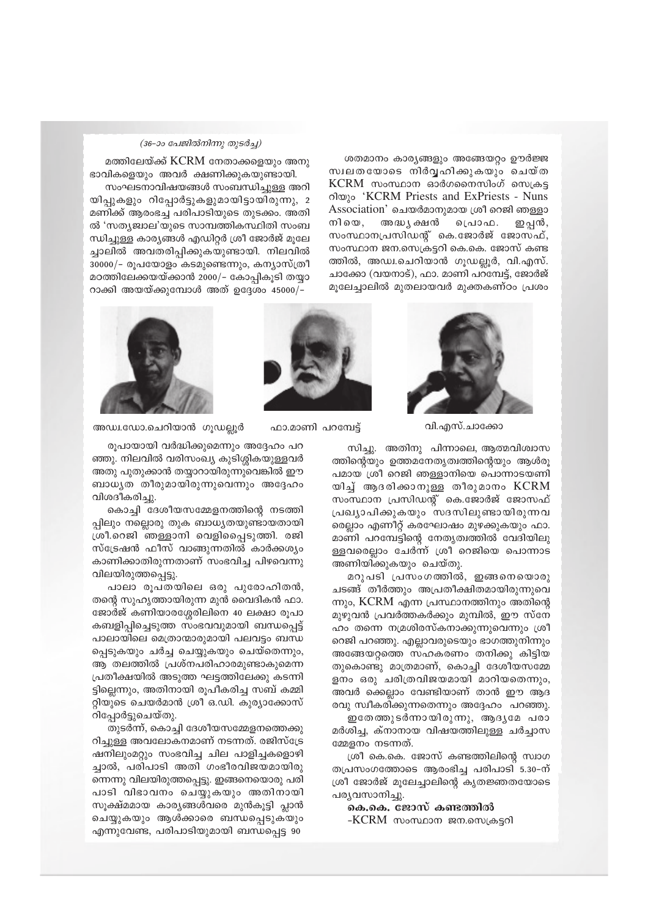*(36-ാം പേജിൽനിന്നു തുടർച്ച)*

മത്തിലേയ്ക്ക് KCRM നേതാക്കളെയും അനുഭാവികളെയും അവർ ക്ഷണിക്കുകയുണ്ടായി.

സംഘടനാവിഷയങ്ങൾ സംബന്ധിച്ചുള്ള അറിയിപ്പുകളും റിപ്പോർട്ടുകളുമായിട്ടായിരുന്നു, 2 മണിക്ക് ആരംഭിച്ച പരിപാടിയുടെ തുടക്കം. അതിൽ 'സത്യജ്വാല'യുടെ സാമ്പത്തികസ്ഥിതി സംബന്ധിച്ചുള്ള കാര്യങ്ങൾ എഡിറ്റർ ശ്രീ ജോർജ് മൂലേച്ചാലിൽ അവതരിപ്പിക്കുകയുണ്ടായി. നിലവിൽ 30000/- രൂപയോളം കടമുണ്ടെന്നും, കന്യാസ്ത്രീമഠത്തിലേക്കയയ്ക്കാൻ 2000/- കോപ്പികൂടി തയ്യാറാക്കി അയയ്ക്കുമ്പോൾ അത് ഉദ്ദേശം 45000/- രൂപയായി വർദ്ധിക്കുമെന്നും അദ്ദേഹം പറഞ്ഞു. നിലവിൽ വരിസംഖ്യ കുടിശ്ശികയുള്ളവർ അതു പുതുക്കാൻ തയ്യാറായിരുന്നുവെങ്കിൽ ഈ ബാധ്യത തീരുമായിരുന്നുവെന്നും അദ്ദേഹം വിശദീകരിച്ചു.

കൊച്ചി ദേശീയസമ്മേളനത്തിന്റെ നടത്തിപ്പിലും നല്ലൊരു തുക ബാധ്യതയുണ്ടായതായി ശ്രീ.റെജി ഞള്ളാനി വെളിപ്പെടുത്തി. രജിസ്ട്രേഷൻ ഫീസ് വാങ്ങുന്നതിൽ കാർക്കശ്യം കാണിക്കാതിരുന്നതാണ് സംഭവിച്ച പിഴവെന്നു വിലയിരുത്തപ്പെട്ടു.

പാലാ രൂപതയിലെ ഒരു പുരോഹിതൻ, തന്റെ സുഹൃത്തായിരുന്ന മുൻ വൈദികൻ ഫാ. ജോർജ് കണിയാരശ്ശേരിലിനെ 40 ലക്ഷം രൂപാ കബളിപ്പിച്ചെടുത്ത സംഭവവുമായി ബന്ധപ്പെട്ട് പാലായിലെ മെത്രാന്മാരുമായി പലവട്ടം ബന്ധപ്പെടുകയും ചർച്ച ചെയ്യുകയും ചെയ്തെന്നും, ആ തലത്തിൽ പ്രശ്നപരിഹാരമുണ്ടാകുമെന്ന പ്രതീക്ഷയിൽ അടുത്ത ഘട്ടത്തിലേക്കു കടന്നിട്ടില്ലെന്നും, അതിനായി രൂപീകരിച്ച സബ് കമ്മിറ്റിയുടെ ചെയർമാൻ ശ്രീ ഒ.ഡി. കുര്യാക്കോസ് റിപ്പോർട്ടുചെയ്തു.

തുടർന്ന്, കൊച്ചി ദേശീയസമ്മേളനത്തെക്കുറിച്ചുള്ള അവലോകനമാണ് നടന്നത്. രജിസ്ട്രേഷനിലുംമറ്റും സംഭവിച്ച ചില പാളിച്ചകളൊഴിച്ചാൽ, പരിപാടി അതി ഗംഭീരവിജയമായിരുന്നെന്നു വിലയിരുത്തപ്പെട്ടു. ഇങ്ങനെയൊരു പരിപാടി വിഭാവനം ചെയ്യുകയും അതിനായി സൂക്ഷ്മമായ കാര്യങ്ങൾവരെ മുൻകൂട്ടി പ്ലാൻ ചെയ്യുകയും ആൾക്കാരെ ബന്ധപ്പെടുകയും എന്നുവേണ്ട, പരിപാടിയുമായി ബന്ധപ്പെട്ട 90 ശതമാനം കാര്യങ്ങളും അങ്ങേയറ്റം ഊർജ്ജസ്വലതയോടെ നിർവ്വഹിക്കുകയും ചെയ്ത KCRM സംസ്ഥാന ഓർഗനൈസിംഗ് സെക്രട്ടറിയും 'KCRM Priests and ExPriests - Nuns Association' ചെയർമാനുമായ ശ്രീ റെജി ഞള്ളാനിയെ, അദ്ധ്യക്ഷൻ പ്രൊഫ. ഇപ്പൻ, സംസ്ഥാനപ്രസിഡന്റ് കെ.ജോർജ് ജോസഫ്, സംസ്ഥാന ജന.സെക്രട്ടറി കെ.കെ. ജോസ് കണ്ടത്തിൽ, അഡ്വ.ചെറിയാൻ ഗൂഡല്ലൂർ, വി.എസ്. ചാക്കോ (വയനാട്), ഫാ. മാണി പറമ്പേട്ട്, ജോർജ് മൂലേച്ചാലിൽ മുതലായവർ മുക്തകണ്ഠം പ്രശംസിച്ചു. അതിനു പിന്നാലെ, ആത്മവിശ്വാസത്തിന്റെയും ഉത്തമനേതൃത്വത്തിന്റെയും ആൾരൂപമായ ശ്രീ റെജി ഞള്ളാനിയെ പൊന്നാടയണിയിച്ച് ആദരിക്കാനുള്ള തീരുമാനം KCRM സംസ്ഥാന പ്രസിഡന്റ് കെ.ജോർജ് ജോസഫ് പ്രഖ്യാപിക്കുകയും സദസിലുണ്ടായിരുന്നവരെല്ലാം എണീറ്റ് കരഘോഷം മുഴക്കുകയും ഫാ. മാണി പറമ്പേട്ടിന്റെ നേതൃത്വത്തിൽ വേദിയിലുള്ളവരെല്ലാം ചേർന്ന് ശ്രീ റെജിയെ പൊന്നാട അണിയിക്കുകയും ചെയ്തു.

അഡ്വ.ഡോ.ചെറിയാൻ ഗൂഡല്ലൂർ

ഫാ.മാണി പറമ്പേട്ട്

വി.എസ്.ചാക്കോ

മറുപടി പ്രസംഗത്തിൽ, ഇങ്ങനെയൊരു ചടങ്ങ് തീർത്തും അപ്രതീക്ഷിതമായിരുന്നുവെന്നും, KCRM എന്ന പ്രസ്ഥാനത്തിനും അതിന്റെ മുഴുവൻ പ്രവർത്തകർക്കും മുമ്പിൽ, ഈ സ്നേഹം തന്നെ നമ്രശിരസ്കനാക്കുന്നുവെന്നും ശ്രീ റെജി പറഞ്ഞു. എല്ലാവരുടെയും ഭാഗത്തുനിന്നും അങ്ങേയറ്റത്തെ സഹകരണം തനിക്കു കിട്ടിയതുകൊണ്ടു മാത്രമാണ്, കൊച്ചി ദേശീയസമ്മേളനം ഒരു ചരിത്രവിജയമായി മാറിയതെന്നും, അവർ ക്കെല്ലാം വേണ്ടിയാണ് താൻ ഈ ആദരവു സ്വീകരിക്കുന്നതെന്നും അദ്ദേഹം പറഞ്ഞു.

ഇതേത്തുടർന്നായിരുന്നു, ആദ്യമേ പരാമർശിച്ച, ക്നാനായ വിഷയത്തിലുള്ള ചർച്ചാസമ്മേളനം നടന്നത്.

ശ്രീ കെ.കെ. ജോസ് കണ്ടത്തിലിന്റെ സ്വാഗതപ്രസംഗത്തോടെ ആരംഭിച്ച പരിപാടി 5.30-ന് ശ്രീ ജോർജ് മൂലേച്ചാലിന്റെ കൃതജ്ഞതയോടെ പര്യവസാനിച്ചു.

**കെ.കെ. ജോസ് കണ്ടത്തിൽ**
-KCRM സംസ്ഥാന ജന.സെക്രട്ടറി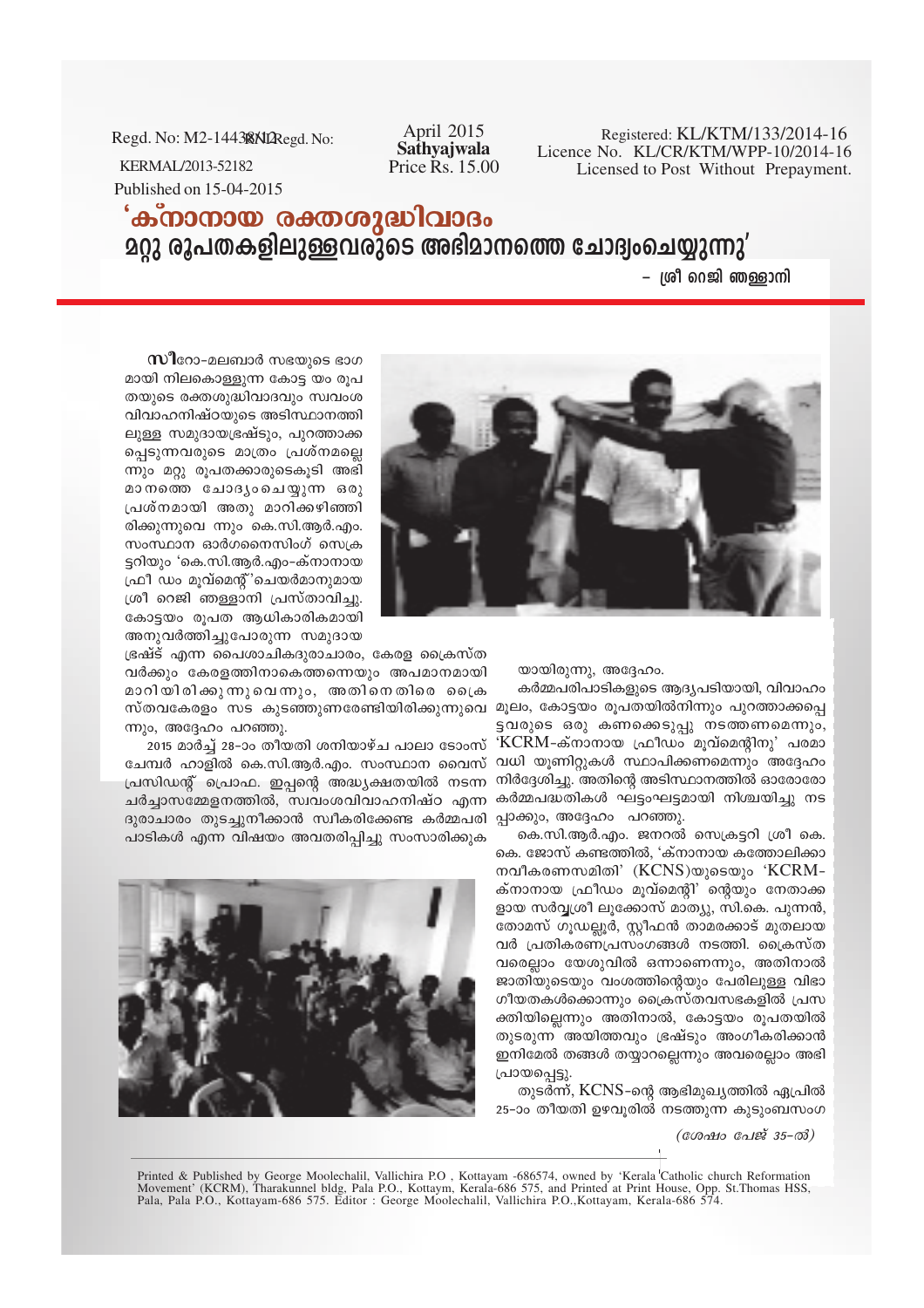Regd. No: M2-14438/2012 Regd. No: KERMAL/2013-52182
Published on 15-04-2015

April 2015
**Sathyajwala**
Price Rs. 15.00

Registered: KL/KTM/133/2014-16
Licence No. KL/CR/KTM/WPP-10/2014-16
Licensed to Post Without Prepayment.

# 'ക്നാനായ രക്തശുദ്ധിവാദം മറ്റു രൂപതകളിലുള്ളവരുടെ അഭിമാനത്തെ ചോദ്യംചെയ്യുന്നു'

– ശ്രീ റെജി ഞള്ളാനി

സീറോ-മലബാർ സഭയുടെ ഭാഗമായി നിലകൊള്ളുന്ന കോട്ടയം രൂപതയുടെ രക്തശുദ്ധിവാദവും സ്വവംശ വിവാഹനിഷ്ഠയുടെ അടിസ്ഥാനത്തിലുള്ള സമുദായഭ്രഷ്ടും, പുറത്താക്കപ്പെടുന്നവരുടെ മാത്രം പ്രശ്നമല്ലെന്നും മറ്റു രൂപതക്കാരുടെകൂടി അഭിമാനത്തെ ചോദ്യംചെയ്യുന്ന ഒരു പ്രശ്നമായി അതു മാറിക്കഴിഞ്ഞിരിക്കുന്നുവെന്നും കെ.സി.ആർ.എം. സംസ്ഥാന ഓർഗനൈസിംഗ് സെക്രട്ടറിയും 'കെ.സി.ആർ.എം-ക്നാനായ ഫ്രീ ഡം മൂവ്മെന്റ്'ചെയർമാനുമായ ശ്രീ റെജി ഞള്ളാനി പ്രസ്താവിച്ചു. കോട്ടയം രൂപത ആധികാരികമായി അനുവർത്തിച്ചുപോരുന്ന സമുദായ ഭ്രഷ്ട് എന്ന പൈശാചികദുരാചാരം, കേരള ക്രൈസ്തവർക്കും കേരളത്തിനാകെത്തന്നെയും അപമാനമായി മാറിയിരിക്കുന്നുവെന്നും, അതിനെതിരെ ക്രൈസ്തവകേരളം സട കുടഞ്ഞുണരേണ്ടിയിരിക്കുന്നുവെന്നും, അദ്ദേഹം പറഞ്ഞു.

2015 മാർച്ച് 28-ാം തീയതി ശനിയാഴ്ച പാലാ ടോംസ് ചേമ്പർ ഹാളിൽ കെ.സി.ആർ.എം. സംസ്ഥാന വൈസ് പ്രസിഡന്റ് പ്രൊഫ. ഇപ്പന്റെ അദ്ധ്യക്ഷതയിൽ നടന്ന ചർച്ചാസമ്മേളനത്തിൽ, സ്വവംശവിവാഹനിഷ്ഠ എന്ന ദുരാചാരം തുടച്ചുനീക്കാൻ സ്വീകരിക്കേണ്ട കർമ്മപരിപാടികൾ എന്ന വിഷയം അവതരിപ്പിച്ചു സംസാരിക്കുകയായിരുന്നു, അദ്ദേഹം.

കർമ്മപരിപാടികളുടെ ആദ്യപടിയായി, വിവാഹം മൂലം, കോട്ടയം രൂപതയിൽനിന്നും പുറത്താക്കപ്പെട്ടവരുടെ ഒരു കണക്കെടുപ്പു നടത്തണമെന്നും, 'KCRM-ക്നാനായ ഫ്രീഡം മൂവ്മെന്റിനു' പരമാവധി യൂണിറ്റുകൾ സ്ഥാപിക്കണമെന്നും അദ്ദേഹം നിർദ്ദേശിച്ചു. അതിന്റെ അടിസ്ഥാനത്തിൽ ഓരോരോ കർമ്മപദ്ധതികൾ ഘട്ടംഘട്ടമായി നിശ്ചയിച്ചു നടപ്പാക്കും, അദ്ദേഹം പറഞ്ഞു.

കെ.സി.ആർ.എം. ജനറൽ സെക്രട്ടറി ശ്രീ കെ. കെ. ജോസ് കണ്ടത്തിൽ, 'ക്നാനായ കത്തോലിക്കാ നവീകരണസമിതി' (KCNS)യുടെയും 'KCRM-ക്നാനായ ഫ്രീഡം മൂവ്മെന്റി' ന്റെയും നേതാക്കളായ സർവ്വശ്രീ ലൂക്കോസ് മാത്യു, സി.കെ. പുന്നൻ, തോമസ് ഗൂഡല്ലൂർ, സ്റ്റീഫൻ താമരക്കാട് മുതലായവർ പ്രതികരണപ്രസംഗങ്ങൾ നടത്തി. ക്രൈസ്തവരെല്ലാം യേശുവിൽ ഒന്നാണെന്നും, അതിനാൽ ജാതിയുടെയും വംശത്തിന്റെയും പേരിലുള്ള വിഭാഗീയതകൾക്കൊന്നും ക്രൈസ്തവസഭകളിൽ പ്രസക്തിയില്ലെന്നും അതിനാൽ, കോട്ടയം രൂപതയിൽ തുടരുന്ന അയിത്തവും ഭ്രഷ്ടും അംഗീകരിക്കാൻ ഇനിമേൽ തങ്ങൾ തയ്യാറല്ലെന്നും അവരെല്ലാം അഭിപ്രായപ്പെട്ടു.

തുടർന്ന്, KCNS-ന്റെ ആഭിമുഖ്യത്തിൽ ഏപ്രിൽ 25-ാം തീയതി ഉഴവൂരിൽ നടത്തുന്ന കുടുംബസംഗ

*(ശേഷം പേജ് 35-ൽ)*

Printed & Published by George Moolechalil, Vallichira P.O , Kottayam -686574, owned by 'Kerala Catholic church Reformation Movement' (KCRM), Tharakunnel bldg, Pala P.O., Kottaym, Kerala-686 575, and Printed at Print House, Opp. St.Thomas HSS, Pala, Pala P.O., Kottayam-686 575. Editor : George Moolechalil, Vallichira P.O.,Kottayam, Kerala-686 574.